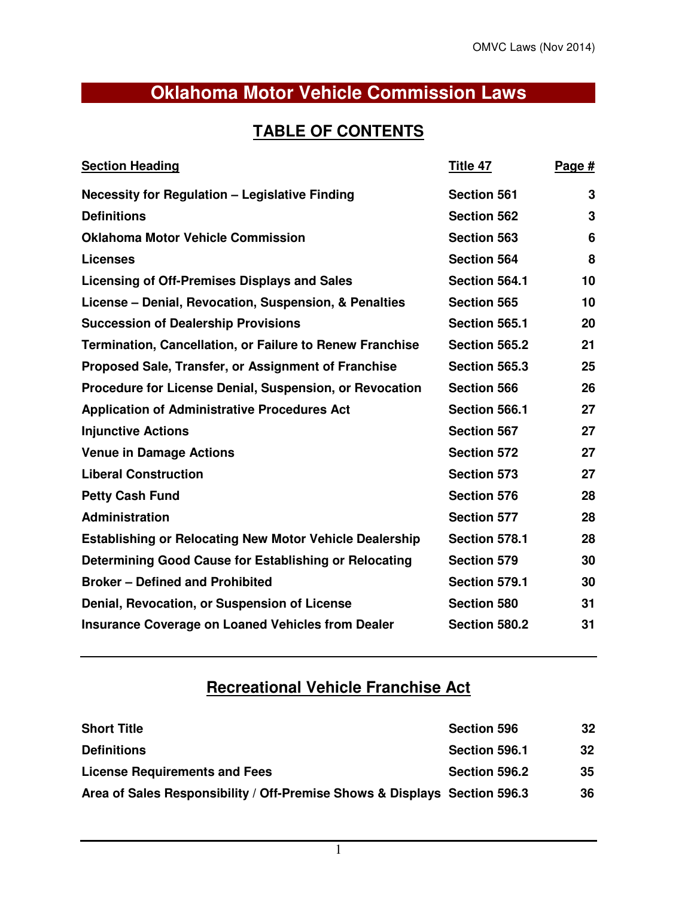# Oklahoma Motor Vehicle Commission Laws

## TABLE OF CONTENTS

| Section Heading | Title 47 | Page # |
|---|---|---|
| **Necessity for Regulation – Legislative Finding** | **Section 561** | **3** |
| **Definitions** | **Section 562** | **3** |
| **Oklahoma Motor Vehicle Commission** | **Section 563** | **6** |
| **Licenses** | **Section 564** | **8** |
| **Licensing of Off-Premises Displays and Sales** | **Section 564.1** | **10** |
| **License – Denial, Revocation, Suspension, & Penalties** | **Section 565** | **10** |
| **Succession of Dealership Provisions** | **Section 565.1** | **20** |
| **Termination, Cancellation, or Failure to Renew Franchise** | **Section 565.2** | **21** |
| **Proposed Sale, Transfer, or Assignment of Franchise** | **Section 565.3** | **25** |
| **Procedure for License Denial, Suspension, or Revocation** | **Section 566** | **26** |
| **Application of Administrative Procedures Act** | **Section 566.1** | **27** |
| **Injunctive Actions** | **Section 567** | **27** |
| **Venue in Damage Actions** | **Section 572** | **27** |
| **Liberal Construction** | **Section 573** | **27** |
| **Petty Cash Fund** | **Section 576** | **28** |
| **Administration** | **Section 577** | **28** |
| **Establishing or Relocating New Motor Vehicle Dealership** | **Section 578.1** | **28** |
| **Determining Good Cause for Establishing or Relocating** | **Section 579** | **30** |
| **Broker – Defined and Prohibited** | **Section 579.1** | **30** |
| **Denial, Revocation, or Suspension of License** | **Section 580** | **31** |
| **Insurance Coverage on Loaned Vehicles from Dealer** | **Section 580.2** | **31** |

## Recreational Vehicle Franchise Act

| | | |
|---|---|---|
| **Short Title** | **Section 596** | **32** |
| **Definitions** | **Section 596.1** | **32** |
| **License Requirements and Fees** | **Section 596.2** | **35** |
| **Area of Sales Responsibility / Off-Premise Shows & Displays** | **Section 596.3** | **36** |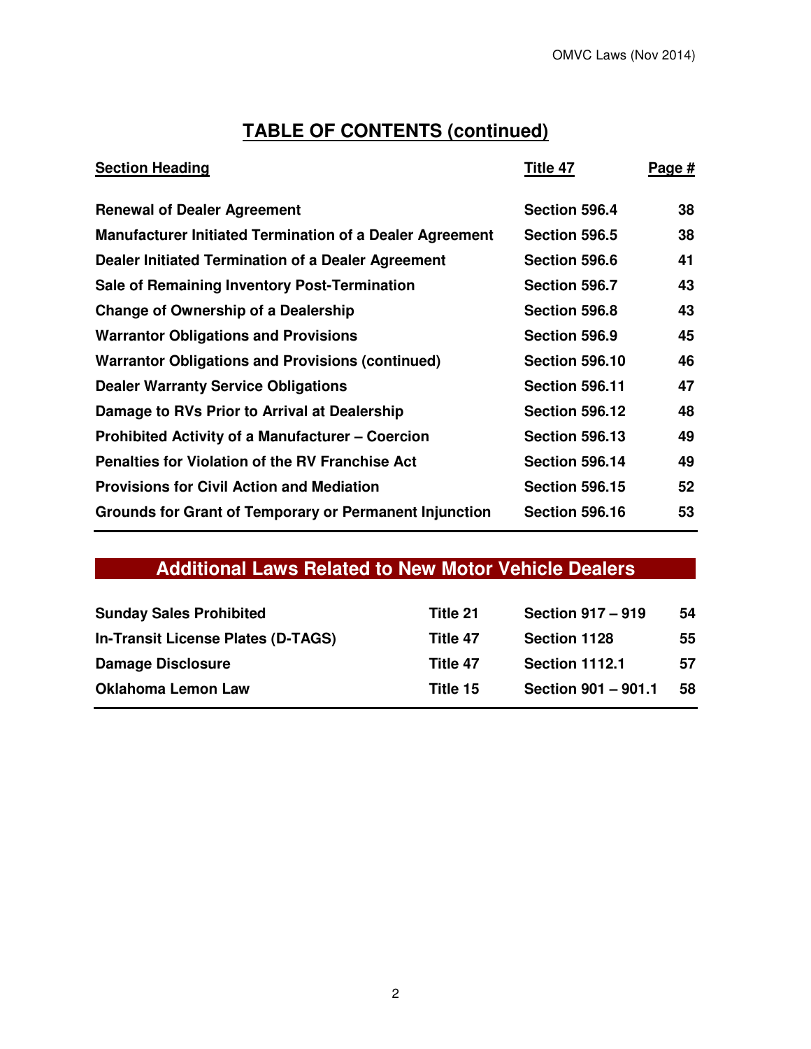# TABLE OF CONTENTS (continued)

| Section Heading | Title 47 | Page # |
|---|---|---|
| **Renewal of Dealer Agreement** | **Section 596.4** | **38** |
| **Manufacturer Initiated Termination of a Dealer Agreement** | **Section 596.5** | **38** |
| **Dealer Initiated Termination of a Dealer Agreement** | **Section 596.6** | **41** |
| **Sale of Remaining Inventory Post-Termination** | **Section 596.7** | **43** |
| **Change of Ownership of a Dealership** | **Section 596.8** | **43** |
| **Warrantor Obligations and Provisions** | **Section 596.9** | **45** |
| **Warrantor Obligations and Provisions (continued)** | **Section 596.10** | **46** |
| **Dealer Warranty Service Obligations** | **Section 596.11** | **47** |
| **Damage to RVs Prior to Arrival at Dealership** | **Section 596.12** | **48** |
| **Prohibited Activity of a Manufacturer – Coercion** | **Section 596.13** | **49** |
| **Penalties for Violation of the RV Franchise Act** | **Section 596.14** | **49** |
| **Provisions for Civil Action and Mediation** | **Section 596.15** | **52** |
| **Grounds for Grant of Temporary or Permanent Injunction** | **Section 596.16** | **53** |

## Additional Laws Related to New Motor Vehicle Dealers

| | | | |
|---|---|---|---|
| **Sunday Sales Prohibited** | **Title 21** | **Section 917 – 919** | **54** |
| **In-Transit License Plates (D-TAGS)** | **Title 47** | **Section 1128** | **55** |
| **Damage Disclosure** | **Title 47** | **Section 1112.1** | **57** |
| **Oklahoma Lemon Law** | **Title 15** | **Section 901 – 901.1** | **58** |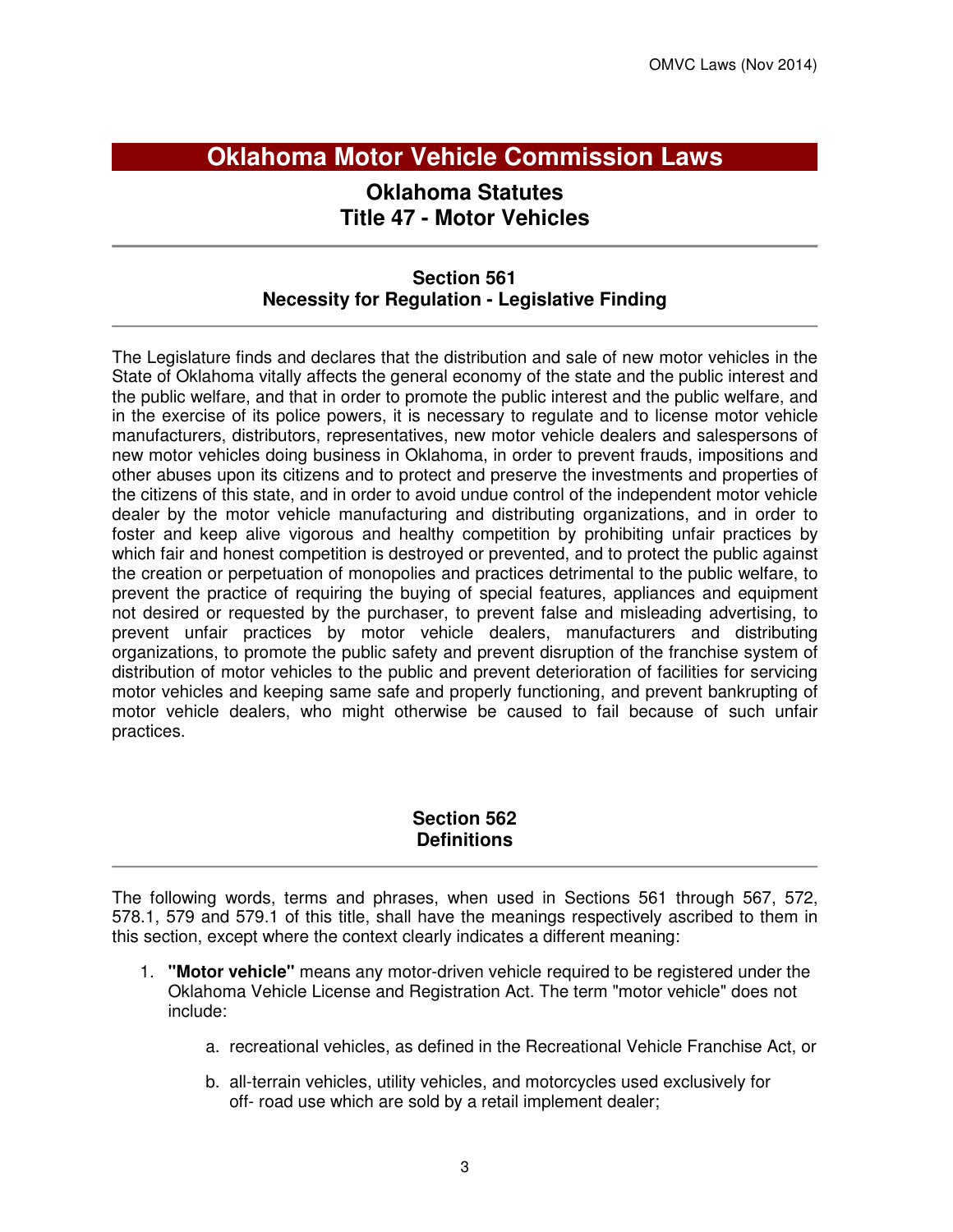# Oklahoma Motor Vehicle Commission Laws

## Oklahoma Statutes
## Title 47 - Motor Vehicles

---

### Section 561
### Necessity for Regulation - Legislative Finding

---

The Legislature finds and declares that the distribution and sale of new motor vehicles in the State of Oklahoma vitally affects the general economy of the state and the public interest and the public welfare, and that in order to promote the public interest and the public welfare, and in the exercise of its police powers, it is necessary to regulate and to license motor vehicle manufacturers, distributors, representatives, new motor vehicle dealers and salespersons of new motor vehicles doing business in Oklahoma, in order to prevent frauds, impositions and other abuses upon its citizens and to protect and preserve the investments and properties of the citizens of this state, and in order to avoid undue control of the independent motor vehicle dealer by the motor vehicle manufacturing and distributing organizations, and in order to foster and keep alive vigorous and healthy competition by prohibiting unfair practices by which fair and honest competition is destroyed or prevented, and to protect the public against the creation or perpetuation of monopolies and practices detrimental to the public welfare, to prevent the practice of requiring the buying of special features, appliances and equipment not desired or requested by the purchaser, to prevent false and misleading advertising, to prevent unfair practices by motor vehicle dealers, manufacturers and distributing organizations, to promote the public safety and prevent disruption of the franchise system of distribution of motor vehicles to the public and prevent deterioration of facilities for servicing motor vehicles and keeping same safe and properly functioning, and prevent bankrupting of motor vehicle dealers, who might otherwise be caused to fail because of such unfair practices.

### Section 562
### Definitions

---

The following words, terms and phrases, when used in Sections 561 through 567, 572, 578.1, 579 and 579.1 of this title, shall have the meanings respectively ascribed to them in this section, except where the context clearly indicates a different meaning:

1. **"Motor vehicle"** means any motor-driven vehicle required to be registered under the Oklahoma Vehicle License and Registration Act. The term "motor vehicle" does not include:

    a. recreational vehicles, as defined in the Recreational Vehicle Franchise Act, or

    b. all-terrain vehicles, utility vehicles, and motorcycles used exclusively for off- road use which are sold by a retail implement dealer;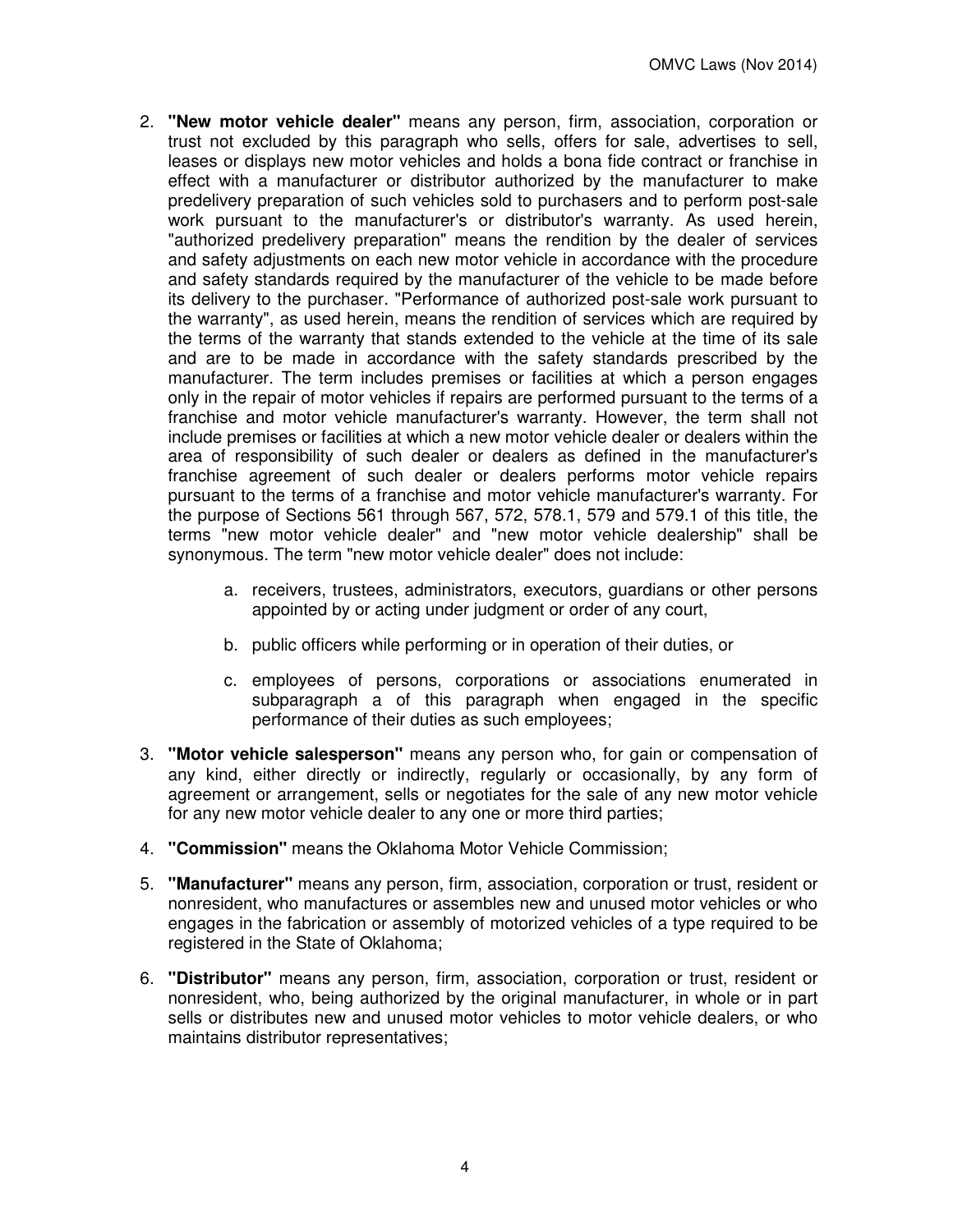2. **"New motor vehicle dealer"** means any person, firm, association, corporation or trust not excluded by this paragraph who sells, offers for sale, advertises to sell, leases or displays new motor vehicles and holds a bona fide contract or franchise in effect with a manufacturer or distributor authorized by the manufacturer to make predelivery preparation of such vehicles sold to purchasers and to perform post-sale work pursuant to the manufacturer's or distributor's warranty. As used herein, "authorized predelivery preparation" means the rendition by the dealer of services and safety adjustments on each new motor vehicle in accordance with the procedure and safety standards required by the manufacturer of the vehicle to be made before its delivery to the purchaser. "Performance of authorized post-sale work pursuant to the warranty", as used herein, means the rendition of services which are required by the terms of the warranty that stands extended to the vehicle at the time of its sale and are to be made in accordance with the safety standards prescribed by the manufacturer. The term includes premises or facilities at which a person engages only in the repair of motor vehicles if repairs are performed pursuant to the terms of a franchise and motor vehicle manufacturer's warranty. However, the term shall not include premises or facilities at which a new motor vehicle dealer or dealers within the area of responsibility of such dealer or dealers as defined in the manufacturer's franchise agreement of such dealer or dealers performs motor vehicle repairs pursuant to the terms of a franchise and motor vehicle manufacturer's warranty. For the purpose of Sections 561 through 567, 572, 578.1, 579 and 579.1 of this title, the terms "new motor vehicle dealer" and "new motor vehicle dealership" shall be synonymous. The term "new motor vehicle dealer" does not include:

   a. receivers, trustees, administrators, executors, guardians or other persons appointed by or acting under judgment or order of any court,

   b. public officers while performing or in operation of their duties, or

   c. employees of persons, corporations or associations enumerated in subparagraph a of this paragraph when engaged in the specific performance of their duties as such employees;

3. **"Motor vehicle salesperson"** means any person who, for gain or compensation of any kind, either directly or indirectly, regularly or occasionally, by any form of agreement or arrangement, sells or negotiates for the sale of any new motor vehicle for any new motor vehicle dealer to any one or more third parties;

4. **"Commission"** means the Oklahoma Motor Vehicle Commission;

5. **"Manufacturer"** means any person, firm, association, corporation or trust, resident or nonresident, who manufactures or assembles new and unused motor vehicles or who engages in the fabrication or assembly of motorized vehicles of a type required to be registered in the State of Oklahoma;

6. **"Distributor"** means any person, firm, association, corporation or trust, resident or nonresident, who, being authorized by the original manufacturer, in whole or in part sells or distributes new and unused motor vehicles to motor vehicle dealers, or who maintains distributor representatives;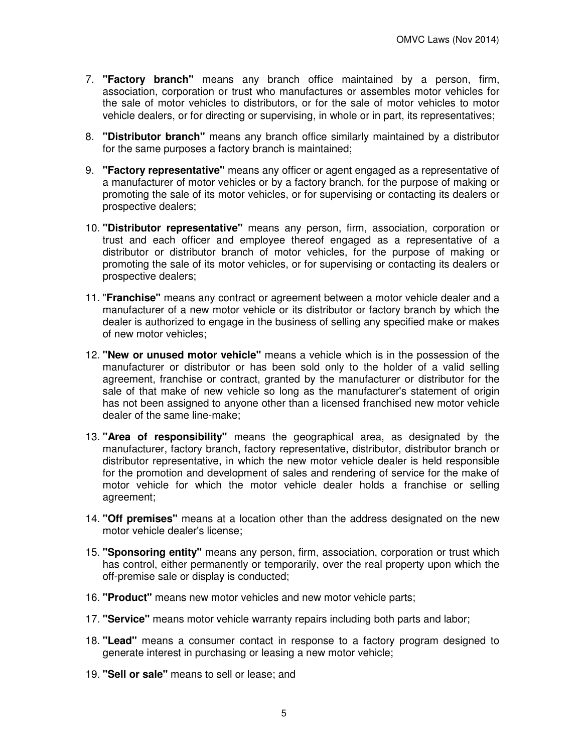7. **"Factory branch"** means any branch office maintained by a person, firm, association, corporation or trust who manufactures or assembles motor vehicles for the sale of motor vehicles to distributors, or for the sale of motor vehicles to motor vehicle dealers, or for directing or supervising, in whole or in part, its representatives;

8. **"Distributor branch"** means any branch office similarly maintained by a distributor for the same purposes a factory branch is maintained;

9. **"Factory representative"** means any officer or agent engaged as a representative of a manufacturer of motor vehicles or by a factory branch, for the purpose of making or promoting the sale of its motor vehicles, or for supervising or contacting its dealers or prospective dealers;

10. **"Distributor representative"** means any person, firm, association, corporation or trust and each officer and employee thereof engaged as a representative of a distributor or distributor branch of motor vehicles, for the purpose of making or promoting the sale of its motor vehicles, or for supervising or contacting its dealers or prospective dealers;

11. "**Franchise"** means any contract or agreement between a motor vehicle dealer and a manufacturer of a new motor vehicle or its distributor or factory branch by which the dealer is authorized to engage in the business of selling any specified make or makes of new motor vehicles;

12. **"New or unused motor vehicle"** means a vehicle which is in the possession of the manufacturer or distributor or has been sold only to the holder of a valid selling agreement, franchise or contract, granted by the manufacturer or distributor for the sale of that make of new vehicle so long as the manufacturer's statement of origin has not been assigned to anyone other than a licensed franchised new motor vehicle dealer of the same line-make;

13. **"Area of responsibility"** means the geographical area, as designated by the manufacturer, factory branch, factory representative, distributor, distributor branch or distributor representative, in which the new motor vehicle dealer is held responsible for the promotion and development of sales and rendering of service for the make of motor vehicle for which the motor vehicle dealer holds a franchise or selling agreement;

14. **"Off premises"** means at a location other than the address designated on the new motor vehicle dealer's license;

15. **"Sponsoring entity"** means any person, firm, association, corporation or trust which has control, either permanently or temporarily, over the real property upon which the off-premise sale or display is conducted;

16. **"Product"** means new motor vehicles and new motor vehicle parts;

17. **"Service"** means motor vehicle warranty repairs including both parts and labor;

18. **"Lead"** means a consumer contact in response to a factory program designed to generate interest in purchasing or leasing a new motor vehicle;

19. **"Sell or sale"** means to sell or lease; and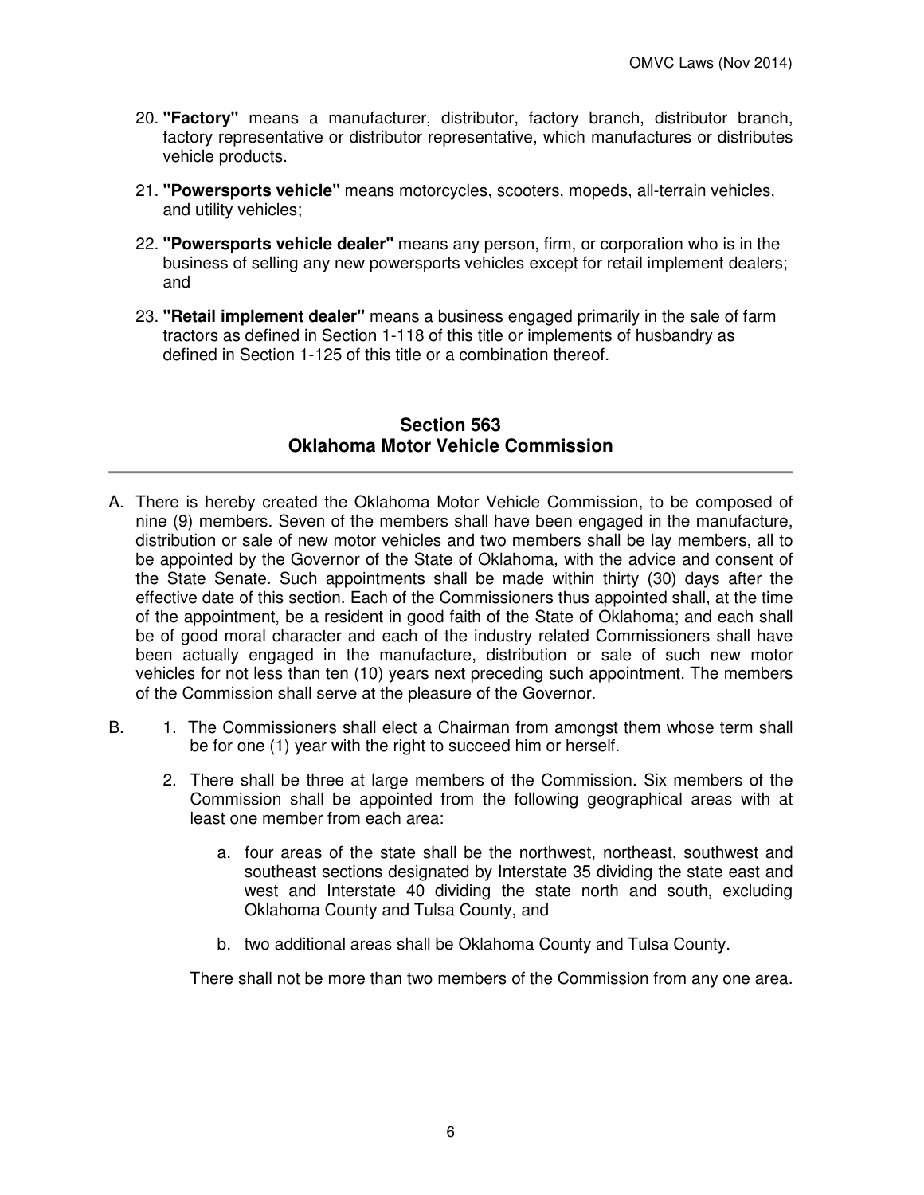20. **"Factory"** means a manufacturer, distributor, factory branch, distributor branch, factory representative or distributor representative, which manufactures or distributes vehicle products.

21. **"Powersports vehicle"** means motorcycles, scooters, mopeds, all-terrain vehicles, and utility vehicles;

22. **"Powersports vehicle dealer"** means any person, firm, or corporation who is in the business of selling any new powersports vehicles except for retail implement dealers; and

23. **"Retail implement dealer"** means a business engaged primarily in the sale of farm tractors as defined in Section 1-118 of this title or implements of husbandry as defined in Section 1-125 of this title or a combination thereof.

## Section 563
## Oklahoma Motor Vehicle Commission

A. There is hereby created the Oklahoma Motor Vehicle Commission, to be composed of nine (9) members. Seven of the members shall have been engaged in the manufacture, distribution or sale of new motor vehicles and two members shall be lay members, all to be appointed by the Governor of the State of Oklahoma, with the advice and consent of the State Senate. Such appointments shall be made within thirty (30) days after the effective date of this section. Each of the Commissioners thus appointed shall, at the time of the appointment, be a resident in good faith of the State of Oklahoma; and each shall be of good moral character and each of the industry related Commissioners shall have been actually engaged in the manufacture, distribution or sale of such new motor vehicles for not less than ten (10) years next preceding such appointment. The members of the Commission shall serve at the pleasure of the Governor.

B.
1. The Commissioners shall elect a Chairman from amongst them whose term shall be for one (1) year with the right to succeed him or herself.

2. There shall be three at large members of the Commission. Six members of the Commission shall be appointed from the following geographical areas with at least one member from each area:

   a. four areas of the state shall be the northwest, northeast, southwest and southeast sections designated by Interstate 35 dividing the state east and west and Interstate 40 dividing the state north and south, excluding Oklahoma County and Tulsa County, and

   b. two additional areas shall be Oklahoma County and Tulsa County.

   There shall not be more than two members of the Commission from any one area.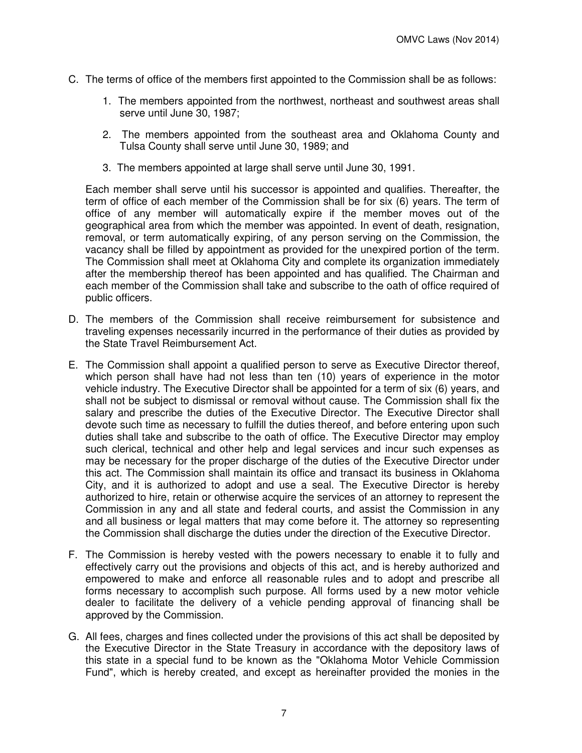C. The terms of office of the members first appointed to the Commission shall be as follows:

   1. The members appointed from the northwest, northeast and southwest areas shall serve until June 30, 1987;

   2. The members appointed from the southeast area and Oklahoma County and Tulsa County shall serve until June 30, 1989; and

   3. The members appointed at large shall serve until June 30, 1991.

   Each member shall serve until his successor is appointed and qualifies. Thereafter, the term of office of each member of the Commission shall be for six (6) years. The term of office of any member will automatically expire if the member moves out of the geographical area from which the member was appointed. In event of death, resignation, removal, or term automatically expiring, of any person serving on the Commission, the vacancy shall be filled by appointment as provided for the unexpired portion of the term. The Commission shall meet at Oklahoma City and complete its organization immediately after the membership thereof has been appointed and has qualified. The Chairman and each member of the Commission shall take and subscribe to the oath of office required of public officers.

D. The members of the Commission shall receive reimbursement for subsistence and traveling expenses necessarily incurred in the performance of their duties as provided by the State Travel Reimbursement Act.

E. The Commission shall appoint a qualified person to serve as Executive Director thereof, which person shall have had not less than ten (10) years of experience in the motor vehicle industry. The Executive Director shall be appointed for a term of six (6) years, and shall not be subject to dismissal or removal without cause. The Commission shall fix the salary and prescribe the duties of the Executive Director. The Executive Director shall devote such time as necessary to fulfill the duties thereof, and before entering upon such duties shall take and subscribe to the oath of office. The Executive Director may employ such clerical, technical and other help and legal services and incur such expenses as may be necessary for the proper discharge of the duties of the Executive Director under this act. The Commission shall maintain its office and transact its business in Oklahoma City, and it is authorized to adopt and use a seal. The Executive Director is hereby authorized to hire, retain or otherwise acquire the services of an attorney to represent the Commission in any and all state and federal courts, and assist the Commission in any and all business or legal matters that may come before it. The attorney so representing the Commission shall discharge the duties under the direction of the Executive Director.

F. The Commission is hereby vested with the powers necessary to enable it to fully and effectively carry out the provisions and objects of this act, and is hereby authorized and empowered to make and enforce all reasonable rules and to adopt and prescribe all forms necessary to accomplish such purpose. All forms used by a new motor vehicle dealer to facilitate the delivery of a vehicle pending approval of financing shall be approved by the Commission.

G. All fees, charges and fines collected under the provisions of this act shall be deposited by the Executive Director in the State Treasury in accordance with the depository laws of this state in a special fund to be known as the "Oklahoma Motor Vehicle Commission Fund", which is hereby created, and except as hereinafter provided the monies in the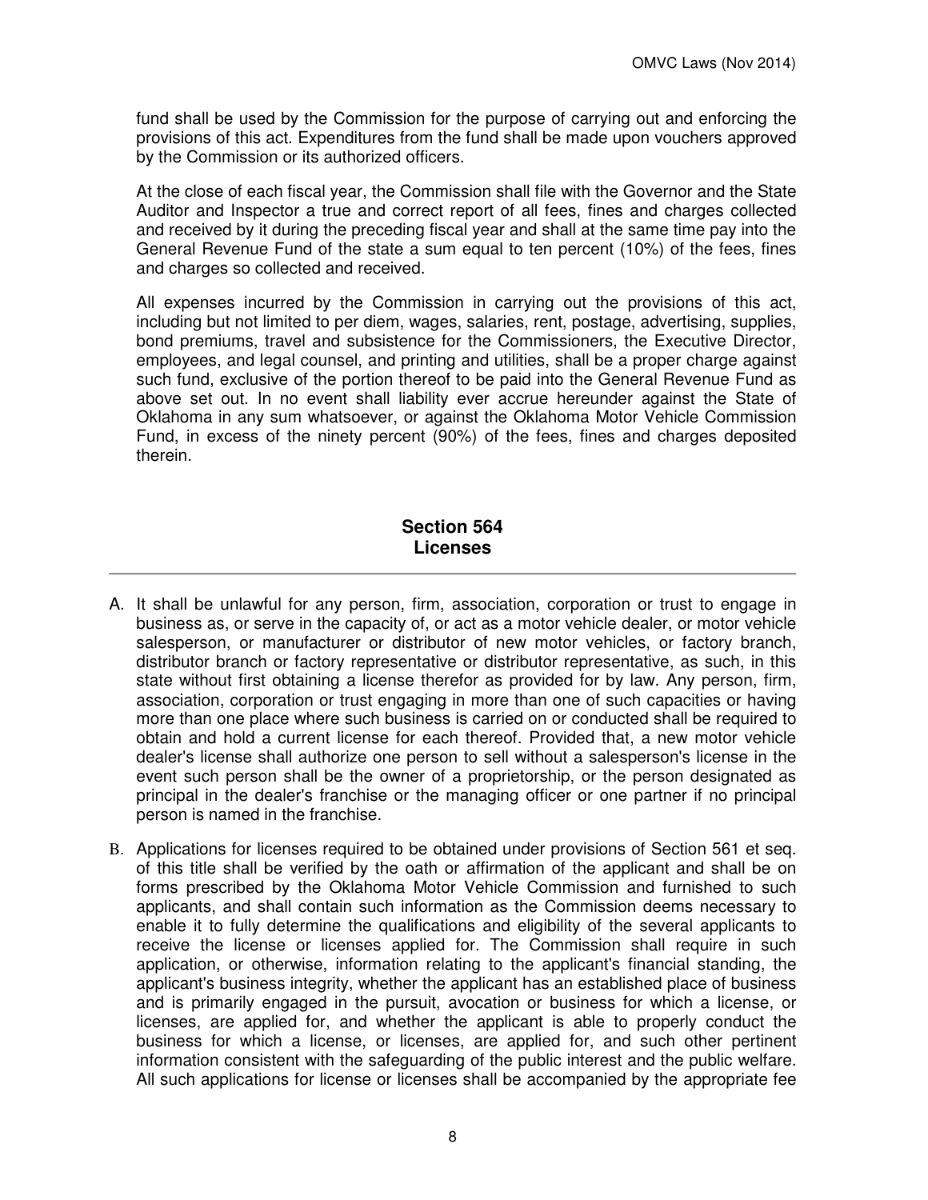fund shall be used by the Commission for the purpose of carrying out and enforcing the provisions of this act. Expenditures from the fund shall be made upon vouchers approved by the Commission or its authorized officers.

At the close of each fiscal year, the Commission shall file with the Governor and the State Auditor and Inspector a true and correct report of all fees, fines and charges collected and received by it during the preceding fiscal year and shall at the same time pay into the General Revenue Fund of the state a sum equal to ten percent (10%) of the fees, fines and charges so collected and received.

All expenses incurred by the Commission in carrying out the provisions of this act, including but not limited to per diem, wages, salaries, rent, postage, advertising, supplies, bond premiums, travel and subsistence for the Commissioners, the Executive Director, employees, and legal counsel, and printing and utilities, shall be a proper charge against such fund, exclusive of the portion thereof to be paid into the General Revenue Fund as above set out. In no event shall liability ever accrue hereunder against the State of Oklahoma in any sum whatsoever, or against the Oklahoma Motor Vehicle Commission Fund, in excess of the ninety percent (90%) of the fees, fines and charges deposited therein.

## Section 564
## Licenses

A. It shall be unlawful for any person, firm, association, corporation or trust to engage in business as, or serve in the capacity of, or act as a motor vehicle dealer, or motor vehicle salesperson, or manufacturer or distributor of new motor vehicles, or factory branch, distributor branch or factory representative or distributor representative, as such, in this state without first obtaining a license therefor as provided for by law. Any person, firm, association, corporation or trust engaging in more than one of such capacities or having more than one place where such business is carried on or conducted shall be required to obtain and hold a current license for each thereof. Provided that, a new motor vehicle dealer's license shall authorize one person to sell without a salesperson's license in the event such person shall be the owner of a proprietorship, or the person designated as principal in the dealer's franchise or the managing officer or one partner if no principal person is named in the franchise.

B. Applications for licenses required to be obtained under provisions of Section 561 et seq. of this title shall be verified by the oath or affirmation of the applicant and shall be on forms prescribed by the Oklahoma Motor Vehicle Commission and furnished to such applicants, and shall contain such information as the Commission deems necessary to enable it to fully determine the qualifications and eligibility of the several applicants to receive the license or licenses applied for. The Commission shall require in such application, or otherwise, information relating to the applicant's financial standing, the applicant's business integrity, whether the applicant has an established place of business and is primarily engaged in the pursuit, avocation or business for which a license, or licenses, are applied for, and whether the applicant is able to properly conduct the business for which a license, or licenses, are applied for, and such other pertinent information consistent with the safeguarding of the public interest and the public welfare. All such applications for license or licenses shall be accompanied by the appropriate fee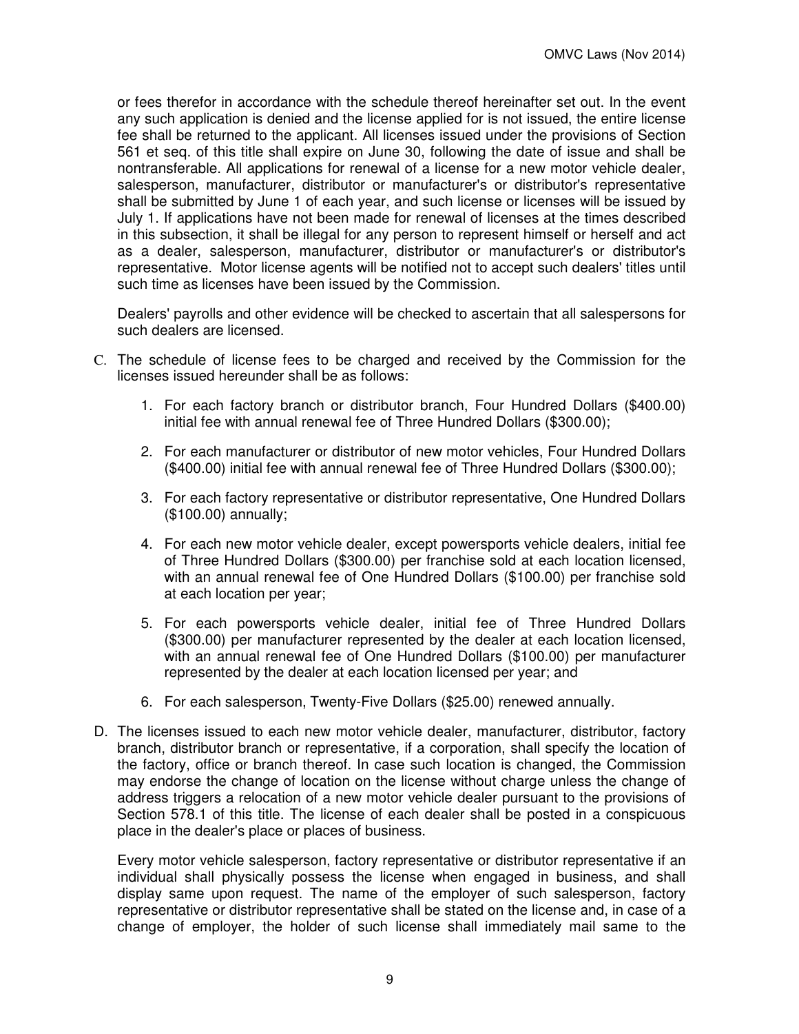or fees therefor in accordance with the schedule thereof hereinafter set out. In the event any such application is denied and the license applied for is not issued, the entire license fee shall be returned to the applicant. All licenses issued under the provisions of Section 561 et seq. of this title shall expire on June 30, following the date of issue and shall be nontransferable. All applications for renewal of a license for a new motor vehicle dealer, salesperson, manufacturer, distributor or manufacturer's or distributor's representative shall be submitted by June 1 of each year, and such license or licenses will be issued by July 1. If applications have not been made for renewal of licenses at the times described in this subsection, it shall be illegal for any person to represent himself or herself and act as a dealer, salesperson, manufacturer, distributor or manufacturer's or distributor's representative. Motor license agents will be notified not to accept such dealers' titles until such time as licenses have been issued by the Commission.

Dealers' payrolls and other evidence will be checked to ascertain that all salespersons for such dealers are licensed.

C. The schedule of license fees to be charged and received by the Commission for the licenses issued hereunder shall be as follows:

   1. For each factory branch or distributor branch, Four Hundred Dollars ($400.00) initial fee with annual renewal fee of Three Hundred Dollars ($300.00);

   2. For each manufacturer or distributor of new motor vehicles, Four Hundred Dollars ($400.00) initial fee with annual renewal fee of Three Hundred Dollars ($300.00);

   3. For each factory representative or distributor representative, One Hundred Dollars ($100.00) annually;

   4. For each new motor vehicle dealer, except powersports vehicle dealers, initial fee of Three Hundred Dollars ($300.00) per franchise sold at each location licensed, with an annual renewal fee of One Hundred Dollars ($100.00) per franchise sold at each location per year;

   5. For each powersports vehicle dealer, initial fee of Three Hundred Dollars ($300.00) per manufacturer represented by the dealer at each location licensed, with an annual renewal fee of One Hundred Dollars ($100.00) per manufacturer represented by the dealer at each location licensed per year; and

   6. For each salesperson, Twenty-Five Dollars ($25.00) renewed annually.

D. The licenses issued to each new motor vehicle dealer, manufacturer, distributor, factory branch, distributor branch or representative, if a corporation, shall specify the location of the factory, office or branch thereof. In case such location is changed, the Commission may endorse the change of location on the license without charge unless the change of address triggers a relocation of a new motor vehicle dealer pursuant to the provisions of Section 578.1 of this title. The license of each dealer shall be posted in a conspicuous place in the dealer's place or places of business.

   Every motor vehicle salesperson, factory representative or distributor representative if an individual shall physically possess the license when engaged in business, and shall display same upon request. The name of the employer of such salesperson, factory representative or distributor representative shall be stated on the license and, in case of a change of employer, the holder of such license shall immediately mail same to the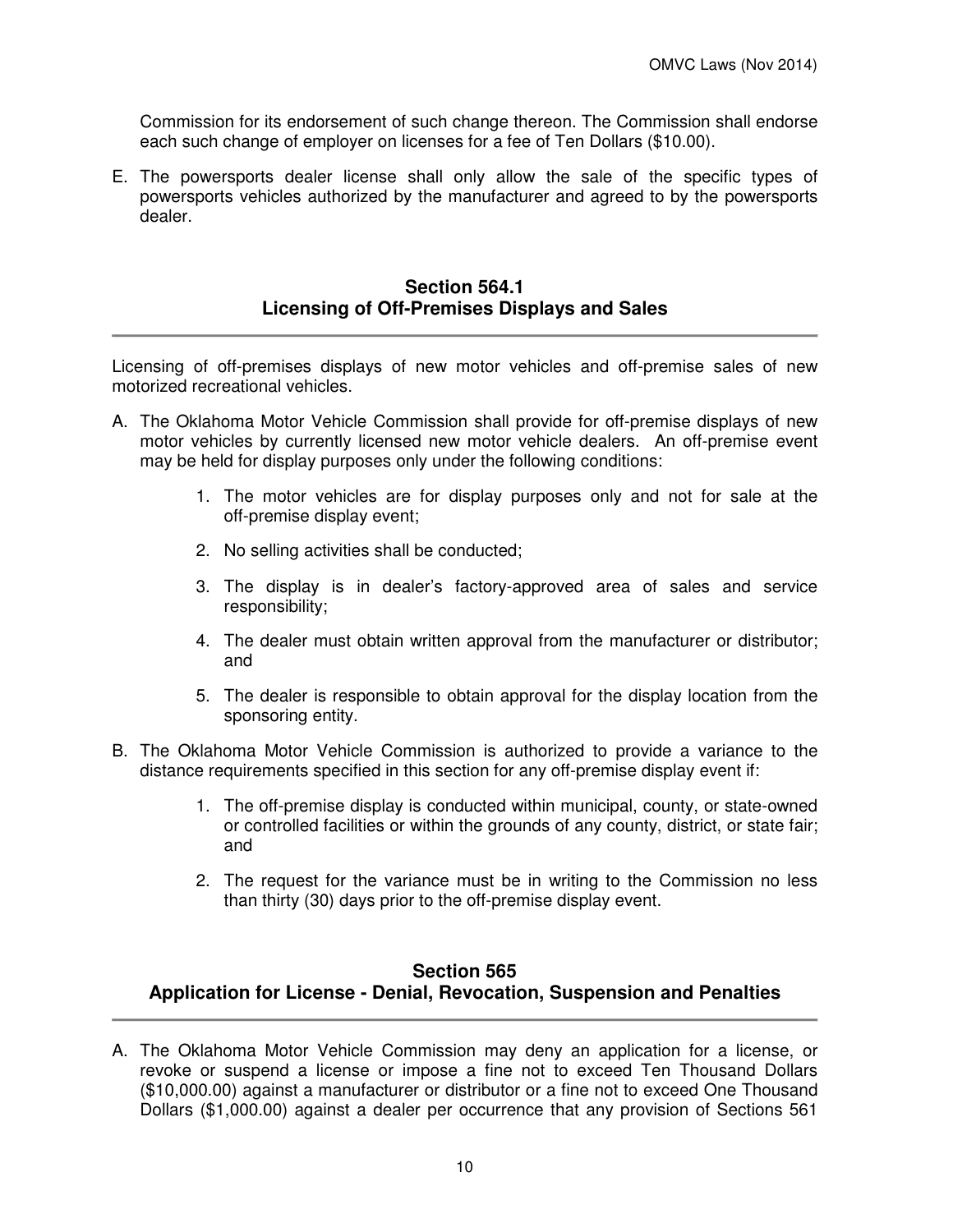Commission for its endorsement of such change thereon. The Commission shall endorse each such change of employer on licenses for a fee of Ten Dollars ($10.00).

E. The powersports dealer license shall only allow the sale of the specific types of powersports vehicles authorized by the manufacturer and agreed to by the powersports dealer.

## Section 564.1
## Licensing of Off-Premises Displays and Sales

Licensing of off-premises displays of new motor vehicles and off-premise sales of new motorized recreational vehicles.

A. The Oklahoma Motor Vehicle Commission shall provide for off-premise displays of new motor vehicles by currently licensed new motor vehicle dealers. An off-premise event may be held for display purposes only under the following conditions:

   1. The motor vehicles are for display purposes only and not for sale at the off-premise display event;

   2. No selling activities shall be conducted;

   3. The display is in dealer's factory-approved area of sales and service responsibility;

   4. The dealer must obtain written approval from the manufacturer or distributor; and

   5. The dealer is responsible to obtain approval for the display location from the sponsoring entity.

B. The Oklahoma Motor Vehicle Commission is authorized to provide a variance to the distance requirements specified in this section for any off-premise display event if:

   1. The off-premise display is conducted within municipal, county, or state-owned or controlled facilities or within the grounds of any county, district, or state fair; and

   2. The request for the variance must be in writing to the Commission no less than thirty (30) days prior to the off-premise display event.

## Section 565
## Application for License - Denial, Revocation, Suspension and Penalties

A. The Oklahoma Motor Vehicle Commission may deny an application for a license, or revoke or suspend a license or impose a fine not to exceed Ten Thousand Dollars ($10,000.00) against a manufacturer or distributor or a fine not to exceed One Thousand Dollars ($1,000.00) against a dealer per occurrence that any provision of Sections 561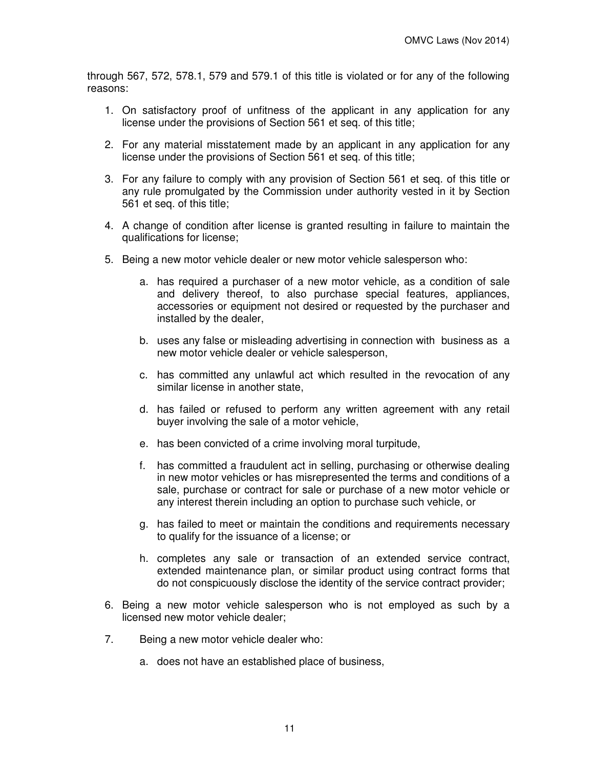through 567, 572, 578.1, 579 and 579.1 of this title is violated or for any of the following reasons:

1. On satisfactory proof of unfitness of the applicant in any application for any license under the provisions of Section 561 et seq. of this title;

2. For any material misstatement made by an applicant in any application for any license under the provisions of Section 561 et seq. of this title;

3. For any failure to comply with any provision of Section 561 et seq. of this title or any rule promulgated by the Commission under authority vested in it by Section 561 et seq. of this title;

4. A change of condition after license is granted resulting in failure to maintain the qualifications for license;

5. Being a new motor vehicle dealer or new motor vehicle salesperson who:

    a. has required a purchaser of a new motor vehicle, as a condition of sale and delivery thereof, to also purchase special features, appliances, accessories or equipment not desired or requested by the purchaser and installed by the dealer,

    b. uses any false or misleading advertising in connection with business as a new motor vehicle dealer or vehicle salesperson,

    c. has committed any unlawful act which resulted in the revocation of any similar license in another state,

    d. has failed or refused to perform any written agreement with any retail buyer involving the sale of a motor vehicle,

    e. has been convicted of a crime involving moral turpitude,

    f. has committed a fraudulent act in selling, purchasing or otherwise dealing in new motor vehicles or has misrepresented the terms and conditions of a sale, purchase or contract for sale or purchase of a new motor vehicle or any interest therein including an option to purchase such vehicle, or

    g. has failed to meet or maintain the conditions and requirements necessary to qualify for the issuance of a license; or

    h. completes any sale or transaction of an extended service contract, extended maintenance plan, or similar product using contract forms that do not conspicuously disclose the identity of the service contract provider;

6. Being a new motor vehicle salesperson who is not employed as such by a licensed new motor vehicle dealer;

7. Being a new motor vehicle dealer who:

    a. does not have an established place of business,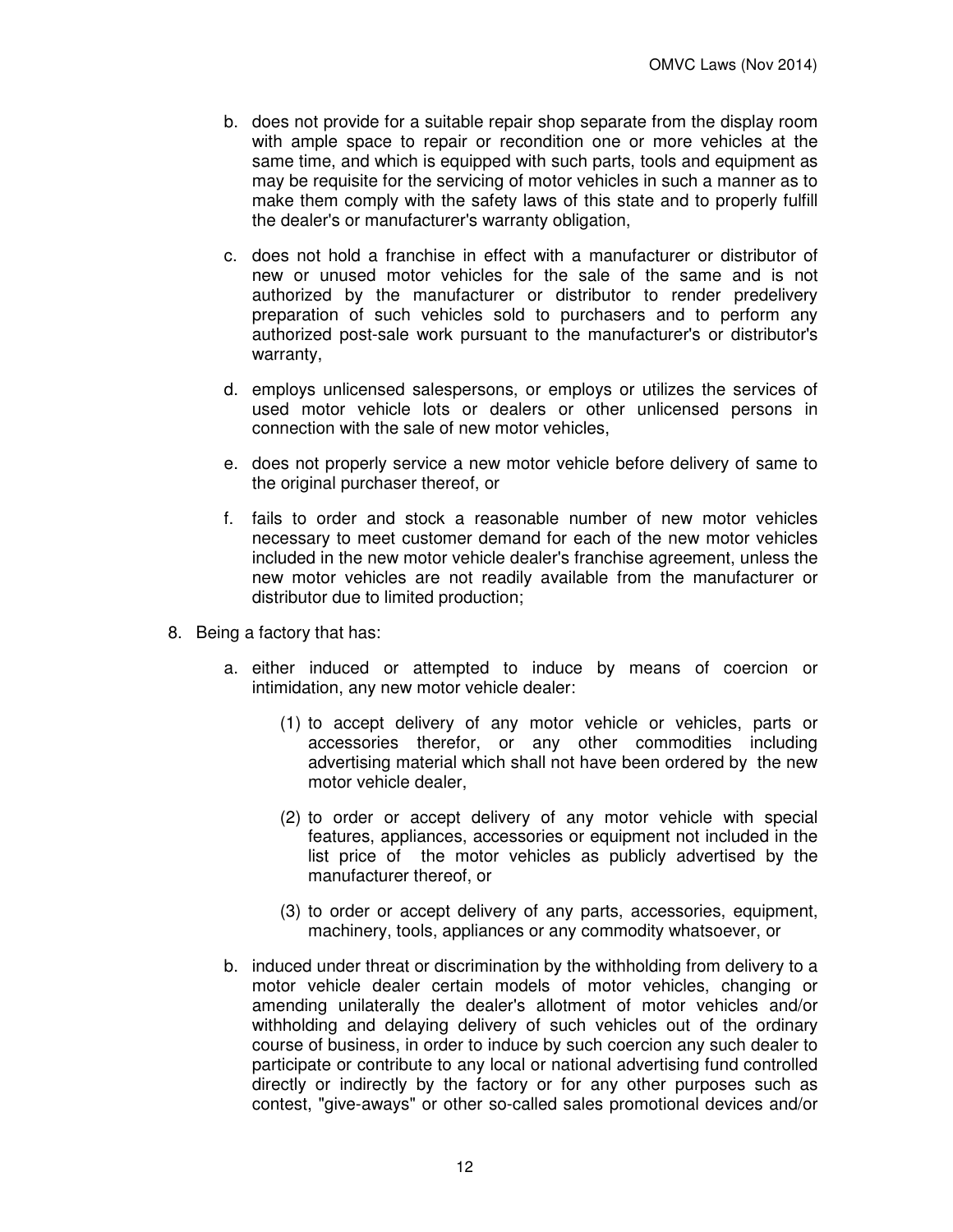b. does not provide for a suitable repair shop separate from the display room with ample space to repair or recondition one or more vehicles at the same time, and which is equipped with such parts, tools and equipment as may be requisite for the servicing of motor vehicles in such a manner as to make them comply with the safety laws of this state and to properly fulfill the dealer's or manufacturer's warranty obligation,

c. does not hold a franchise in effect with a manufacturer or distributor of new or unused motor vehicles for the sale of the same and is not authorized by the manufacturer or distributor to render predelivery preparation of such vehicles sold to purchasers and to perform any authorized post-sale work pursuant to the manufacturer's or distributor's warranty,

d. employs unlicensed salespersons, or employs or utilizes the services of used motor vehicle lots or dealers or other unlicensed persons in connection with the sale of new motor vehicles,

e. does not properly service a new motor vehicle before delivery of same to the original purchaser thereof, or

f. fails to order and stock a reasonable number of new motor vehicles necessary to meet customer demand for each of the new motor vehicles included in the new motor vehicle dealer's franchise agreement, unless the new motor vehicles are not readily available from the manufacturer or distributor due to limited production;

8. Being a factory that has:

   a. either induced or attempted to induce by means of coercion or intimidation, any new motor vehicle dealer:

      (1) to accept delivery of any motor vehicle or vehicles, parts or accessories therefor, or any other commodities including advertising material which shall not have been ordered by the new motor vehicle dealer,

      (2) to order or accept delivery of any motor vehicle with special features, appliances, accessories or equipment not included in the list price of the motor vehicles as publicly advertised by the manufacturer thereof, or

      (3) to order or accept delivery of any parts, accessories, equipment, machinery, tools, appliances or any commodity whatsoever, or

   b. induced under threat or discrimination by the withholding from delivery to a motor vehicle dealer certain models of motor vehicles, changing or amending unilaterally the dealer's allotment of motor vehicles and/or withholding and delaying delivery of such vehicles out of the ordinary course of business, in order to induce by such coercion any such dealer to participate or contribute to any local or national advertising fund controlled directly or indirectly by the factory or for any other purposes such as contest, "give-aways" or other so-called sales promotional devices and/or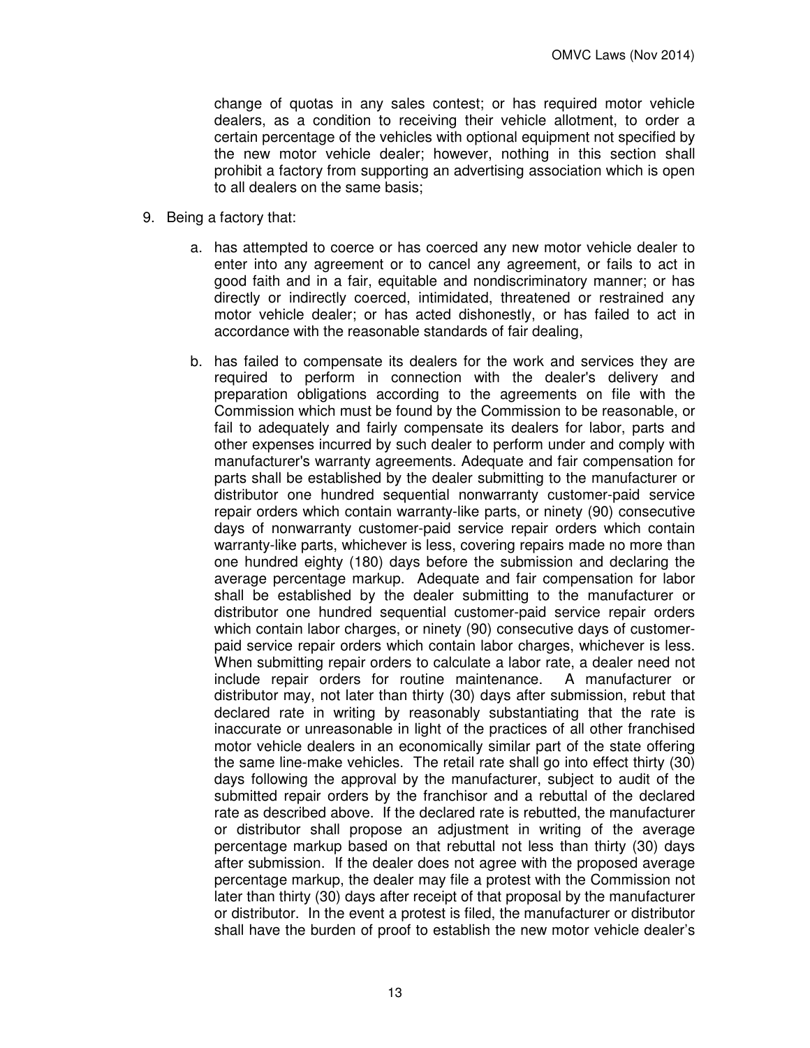change of quotas in any sales contest; or has required motor vehicle dealers, as a condition to receiving their vehicle allotment, to order a certain percentage of the vehicles with optional equipment not specified by the new motor vehicle dealer; however, nothing in this section shall prohibit a factory from supporting an advertising association which is open to all dealers on the same basis;

9. Being a factory that:

   a. has attempted to coerce or has coerced any new motor vehicle dealer to enter into any agreement or to cancel any agreement, or fails to act in good faith and in a fair, equitable and nondiscriminatory manner; or has directly or indirectly coerced, intimidated, threatened or restrained any motor vehicle dealer; or has acted dishonestly, or has failed to act in accordance with the reasonable standards of fair dealing,

   b. has failed to compensate its dealers for the work and services they are required to perform in connection with the dealer's delivery and preparation obligations according to the agreements on file with the Commission which must be found by the Commission to be reasonable, or fail to adequately and fairly compensate its dealers for labor, parts and other expenses incurred by such dealer to perform under and comply with manufacturer's warranty agreements. Adequate and fair compensation for parts shall be established by the dealer submitting to the manufacturer or distributor one hundred sequential nonwarranty customer-paid service repair orders which contain warranty-like parts, or ninety (90) consecutive days of nonwarranty customer-paid service repair orders which contain warranty-like parts, whichever is less, covering repairs made no more than one hundred eighty (180) days before the submission and declaring the average percentage markup. Adequate and fair compensation for labor shall be established by the dealer submitting to the manufacturer or distributor one hundred sequential customer-paid service repair orders which contain labor charges, or ninety (90) consecutive days of customer-paid service repair orders which contain labor charges, whichever is less. When submitting repair orders to calculate a labor rate, a dealer need not include repair orders for routine maintenance. A manufacturer or distributor may, not later than thirty (30) days after submission, rebut that declared rate in writing by reasonably substantiating that the rate is inaccurate or unreasonable in light of the practices of all other franchised motor vehicle dealers in an economically similar part of the state offering the same line-make vehicles. The retail rate shall go into effect thirty (30) days following the approval by the manufacturer, subject to audit of the submitted repair orders by the franchisor and a rebuttal of the declared rate as described above. If the declared rate is rebutted, the manufacturer or distributor shall propose an adjustment in writing of the average percentage markup based on that rebuttal not less than thirty (30) days after submission. If the dealer does not agree with the proposed average percentage markup, the dealer may file a protest with the Commission not later than thirty (30) days after receipt of that proposal by the manufacturer or distributor. In the event a protest is filed, the manufacturer or distributor shall have the burden of proof to establish the new motor vehicle dealer's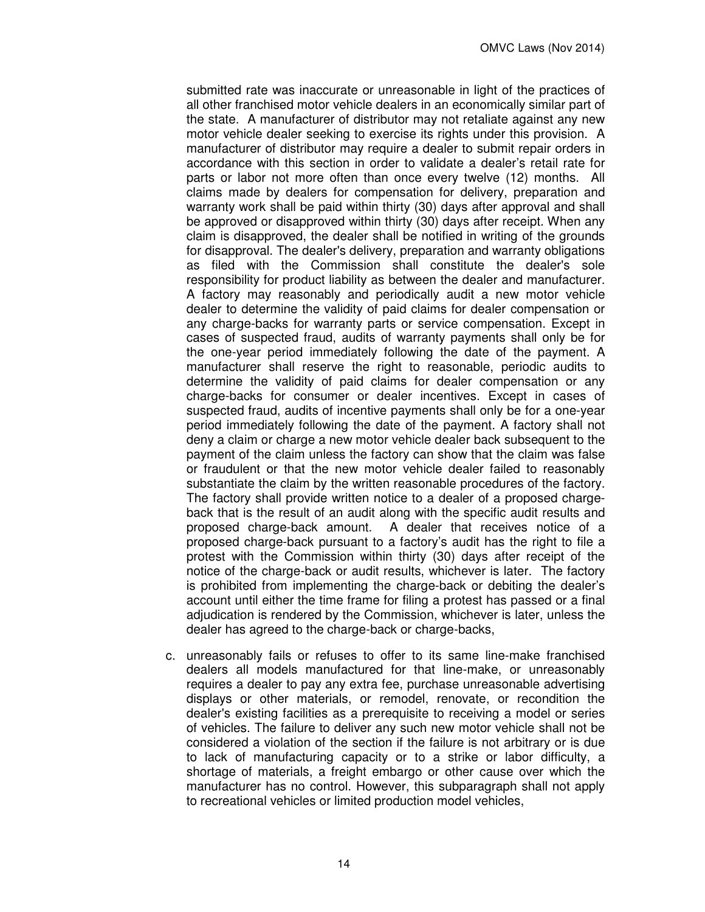submitted rate was inaccurate or unreasonable in light of the practices of all other franchised motor vehicle dealers in an economically similar part of the state. A manufacturer of distributor may not retaliate against any new motor vehicle dealer seeking to exercise its rights under this provision. A manufacturer of distributor may require a dealer to submit repair orders in accordance with this section in order to validate a dealer's retail rate for parts or labor not more often than once every twelve (12) months. All claims made by dealers for compensation for delivery, preparation and warranty work shall be paid within thirty (30) days after approval and shall be approved or disapproved within thirty (30) days after receipt. When any claim is disapproved, the dealer shall be notified in writing of the grounds for disapproval. The dealer's delivery, preparation and warranty obligations as filed with the Commission shall constitute the dealer's sole responsibility for product liability as between the dealer and manufacturer. A factory may reasonably and periodically audit a new motor vehicle dealer to determine the validity of paid claims for dealer compensation or any charge-backs for warranty parts or service compensation. Except in cases of suspected fraud, audits of warranty payments shall only be for the one-year period immediately following the date of the payment. A manufacturer shall reserve the right to reasonable, periodic audits to determine the validity of paid claims for dealer compensation or any charge-backs for consumer or dealer incentives. Except in cases of suspected fraud, audits of incentive payments shall only be for a one-year period immediately following the date of the payment. A factory shall not deny a claim or charge a new motor vehicle dealer back subsequent to the payment of the claim unless the factory can show that the claim was false or fraudulent or that the new motor vehicle dealer failed to reasonably substantiate the claim by the written reasonable procedures of the factory. The factory shall provide written notice to a dealer of a proposed charge-back that is the result of an audit along with the specific audit results and proposed charge-back amount. A dealer that receives notice of a proposed charge-back pursuant to a factory's audit has the right to file a protest with the Commission within thirty (30) days after receipt of the notice of the charge-back or audit results, whichever is later. The factory is prohibited from implementing the charge-back or debiting the dealer's account until either the time frame for filing a protest has passed or a final adjudication is rendered by the Commission, whichever is later, unless the dealer has agreed to the charge-back or charge-backs,

c. unreasonably fails or refuses to offer to its same line-make franchised dealers all models manufactured for that line-make, or unreasonably requires a dealer to pay any extra fee, purchase unreasonable advertising displays or other materials, or remodel, renovate, or recondition the dealer's existing facilities as a prerequisite to receiving a model or series of vehicles. The failure to deliver any such new motor vehicle shall not be considered a violation of the section if the failure is not arbitrary or is due to lack of manufacturing capacity or to a strike or labor difficulty, a shortage of materials, a freight embargo or other cause over which the manufacturer has no control. However, this subparagraph shall not apply to recreational vehicles or limited production model vehicles,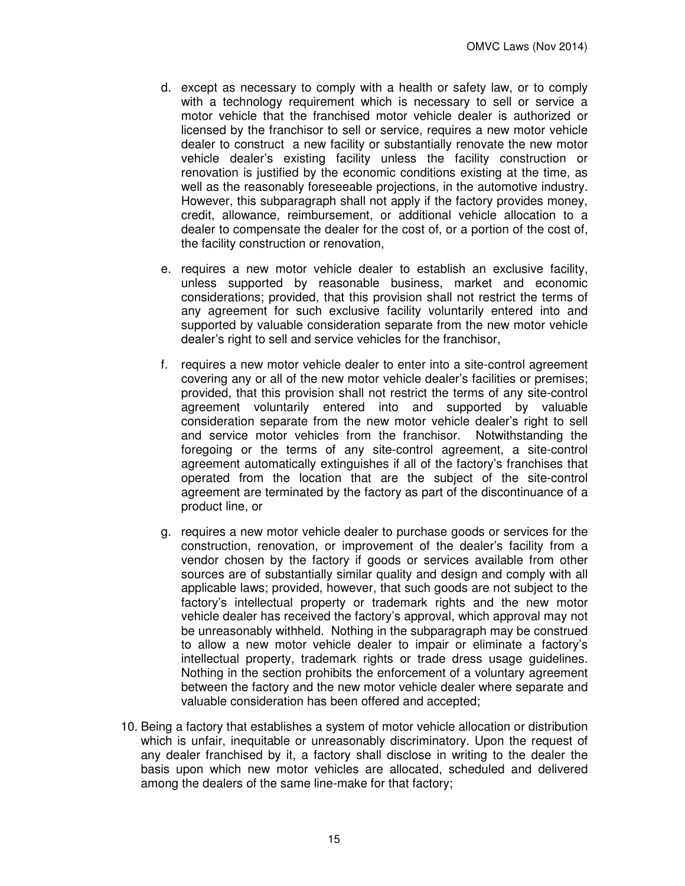d. except as necessary to comply with a health or safety law, or to comply with a technology requirement which is necessary to sell or service a motor vehicle that the franchised motor vehicle dealer is authorized or licensed by the franchisor to sell or service, requires a new motor vehicle dealer to construct a new facility or substantially renovate the new motor vehicle dealer's existing facility unless the facility construction or renovation is justified by the economic conditions existing at the time, as well as the reasonably foreseeable projections, in the automotive industry. However, this subparagraph shall not apply if the factory provides money, credit, allowance, reimbursement, or additional vehicle allocation to a dealer to compensate the dealer for the cost of, or a portion of the cost of, the facility construction or renovation,

e. requires a new motor vehicle dealer to establish an exclusive facility, unless supported by reasonable business, market and economic considerations; provided, that this provision shall not restrict the terms of any agreement for such exclusive facility voluntarily entered into and supported by valuable consideration separate from the new motor vehicle dealer's right to sell and service vehicles for the franchisor,

f. requires a new motor vehicle dealer to enter into a site-control agreement covering any or all of the new motor vehicle dealer's facilities or premises; provided, that this provision shall not restrict the terms of any site-control agreement voluntarily entered into and supported by valuable consideration separate from the new motor vehicle dealer's right to sell and service motor vehicles from the franchisor. Notwithstanding the foregoing or the terms of any site-control agreement, a site-control agreement automatically extinguishes if all of the factory's franchises that operated from the location that are the subject of the site-control agreement are terminated by the factory as part of the discontinuance of a product line, or

g. requires a new motor vehicle dealer to purchase goods or services for the construction, renovation, or improvement of the dealer's facility from a vendor chosen by the factory if goods or services available from other sources are of substantially similar quality and design and comply with all applicable laws; provided, however, that such goods are not subject to the factory's intellectual property or trademark rights and the new motor vehicle dealer has received the factory's approval, which approval may not be unreasonably withheld. Nothing in the subparagraph may be construed to allow a new motor vehicle dealer to impair or eliminate a factory's intellectual property, trademark rights or trade dress usage guidelines. Nothing in the section prohibits the enforcement of a voluntary agreement between the factory and the new motor vehicle dealer where separate and valuable consideration has been offered and accepted;

10. Being a factory that establishes a system of motor vehicle allocation or distribution which is unfair, inequitable or unreasonably discriminatory. Upon the request of any dealer franchised by it, a factory shall disclose in writing to the dealer the basis upon which new motor vehicles are allocated, scheduled and delivered among the dealers of the same line-make for that factory;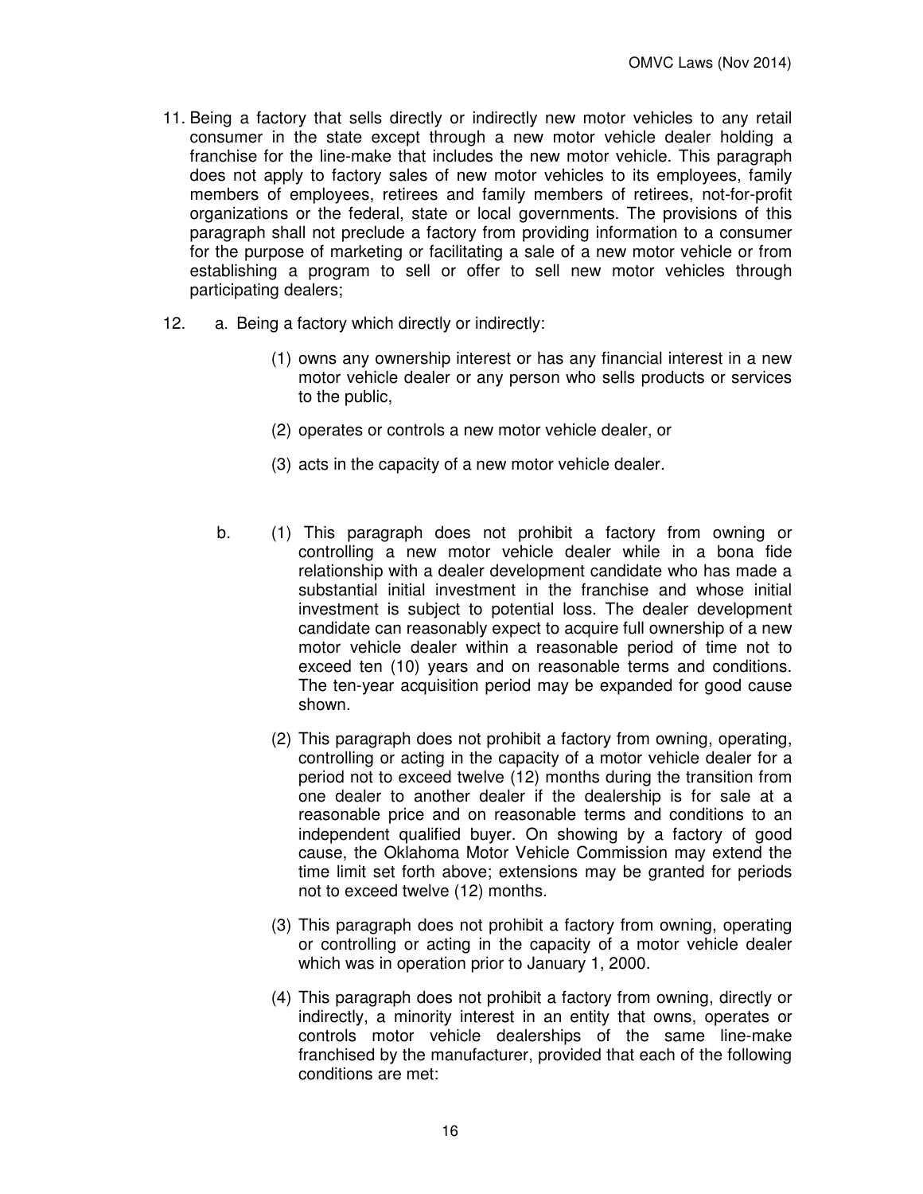11. Being a factory that sells directly or indirectly new motor vehicles to any retail consumer in the state except through a new motor vehicle dealer holding a franchise for the line-make that includes the new motor vehicle. This paragraph does not apply to factory sales of new motor vehicles to its employees, family members of employees, retirees and family members of retirees, not-for-profit organizations or the federal, state or local governments. The provisions of this paragraph shall not preclude a factory from providing information to a consumer for the purpose of marketing or facilitating a sale of a new motor vehicle or from establishing a program to sell or offer to sell new motor vehicles through participating dealers;

12. a. Being a factory which directly or indirectly:

    (1) owns any ownership interest or has any financial interest in a new motor vehicle dealer or any person who sells products or services to the public,

    (2) operates or controls a new motor vehicle dealer, or

    (3) acts in the capacity of a new motor vehicle dealer.

    b. (1) This paragraph does not prohibit a factory from owning or controlling a new motor vehicle dealer while in a bona fide relationship with a dealer development candidate who has made a substantial initial investment in the franchise and whose initial investment is subject to potential loss. The dealer development candidate can reasonably expect to acquire full ownership of a new motor vehicle dealer within a reasonable period of time not to exceed ten (10) years and on reasonable terms and conditions. The ten-year acquisition period may be expanded for good cause shown.

    (2) This paragraph does not prohibit a factory from owning, operating, controlling or acting in the capacity of a motor vehicle dealer for a period not to exceed twelve (12) months during the transition from one dealer to another dealer if the dealership is for sale at a reasonable price and on reasonable terms and conditions to an independent qualified buyer. On showing by a factory of good cause, the Oklahoma Motor Vehicle Commission may extend the time limit set forth above; extensions may be granted for periods not to exceed twelve (12) months.

    (3) This paragraph does not prohibit a factory from owning, operating or controlling or acting in the capacity of a motor vehicle dealer which was in operation prior to January 1, 2000.

    (4) This paragraph does not prohibit a factory from owning, directly or indirectly, a minority interest in an entity that owns, operates or controls motor vehicle dealerships of the same line-make franchised by the manufacturer, provided that each of the following conditions are met: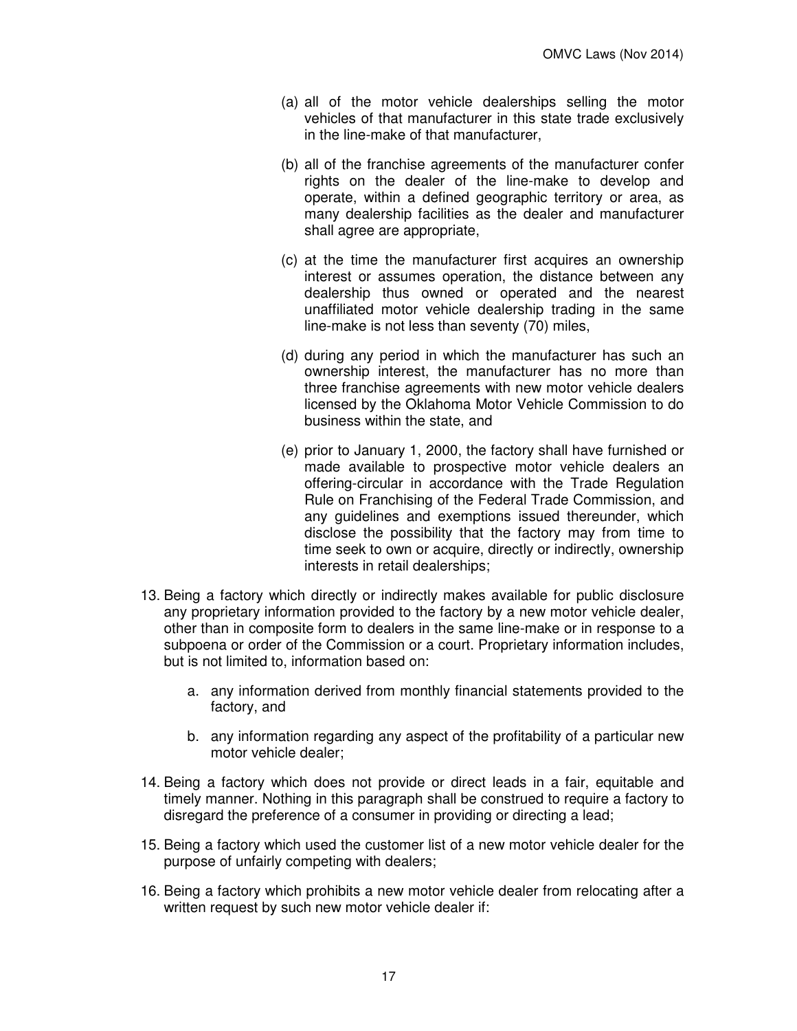(a) all of the motor vehicle dealerships selling the motor vehicles of that manufacturer in this state trade exclusively in the line-make of that manufacturer,

(b) all of the franchise agreements of the manufacturer confer rights on the dealer of the line-make to develop and operate, within a defined geographic territory or area, as many dealership facilities as the dealer and manufacturer shall agree are appropriate,

(c) at the time the manufacturer first acquires an ownership interest or assumes operation, the distance between any dealership thus owned or operated and the nearest unaffiliated motor vehicle dealership trading in the same line-make is not less than seventy (70) miles,

(d) during any period in which the manufacturer has such an ownership interest, the manufacturer has no more than three franchise agreements with new motor vehicle dealers licensed by the Oklahoma Motor Vehicle Commission to do business within the state, and

(e) prior to January 1, 2000, the factory shall have furnished or made available to prospective motor vehicle dealers an offering-circular in accordance with the Trade Regulation Rule on Franchising of the Federal Trade Commission, and any guidelines and exemptions issued thereunder, which disclose the possibility that the factory may from time to time seek to own or acquire, directly or indirectly, ownership interests in retail dealerships;

13. Being a factory which directly or indirectly makes available for public disclosure any proprietary information provided to the factory by a new motor vehicle dealer, other than in composite form to dealers in the same line-make or in response to a subpoena or order of the Commission or a court. Proprietary information includes, but is not limited to, information based on:

    a. any information derived from monthly financial statements provided to the factory, and

    b. any information regarding any aspect of the profitability of a particular new motor vehicle dealer;

14. Being a factory which does not provide or direct leads in a fair, equitable and timely manner. Nothing in this paragraph shall be construed to require a factory to disregard the preference of a consumer in providing or directing a lead;

15. Being a factory which used the customer list of a new motor vehicle dealer for the purpose of unfairly competing with dealers;

16. Being a factory which prohibits a new motor vehicle dealer from relocating after a written request by such new motor vehicle dealer if: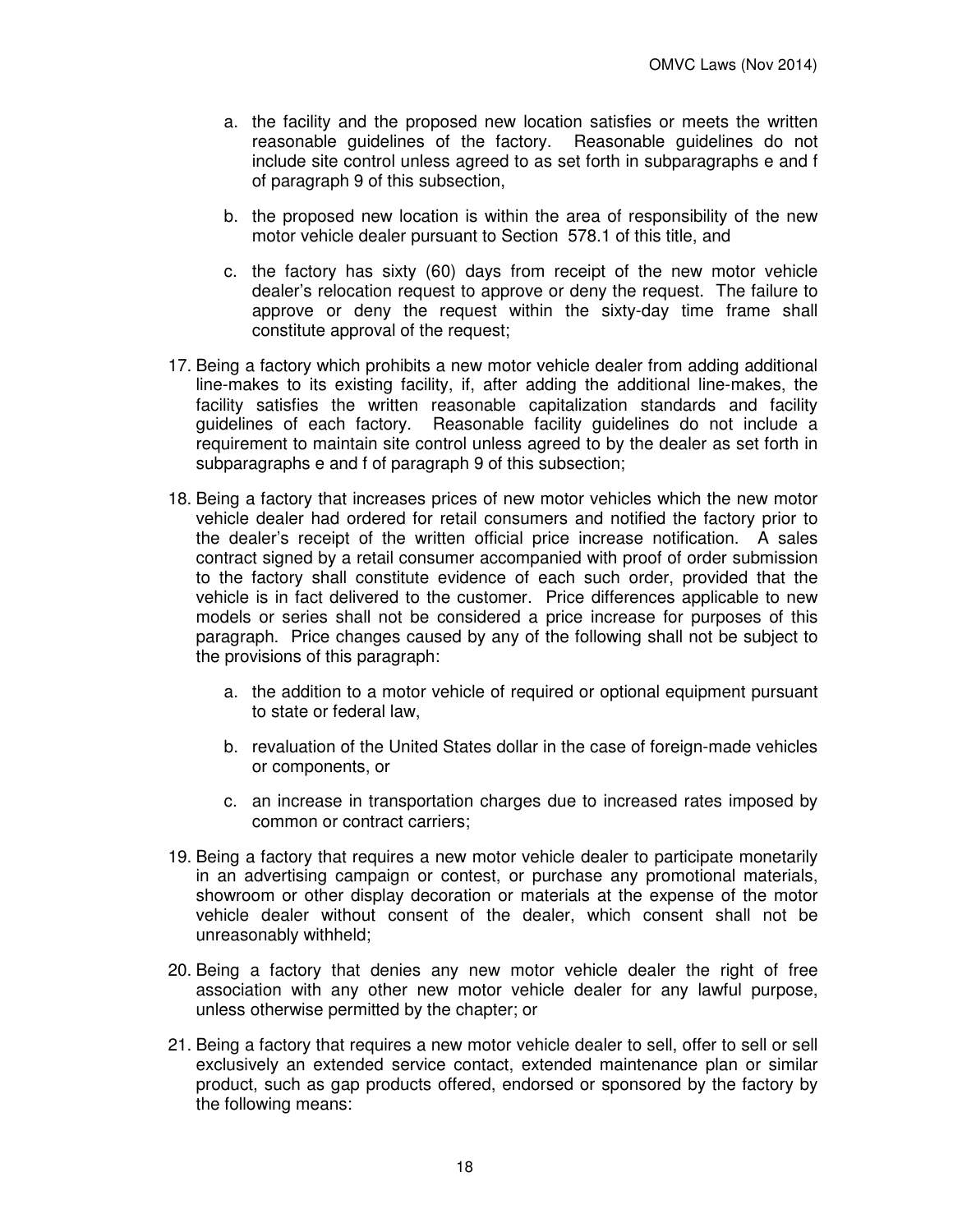a. the facility and the proposed new location satisfies or meets the written reasonable guidelines of the factory. Reasonable guidelines do not include site control unless agreed to as set forth in subparagraphs e and f of paragraph 9 of this subsection,

b. the proposed new location is within the area of responsibility of the new motor vehicle dealer pursuant to Section 578.1 of this title, and

c. the factory has sixty (60) days from receipt of the new motor vehicle dealer's relocation request to approve or deny the request. The failure to approve or deny the request within the sixty-day time frame shall constitute approval of the request;

17. Being a factory which prohibits a new motor vehicle dealer from adding additional line-makes to its existing facility, if, after adding the additional line-makes, the facility satisfies the written reasonable capitalization standards and facility guidelines of each factory. Reasonable facility guidelines do not include a requirement to maintain site control unless agreed to by the dealer as set forth in subparagraphs e and f of paragraph 9 of this subsection;

18. Being a factory that increases prices of new motor vehicles which the new motor vehicle dealer had ordered for retail consumers and notified the factory prior to the dealer's receipt of the written official price increase notification. A sales contract signed by a retail consumer accompanied with proof of order submission to the factory shall constitute evidence of each such order, provided that the vehicle is in fact delivered to the customer. Price differences applicable to new models or series shall not be considered a price increase for purposes of this paragraph. Price changes caused by any of the following shall not be subject to the provisions of this paragraph:

    a. the addition to a motor vehicle of required or optional equipment pursuant to state or federal law,

    b. revaluation of the United States dollar in the case of foreign-made vehicles or components, or

    c. an increase in transportation charges due to increased rates imposed by common or contract carriers;

19. Being a factory that requires a new motor vehicle dealer to participate monetarily in an advertising campaign or contest, or purchase any promotional materials, showroom or other display decoration or materials at the expense of the motor vehicle dealer without consent of the dealer, which consent shall not be unreasonably withheld;

20. Being a factory that denies any new motor vehicle dealer the right of free association with any other new motor vehicle dealer for any lawful purpose, unless otherwise permitted by the chapter; or

21. Being a factory that requires a new motor vehicle dealer to sell, offer to sell or sell exclusively an extended service contact, extended maintenance plan or similar product, such as gap products offered, endorsed or sponsored by the factory by the following means: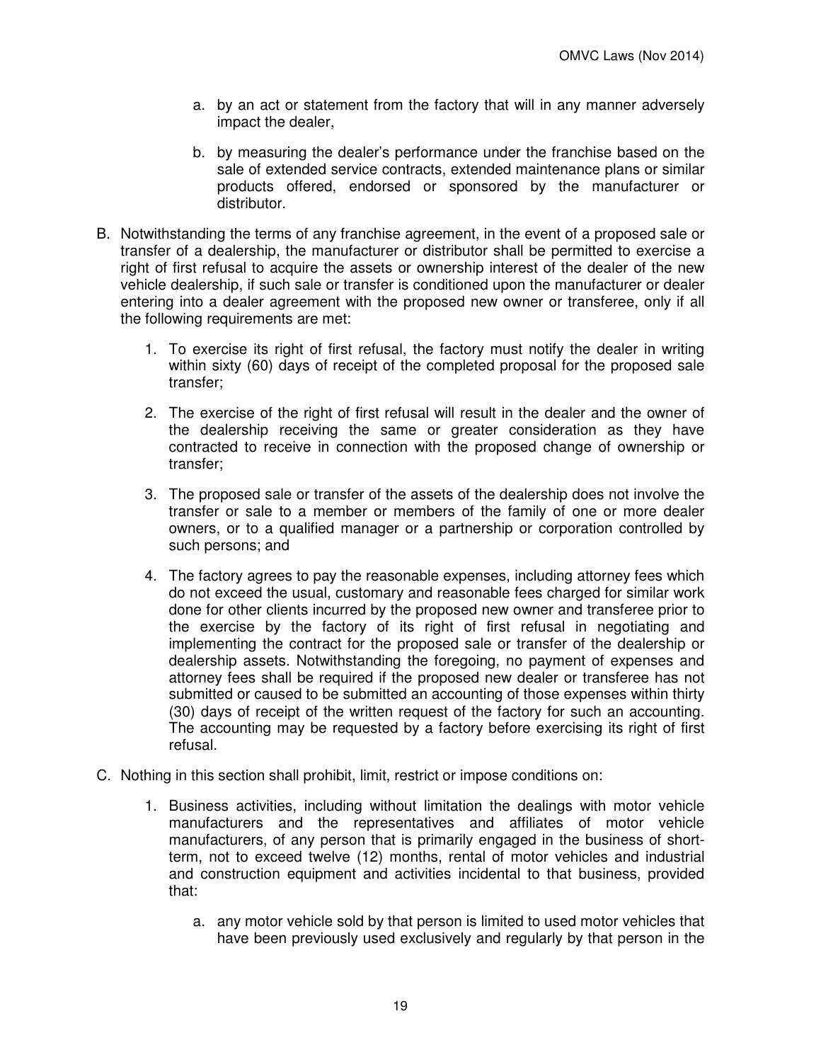a. by an act or statement from the factory that will in any manner adversely impact the dealer,

b. by measuring the dealer's performance under the franchise based on the sale of extended service contracts, extended maintenance plans or similar products offered, endorsed or sponsored by the manufacturer or distributor.

B. Notwithstanding the terms of any franchise agreement, in the event of a proposed sale or transfer of a dealership, the manufacturer or distributor shall be permitted to exercise a right of first refusal to acquire the assets or ownership interest of the dealer of the new vehicle dealership, if such sale or transfer is conditioned upon the manufacturer or dealer entering into a dealer agreement with the proposed new owner or transferee, only if all the following requirements are met:

1. To exercise its right of first refusal, the factory must notify the dealer in writing within sixty (60) days of receipt of the completed proposal for the proposed sale transfer;

2. The exercise of the right of first refusal will result in the dealer and the owner of the dealership receiving the same or greater consideration as they have contracted to receive in connection with the proposed change of ownership or transfer;

3. The proposed sale or transfer of the assets of the dealership does not involve the transfer or sale to a member or members of the family of one or more dealer owners, or to a qualified manager or a partnership or corporation controlled by such persons; and

4. The factory agrees to pay the reasonable expenses, including attorney fees which do not exceed the usual, customary and reasonable fees charged for similar work done for other clients incurred by the proposed new owner and transferee prior to the exercise by the factory of its right of first refusal in negotiating and implementing the contract for the proposed sale or transfer of the dealership or dealership assets. Notwithstanding the foregoing, no payment of expenses and attorney fees shall be required if the proposed new dealer or transferee has not submitted or caused to be submitted an accounting of those expenses within thirty (30) days of receipt of the written request of the factory for such an accounting. The accounting may be requested by a factory before exercising its right of first refusal.

C. Nothing in this section shall prohibit, limit, restrict or impose conditions on:

1. Business activities, including without limitation the dealings with motor vehicle manufacturers and the representatives and affiliates of motor vehicle manufacturers, of any person that is primarily engaged in the business of short-term, not to exceed twelve (12) months, rental of motor vehicles and industrial and construction equipment and activities incidental to that business, provided that:

a. any motor vehicle sold by that person is limited to used motor vehicles that have been previously used exclusively and regularly by that person in the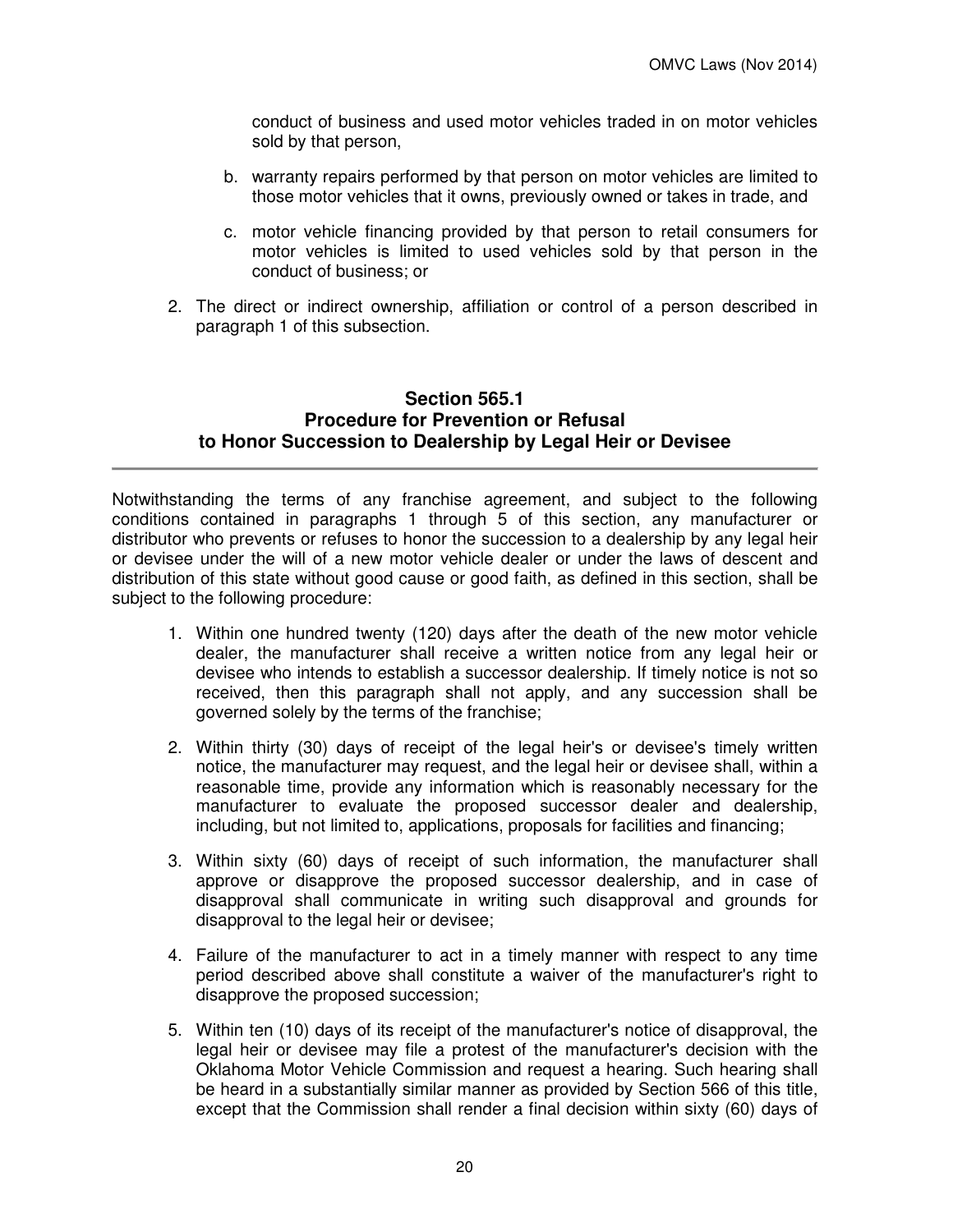conduct of business and used motor vehicles traded in on motor vehicles sold by that person,

   b. warranty repairs performed by that person on motor vehicles are limited to those motor vehicles that it owns, previously owned or takes in trade, and

   c. motor vehicle financing provided by that person to retail consumers for motor vehicles is limited to used vehicles sold by that person in the conduct of business; or

2. The direct or indirect ownership, affiliation or control of a person described in paragraph 1 of this subsection.

## Section 565.1
## Procedure for Prevention or Refusal to Honor Succession to Dealership by Legal Heir or Devisee

Notwithstanding the terms of any franchise agreement, and subject to the following conditions contained in paragraphs 1 through 5 of this section, any manufacturer or distributor who prevents or refuses to honor the succession to a dealership by any legal heir or devisee under the will of a new motor vehicle dealer or under the laws of descent and distribution of this state without good cause or good faith, as defined in this section, shall be subject to the following procedure:

1. Within one hundred twenty (120) days after the death of the new motor vehicle dealer, the manufacturer shall receive a written notice from any legal heir or devisee who intends to establish a successor dealership. If timely notice is not so received, then this paragraph shall not apply, and any succession shall be governed solely by the terms of the franchise;

2. Within thirty (30) days of receipt of the legal heir's or devisee's timely written notice, the manufacturer may request, and the legal heir or devisee shall, within a reasonable time, provide any information which is reasonably necessary for the manufacturer to evaluate the proposed successor dealer and dealership, including, but not limited to, applications, proposals for facilities and financing;

3. Within sixty (60) days of receipt of such information, the manufacturer shall approve or disapprove the proposed successor dealership, and in case of disapproval shall communicate in writing such disapproval and grounds for disapproval to the legal heir or devisee;

4. Failure of the manufacturer to act in a timely manner with respect to any time period described above shall constitute a waiver of the manufacturer's right to disapprove the proposed succession;

5. Within ten (10) days of its receipt of the manufacturer's notice of disapproval, the legal heir or devisee may file a protest of the manufacturer's decision with the Oklahoma Motor Vehicle Commission and request a hearing. Such hearing shall be heard in a substantially similar manner as provided by Section 566 of this title, except that the Commission shall render a final decision within sixty (60) days of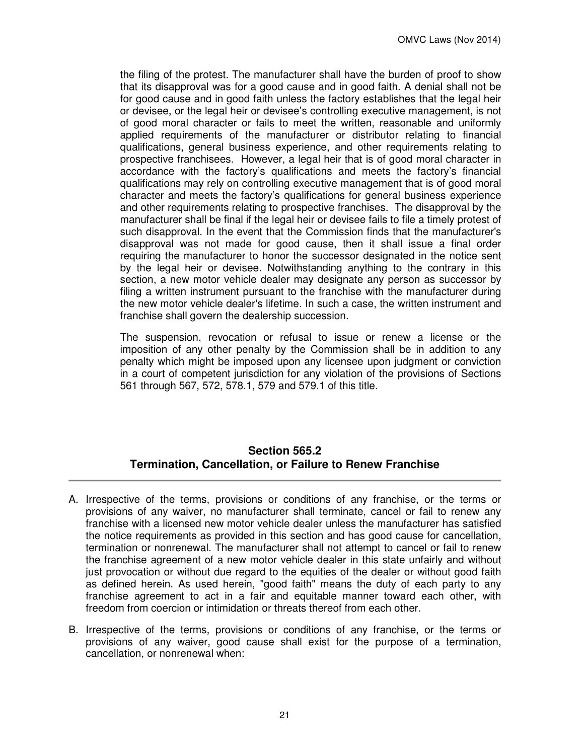the filing of the protest. The manufacturer shall have the burden of proof to show that its disapproval was for a good cause and in good faith. A denial shall not be for good cause and in good faith unless the factory establishes that the legal heir or devisee, or the legal heir or devisee's controlling executive management, is not of good moral character or fails to meet the written, reasonable and uniformly applied requirements of the manufacturer or distributor relating to financial qualifications, general business experience, and other requirements relating to prospective franchisees. However, a legal heir that is of good moral character in accordance with the factory's qualifications and meets the factory's financial qualifications may rely on controlling executive management that is of good moral character and meets the factory's qualifications for general business experience and other requirements relating to prospective franchises. The disapproval by the manufacturer shall be final if the legal heir or devisee fails to file a timely protest of such disapproval. In the event that the Commission finds that the manufacturer's disapproval was not made for good cause, then it shall issue a final order requiring the manufacturer to honor the successor designated in the notice sent by the legal heir or devisee. Notwithstanding anything to the contrary in this section, a new motor vehicle dealer may designate any person as successor by filing a written instrument pursuant to the franchise with the manufacturer during the new motor vehicle dealer's lifetime. In such a case, the written instrument and franchise shall govern the dealership succession.

The suspension, revocation or refusal to issue or renew a license or the imposition of any other penalty by the Commission shall be in addition to any penalty which might be imposed upon any licensee upon judgment or conviction in a court of competent jurisdiction for any violation of the provisions of Sections 561 through 567, 572, 578.1, 579 and 579.1 of this title.

## Section 565.2
## Termination, Cancellation, or Failure to Renew Franchise

A. Irrespective of the terms, provisions or conditions of any franchise, or the terms or provisions of any waiver, no manufacturer shall terminate, cancel or fail to renew any franchise with a licensed new motor vehicle dealer unless the manufacturer has satisfied the notice requirements as provided in this section and has good cause for cancellation, termination or nonrenewal. The manufacturer shall not attempt to cancel or fail to renew the franchise agreement of a new motor vehicle dealer in this state unfairly and without just provocation or without due regard to the equities of the dealer or without good faith as defined herein. As used herein, "good faith" means the duty of each party to any franchise agreement to act in a fair and equitable manner toward each other, with freedom from coercion or intimidation or threats thereof from each other.

B. Irrespective of the terms, provisions or conditions of any franchise, or the terms or provisions of any waiver, good cause shall exist for the purpose of a termination, cancellation, or nonrenewal when: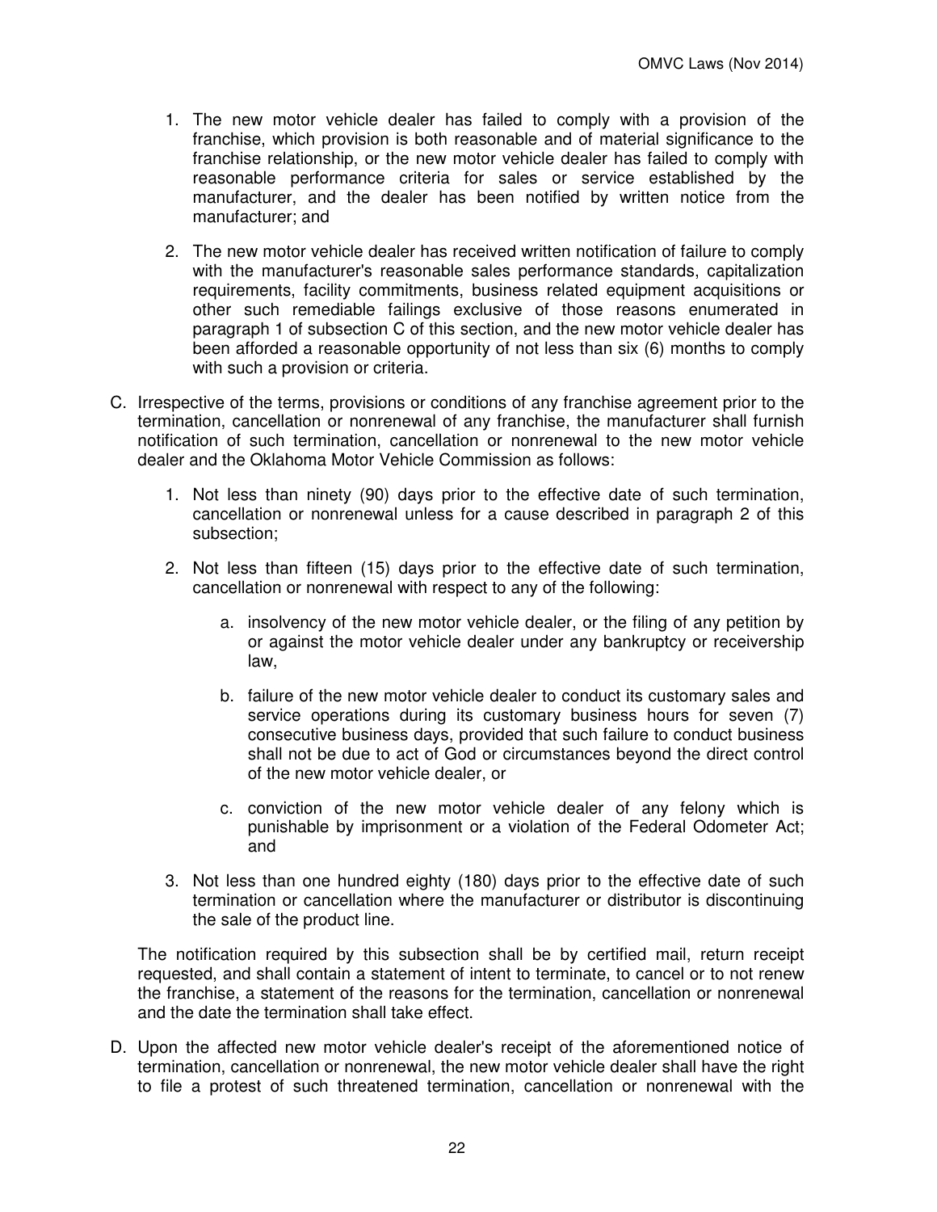1. The new motor vehicle dealer has failed to comply with a provision of the franchise, which provision is both reasonable and of material significance to the franchise relationship, or the new motor vehicle dealer has failed to comply with reasonable performance criteria for sales or service established by the manufacturer, and the dealer has been notified by written notice from the manufacturer; and

2. The new motor vehicle dealer has received written notification of failure to comply with the manufacturer's reasonable sales performance standards, capitalization requirements, facility commitments, business related equipment acquisitions or other such remediable failings exclusive of those reasons enumerated in paragraph 1 of subsection C of this section, and the new motor vehicle dealer has been afforded a reasonable opportunity of not less than six (6) months to comply with such a provision or criteria.

C. Irrespective of the terms, provisions or conditions of any franchise agreement prior to the termination, cancellation or nonrenewal of any franchise, the manufacturer shall furnish notification of such termination, cancellation or nonrenewal to the new motor vehicle dealer and the Oklahoma Motor Vehicle Commission as follows:

   1. Not less than ninety (90) days prior to the effective date of such termination, cancellation or nonrenewal unless for a cause described in paragraph 2 of this subsection;

   2. Not less than fifteen (15) days prior to the effective date of such termination, cancellation or nonrenewal with respect to any of the following:

      a. insolvency of the new motor vehicle dealer, or the filing of any petition by or against the motor vehicle dealer under any bankruptcy or receivership law,

      b. failure of the new motor vehicle dealer to conduct its customary sales and service operations during its customary business hours for seven (7) consecutive business days, provided that such failure to conduct business shall not be due to act of God or circumstances beyond the direct control of the new motor vehicle dealer, or

      c. conviction of the new motor vehicle dealer of any felony which is punishable by imprisonment or a violation of the Federal Odometer Act; and

   3. Not less than one hundred eighty (180) days prior to the effective date of such termination or cancellation where the manufacturer or distributor is discontinuing the sale of the product line.

   The notification required by this subsection shall be by certified mail, return receipt requested, and shall contain a statement of intent to terminate, to cancel or to not renew the franchise, a statement of the reasons for the termination, cancellation or nonrenewal and the date the termination shall take effect.

D. Upon the affected new motor vehicle dealer's receipt of the aforementioned notice of termination, cancellation or nonrenewal, the new motor vehicle dealer shall have the right to file a protest of such threatened termination, cancellation or nonrenewal with the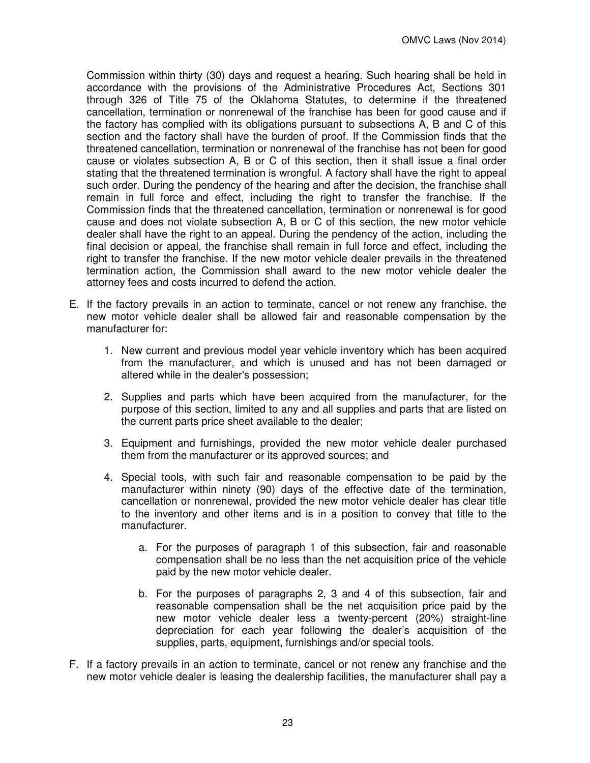Commission within thirty (30) days and request a hearing. Such hearing shall be held in accordance with the provisions of the Administrative Procedures Act, Sections 301 through 326 of Title 75 of the Oklahoma Statutes, to determine if the threatened cancellation, termination or nonrenewal of the franchise has been for good cause and if the factory has complied with its obligations pursuant to subsections A, B and C of this section and the factory shall have the burden of proof. If the Commission finds that the threatened cancellation, termination or nonrenewal of the franchise has not been for good cause or violates subsection A, B or C of this section, then it shall issue a final order stating that the threatened termination is wrongful. A factory shall have the right to appeal such order. During the pendency of the hearing and after the decision, the franchise shall remain in full force and effect, including the right to transfer the franchise. If the Commission finds that the threatened cancellation, termination or nonrenewal is for good cause and does not violate subsection A, B or C of this section, the new motor vehicle dealer shall have the right to an appeal. During the pendency of the action, including the final decision or appeal, the franchise shall remain in full force and effect, including the right to transfer the franchise. If the new motor vehicle dealer prevails in the threatened termination action, the Commission shall award to the new motor vehicle dealer the attorney fees and costs incurred to defend the action.

E. If the factory prevails in an action to terminate, cancel or not renew any franchise, the new motor vehicle dealer shall be allowed fair and reasonable compensation by the manufacturer for:

   1. New current and previous model year vehicle inventory which has been acquired from the manufacturer, and which is unused and has not been damaged or altered while in the dealer's possession;

   2. Supplies and parts which have been acquired from the manufacturer, for the purpose of this section, limited to any and all supplies and parts that are listed on the current parts price sheet available to the dealer;

   3. Equipment and furnishings, provided the new motor vehicle dealer purchased them from the manufacturer or its approved sources; and

   4. Special tools, with such fair and reasonable compensation to be paid by the manufacturer within ninety (90) days of the effective date of the termination, cancellation or nonrenewal, provided the new motor vehicle dealer has clear title to the inventory and other items and is in a position to convey that title to the manufacturer.

      a. For the purposes of paragraph 1 of this subsection, fair and reasonable compensation shall be no less than the net acquisition price of the vehicle paid by the new motor vehicle dealer.

      b. For the purposes of paragraphs 2, 3 and 4 of this subsection, fair and reasonable compensation shall be the net acquisition price paid by the new motor vehicle dealer less a twenty-percent (20%) straight-line depreciation for each year following the dealer's acquisition of the supplies, parts, equipment, furnishings and/or special tools.

F. If a factory prevails in an action to terminate, cancel or not renew any franchise and the new motor vehicle dealer is leasing the dealership facilities, the manufacturer shall pay a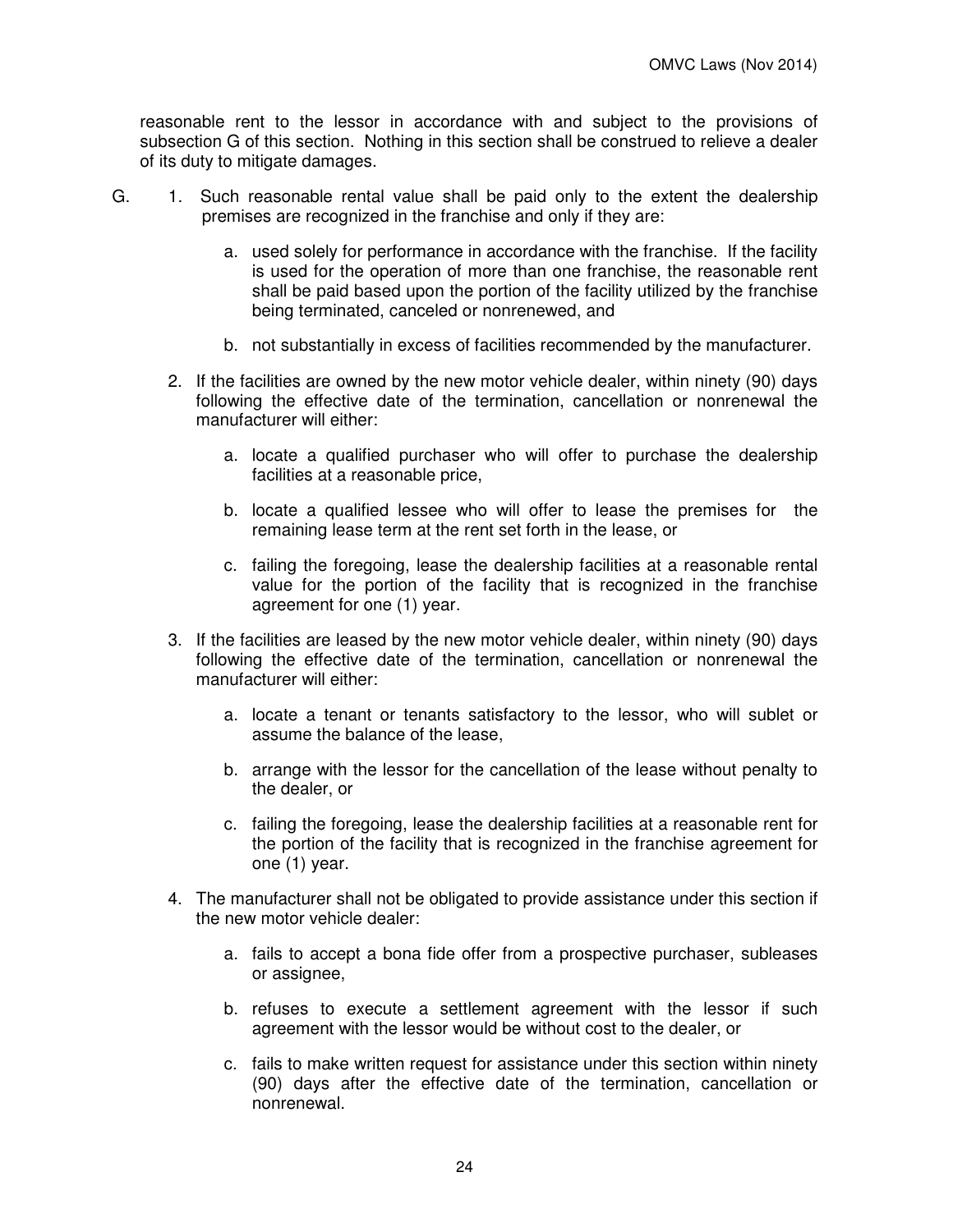reasonable rent to the lessor in accordance with and subject to the provisions of subsection G of this section. Nothing in this section shall be construed to relieve a dealer of its duty to mitigate damages.

G. 1. Such reasonable rental value shall be paid only to the extent the dealership premises are recognized in the franchise and only if they are:

   a. used solely for performance in accordance with the franchise. If the facility is used for the operation of more than one franchise, the reasonable rent shall be paid based upon the portion of the facility utilized by the franchise being terminated, canceled or nonrenewed, and

   b. not substantially in excess of facilities recommended by the manufacturer.

2. If the facilities are owned by the new motor vehicle dealer, within ninety (90) days following the effective date of the termination, cancellation or nonrenewal the manufacturer will either:

   a. locate a qualified purchaser who will offer to purchase the dealership facilities at a reasonable price,

   b. locate a qualified lessee who will offer to lease the premises for the remaining lease term at the rent set forth in the lease, or

   c. failing the foregoing, lease the dealership facilities at a reasonable rental value for the portion of the facility that is recognized in the franchise agreement for one (1) year.

3. If the facilities are leased by the new motor vehicle dealer, within ninety (90) days following the effective date of the termination, cancellation or nonrenewal the manufacturer will either:

   a. locate a tenant or tenants satisfactory to the lessor, who will sublet or assume the balance of the lease,

   b. arrange with the lessor for the cancellation of the lease without penalty to the dealer, or

   c. failing the foregoing, lease the dealership facilities at a reasonable rent for the portion of the facility that is recognized in the franchise agreement for one (1) year.

4. The manufacturer shall not be obligated to provide assistance under this section if the new motor vehicle dealer:

   a. fails to accept a bona fide offer from a prospective purchaser, subleases or assignee,

   b. refuses to execute a settlement agreement with the lessor if such agreement with the lessor would be without cost to the dealer, or

   c. fails to make written request for assistance under this section within ninety (90) days after the effective date of the termination, cancellation or nonrenewal.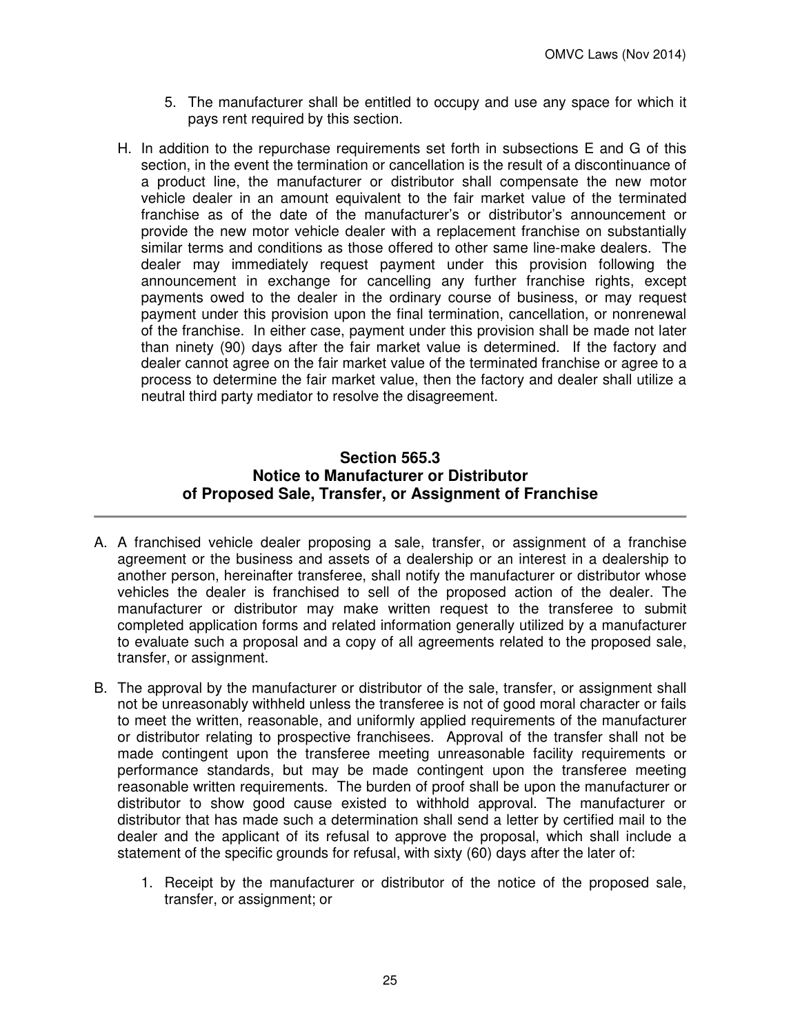5. The manufacturer shall be entitled to occupy and use any space for which it pays rent required by this section.

H. In addition to the repurchase requirements set forth in subsections E and G of this section, in the event the termination or cancellation is the result of a discontinuance of a product line, the manufacturer or distributor shall compensate the new motor vehicle dealer in an amount equivalent to the fair market value of the terminated franchise as of the date of the manufacturer's or distributor's announcement or provide the new motor vehicle dealer with a replacement franchise on substantially similar terms and conditions as those offered to other same line-make dealers. The dealer may immediately request payment under this provision following the announcement in exchange for cancelling any further franchise rights, except payments owed to the dealer in the ordinary course of business, or may request payment under this provision upon the final termination, cancellation, or nonrenewal of the franchise. In either case, payment under this provision shall be made not later than ninety (90) days after the fair market value is determined. If the factory and dealer cannot agree on the fair market value of the terminated franchise or agree to a process to determine the fair market value, then the factory and dealer shall utilize a neutral third party mediator to resolve the disagreement.

## Section 565.3
## Notice to Manufacturer or Distributor of Proposed Sale, Transfer, or Assignment of Franchise

A. A franchised vehicle dealer proposing a sale, transfer, or assignment of a franchise agreement or the business and assets of a dealership or an interest in a dealership to another person, hereinafter transferee, shall notify the manufacturer or distributor whose vehicles the dealer is franchised to sell of the proposed action of the dealer. The manufacturer or distributor may make written request to the transferee to submit completed application forms and related information generally utilized by a manufacturer to evaluate such a proposal and a copy of all agreements related to the proposed sale, transfer, or assignment.

B. The approval by the manufacturer or distributor of the sale, transfer, or assignment shall not be unreasonably withheld unless the transferee is not of good moral character or fails to meet the written, reasonable, and uniformly applied requirements of the manufacturer or distributor relating to prospective franchisees. Approval of the transfer shall not be made contingent upon the transferee meeting unreasonable facility requirements or performance standards, but may be made contingent upon the transferee meeting reasonable written requirements. The burden of proof shall be upon the manufacturer or distributor to show good cause existed to withhold approval. The manufacturer or distributor that has made such a determination shall send a letter by certified mail to the dealer and the applicant of its refusal to approve the proposal, which shall include a statement of the specific grounds for refusal, with sixty (60) days after the later of:

   1. Receipt by the manufacturer or distributor of the notice of the proposed sale, transfer, or assignment; or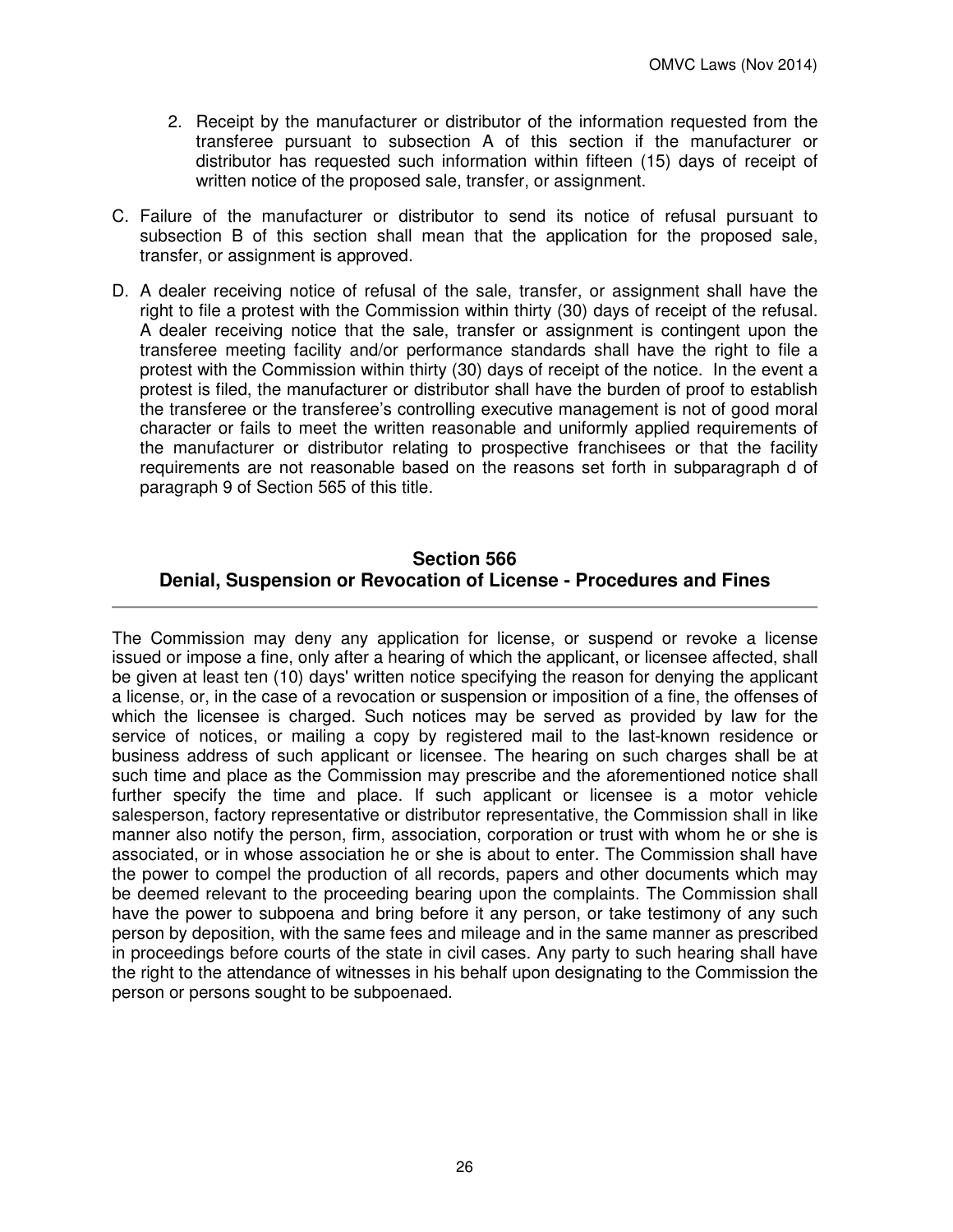2. Receipt by the manufacturer or distributor of the information requested from the transferee pursuant to subsection A of this section if the manufacturer or distributor has requested such information within fifteen (15) days of receipt of written notice of the proposed sale, transfer, or assignment.

C. Failure of the manufacturer or distributor to send its notice of refusal pursuant to subsection B of this section shall mean that the application for the proposed sale, transfer, or assignment is approved.

D. A dealer receiving notice of refusal of the sale, transfer, or assignment shall have the right to file a protest with the Commission within thirty (30) days of receipt of the refusal. A dealer receiving notice that the sale, transfer or assignment is contingent upon the transferee meeting facility and/or performance standards shall have the right to file a protest with the Commission within thirty (30) days of receipt of the notice. In the event a protest is filed, the manufacturer or distributor shall have the burden of proof to establish the transferee or the transferee's controlling executive management is not of good moral character or fails to meet the written reasonable and uniformly applied requirements of the manufacturer or distributor relating to prospective franchisees or that the facility requirements are not reasonable based on the reasons set forth in subparagraph d of paragraph 9 of Section 565 of this title.

## Section 566
## Denial, Suspension or Revocation of License - Procedures and Fines

---

The Commission may deny any application for license, or suspend or revoke a license issued or impose a fine, only after a hearing of which the applicant, or licensee affected, shall be given at least ten (10) days' written notice specifying the reason for denying the applicant a license, or, in the case of a revocation or suspension or imposition of a fine, the offenses of which the licensee is charged. Such notices may be served as provided by law for the service of notices, or mailing a copy by registered mail to the last-known residence or business address of such applicant or licensee. The hearing on such charges shall be at such time and place as the Commission may prescribe and the aforementioned notice shall further specify the time and place. If such applicant or licensee is a motor vehicle salesperson, factory representative or distributor representative, the Commission shall in like manner also notify the person, firm, association, corporation or trust with whom he or she is associated, or in whose association he or she is about to enter. The Commission shall have the power to compel the production of all records, papers and other documents which may be deemed relevant to the proceeding bearing upon the complaints. The Commission shall have the power to subpoena and bring before it any person, or take testimony of any such person by deposition, with the same fees and mileage and in the same manner as prescribed in proceedings before courts of the state in civil cases. Any party to such hearing shall have the right to the attendance of witnesses in his behalf upon designating to the Commission the person or persons sought to be subpoenaed.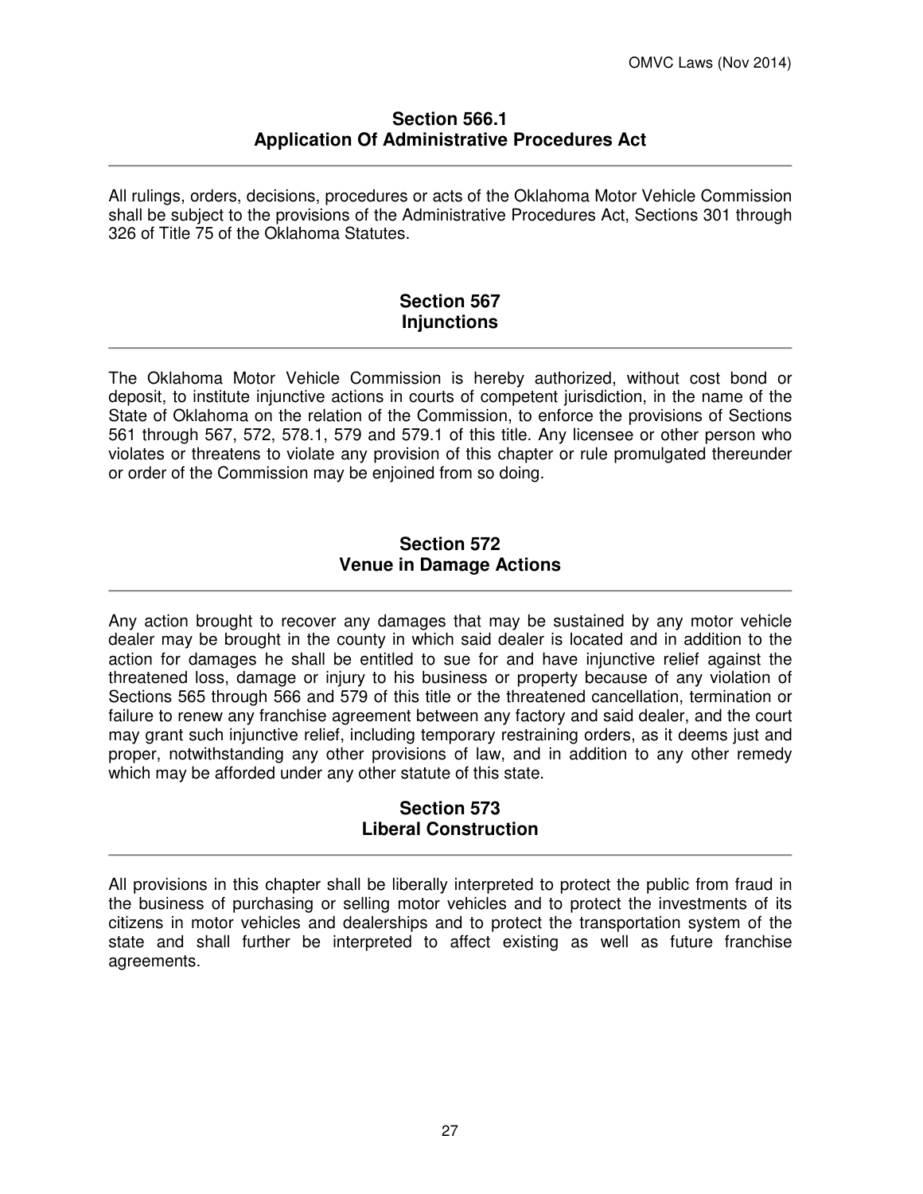## Section 566.1
## Application Of Administrative Procedures Act

All rulings, orders, decisions, procedures or acts of the Oklahoma Motor Vehicle Commission shall be subject to the provisions of the Administrative Procedures Act, Sections 301 through 326 of Title 75 of the Oklahoma Statutes.

## Section 567
## Injunctions

The Oklahoma Motor Vehicle Commission is hereby authorized, without cost bond or deposit, to institute injunctive actions in courts of competent jurisdiction, in the name of the State of Oklahoma on the relation of the Commission, to enforce the provisions of Sections 561 through 567, 572, 578.1, 579 and 579.1 of this title. Any licensee or other person who violates or threatens to violate any provision of this chapter or rule promulgated thereunder or order of the Commission may be enjoined from so doing.

## Section 572
## Venue in Damage Actions

Any action brought to recover any damages that may be sustained by any motor vehicle dealer may be brought in the county in which said dealer is located and in addition to the action for damages he shall be entitled to sue for and have injunctive relief against the threatened loss, damage or injury to his business or property because of any violation of Sections 565 through 566 and 579 of this title or the threatened cancellation, termination or failure to renew any franchise agreement between any factory and said dealer, and the court may grant such injunctive relief, including temporary restraining orders, as it deems just and proper, notwithstanding any other provisions of law, and in addition to any other remedy which may be afforded under any other statute of this state.

## Section 573
## Liberal Construction

All provisions in this chapter shall be liberally interpreted to protect the public from fraud in the business of purchasing or selling motor vehicles and to protect the investments of its citizens in motor vehicles and dealerships and to protect the transportation system of the state and shall further be interpreted to affect existing as well as future franchise agreements.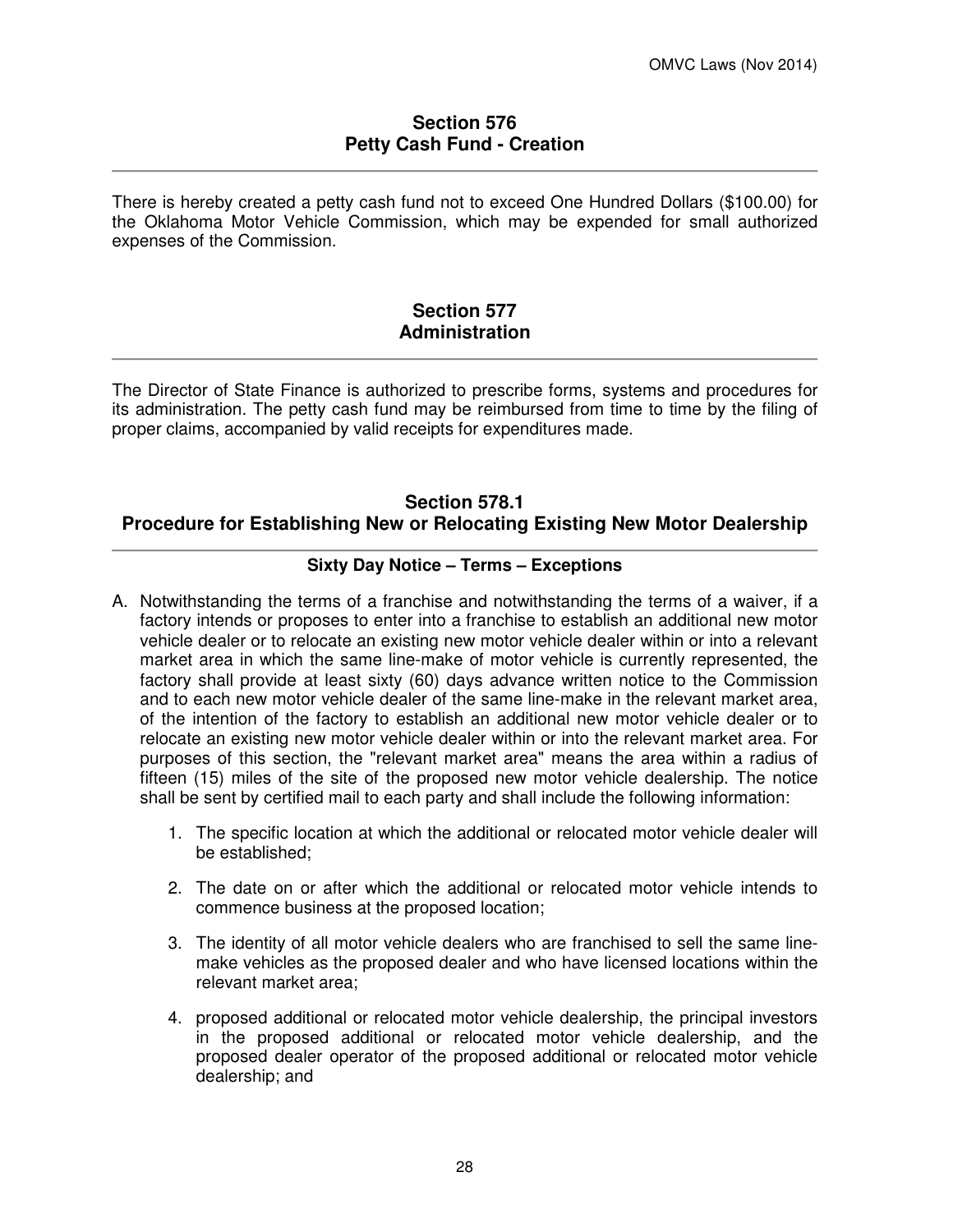## Section 576
## Petty Cash Fund - Creation

There is hereby created a petty cash fund not to exceed One Hundred Dollars ($100.00) for the Oklahoma Motor Vehicle Commission, which may be expended for small authorized expenses of the Commission.

## Section 577
## Administration

The Director of State Finance is authorized to prescribe forms, systems and procedures for its administration. The petty cash fund may be reimbursed from time to time by the filing of proper claims, accompanied by valid receipts for expenditures made.

## Section 578.1
## Procedure for Establishing New or Relocating Existing New Motor Dealership

### Sixty Day Notice – Terms – Exceptions

A. Notwithstanding the terms of a franchise and notwithstanding the terms of a waiver, if a factory intends or proposes to enter into a franchise to establish an additional new motor vehicle dealer or to relocate an existing new motor vehicle dealer within or into a relevant market area in which the same line-make of motor vehicle is currently represented, the factory shall provide at least sixty (60) days advance written notice to the Commission and to each new motor vehicle dealer of the same line-make in the relevant market area, of the intention of the factory to establish an additional new motor vehicle dealer or to relocate an existing new motor vehicle dealer within or into the relevant market area. For purposes of this section, the "relevant market area" means the area within a radius of fifteen (15) miles of the site of the proposed new motor vehicle dealership. The notice shall be sent by certified mail to each party and shall include the following information:

   1. The specific location at which the additional or relocated motor vehicle dealer will be established;

   2. The date on or after which the additional or relocated motor vehicle intends to commence business at the proposed location;

   3. The identity of all motor vehicle dealers who are franchised to sell the same line-make vehicles as the proposed dealer and who have licensed locations within the relevant market area;

   4. proposed additional or relocated motor vehicle dealership, the principal investors in the proposed additional or relocated motor vehicle dealership, and the proposed dealer operator of the proposed additional or relocated motor vehicle dealership; and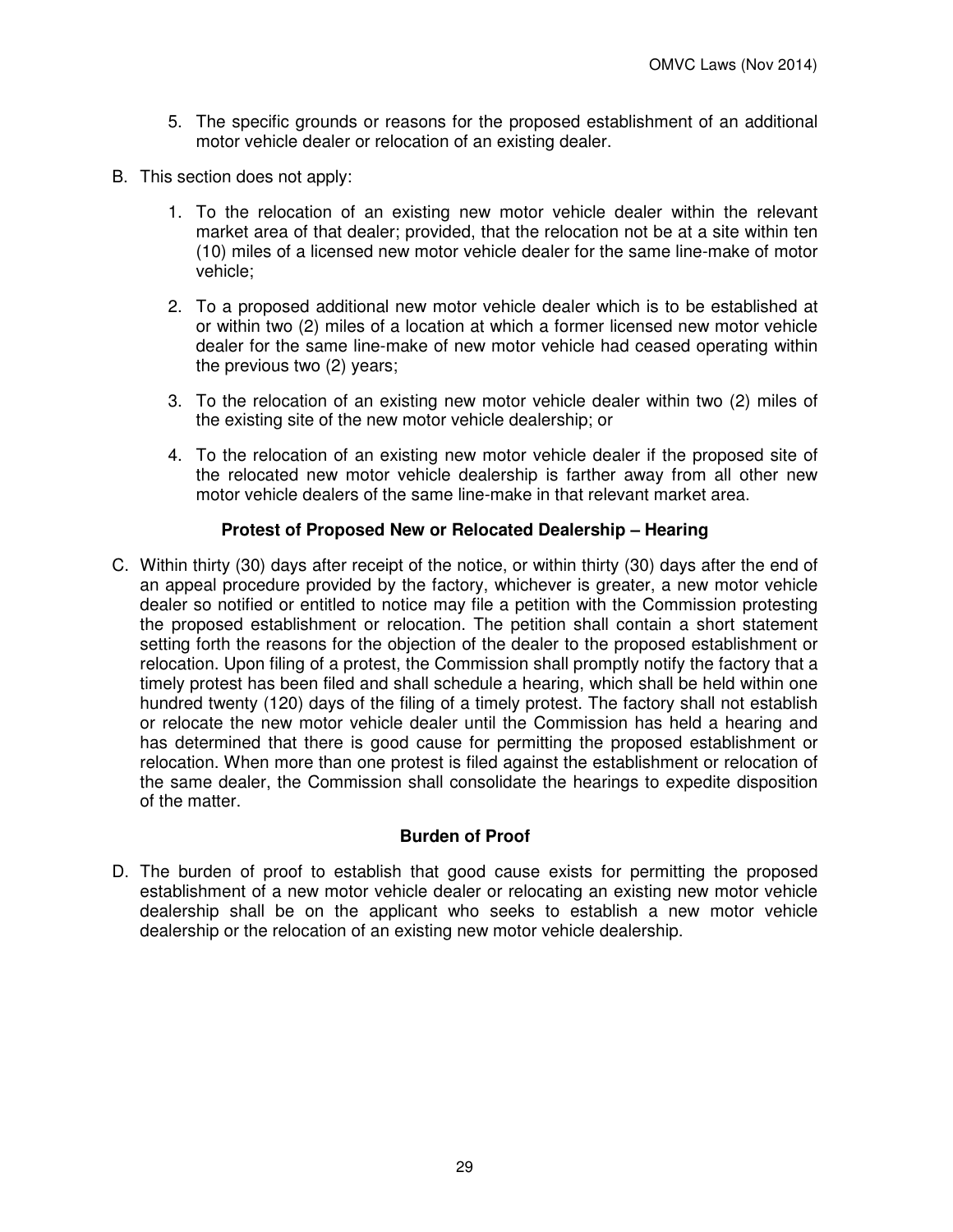5. The specific grounds or reasons for the proposed establishment of an additional motor vehicle dealer or relocation of an existing dealer.

B. This section does not apply:

1. To the relocation of an existing new motor vehicle dealer within the relevant market area of that dealer; provided, that the relocation not be at a site within ten (10) miles of a licensed new motor vehicle dealer for the same line-make of motor vehicle;

2. To a proposed additional new motor vehicle dealer which is to be established at or within two (2) miles of a location at which a former licensed new motor vehicle dealer for the same line-make of new motor vehicle had ceased operating within the previous two (2) years;

3. To the relocation of an existing new motor vehicle dealer within two (2) miles of the existing site of the new motor vehicle dealership; or

4. To the relocation of an existing new motor vehicle dealer if the proposed site of the relocated new motor vehicle dealership is farther away from all other new motor vehicle dealers of the same line-make in that relevant market area.

**Protest of Proposed New or Relocated Dealership – Hearing**

C. Within thirty (30) days after receipt of the notice, or within thirty (30) days after the end of an appeal procedure provided by the factory, whichever is greater, a new motor vehicle dealer so notified or entitled to notice may file a petition with the Commission protesting the proposed establishment or relocation. The petition shall contain a short statement setting forth the reasons for the objection of the dealer to the proposed establishment or relocation. Upon filing of a protest, the Commission shall promptly notify the factory that a timely protest has been filed and shall schedule a hearing, which shall be held within one hundred twenty (120) days of the filing of a timely protest. The factory shall not establish or relocate the new motor vehicle dealer until the Commission has held a hearing and has determined that there is good cause for permitting the proposed establishment or relocation. When more than one protest is filed against the establishment or relocation of the same dealer, the Commission shall consolidate the hearings to expedite disposition of the matter.

**Burden of Proof**

D. The burden of proof to establish that good cause exists for permitting the proposed establishment of a new motor vehicle dealer or relocating an existing new motor vehicle dealership shall be on the applicant who seeks to establish a new motor vehicle dealership or the relocation of an existing new motor vehicle dealership.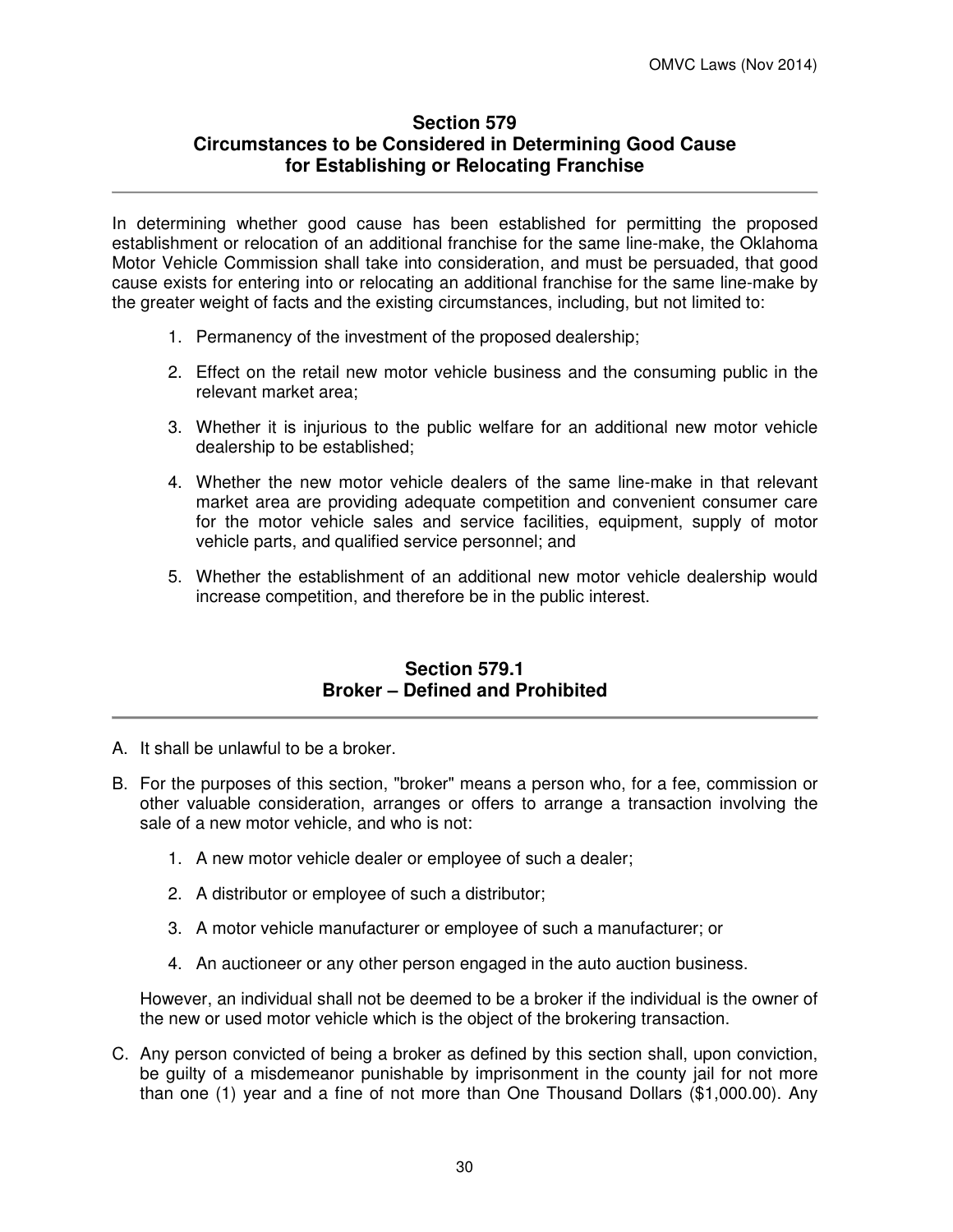## Section 579
## Circumstances to be Considered in Determining Good Cause for Establishing or Relocating Franchise

In determining whether good cause has been established for permitting the proposed establishment or relocation of an additional franchise for the same line-make, the Oklahoma Motor Vehicle Commission shall take into consideration, and must be persuaded, that good cause exists for entering into or relocating an additional franchise for the same line-make by the greater weight of facts and the existing circumstances, including, but not limited to:

1. Permanency of the investment of the proposed dealership;
2. Effect on the retail new motor vehicle business and the consuming public in the relevant market area;
3. Whether it is injurious to the public welfare for an additional new motor vehicle dealership to be established;
4. Whether the new motor vehicle dealers of the same line-make in that relevant market area are providing adequate competition and convenient consumer care for the motor vehicle sales and service facilities, equipment, supply of motor vehicle parts, and qualified service personnel; and
5. Whether the establishment of an additional new motor vehicle dealership would increase competition, and therefore be in the public interest.

## Section 579.1
## Broker – Defined and Prohibited

A. It shall be unlawful to be a broker.

B. For the purposes of this section, "broker" means a person who, for a fee, commission or other valuable consideration, arranges or offers to arrange a transaction involving the sale of a new motor vehicle, and who is not:

   1. A new motor vehicle dealer or employee of such a dealer;
   2. A distributor or employee of such a distributor;
   3. A motor vehicle manufacturer or employee of such a manufacturer; or
   4. An auctioneer or any other person engaged in the auto auction business.

   However, an individual shall not be deemed to be a broker if the individual is the owner of the new or used motor vehicle which is the object of the brokering transaction.

C. Any person convicted of being a broker as defined by this section shall, upon conviction, be guilty of a misdemeanor punishable by imprisonment in the county jail for not more than one (1) year and a fine of not more than One Thousand Dollars ($1,000.00). Any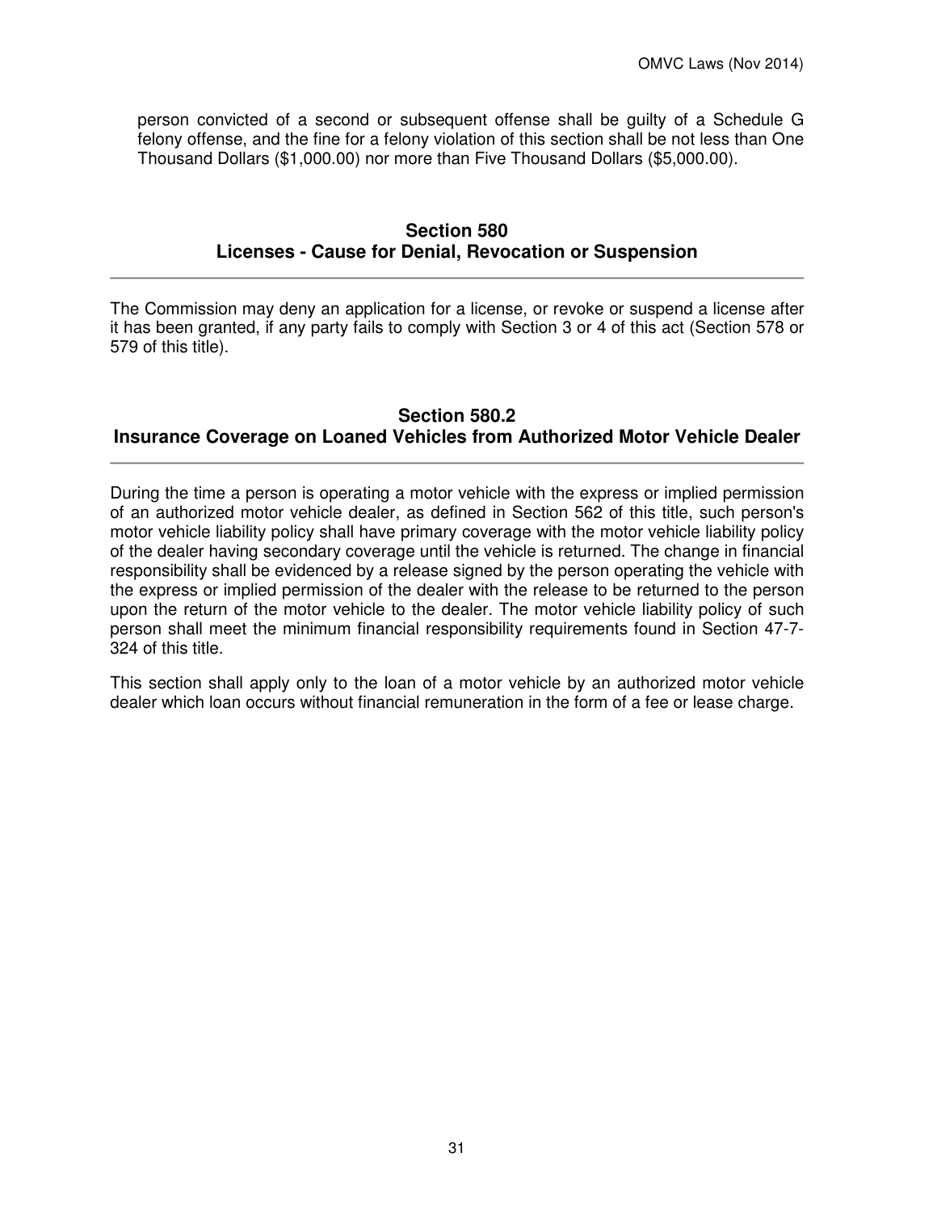person convicted of a second or subsequent offense shall be guilty of a Schedule G felony offense, and the fine for a felony violation of this section shall be not less than One Thousand Dollars ($1,000.00) nor more than Five Thousand Dollars ($5,000.00).

## Section 580
## Licenses - Cause for Denial, Revocation or Suspension

The Commission may deny an application for a license, or revoke or suspend a license after it has been granted, if any party fails to comply with Section 3 or 4 of this act (Section 578 or 579 of this title).

## Section 580.2
## Insurance Coverage on Loaned Vehicles from Authorized Motor Vehicle Dealer

During the time a person is operating a motor vehicle with the express or implied permission of an authorized motor vehicle dealer, as defined in Section 562 of this title, such person's motor vehicle liability policy shall have primary coverage with the motor vehicle liability policy of the dealer having secondary coverage until the vehicle is returned. The change in financial responsibility shall be evidenced by a release signed by the person operating the vehicle with the express or implied permission of the dealer with the release to be returned to the person upon the return of the motor vehicle to the dealer. The motor vehicle liability policy of such person shall meet the minimum financial responsibility requirements found in Section 47-7-324 of this title.

This section shall apply only to the loan of a motor vehicle by an authorized motor vehicle dealer which loan occurs without financial remuneration in the form of a fee or lease charge.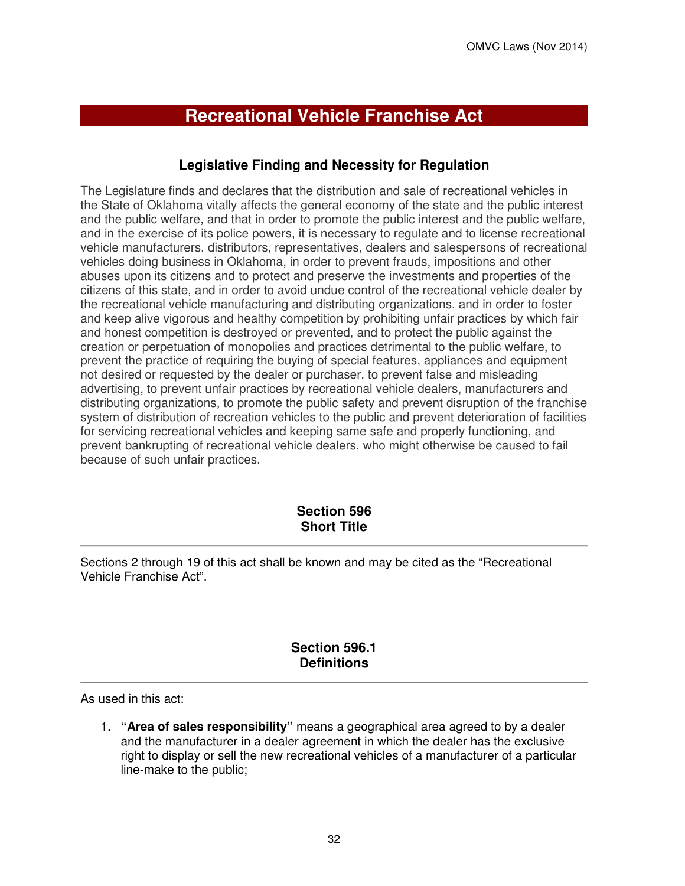# Recreational Vehicle Franchise Act

## Legislative Finding and Necessity for Regulation

The Legislature finds and declares that the distribution and sale of recreational vehicles in the State of Oklahoma vitally affects the general economy of the state and the public interest and the public welfare, and that in order to promote the public interest and the public welfare, and in the exercise of its police powers, it is necessary to regulate and to license recreational vehicle manufacturers, distributors, representatives, dealers and salespersons of recreational vehicles doing business in Oklahoma, in order to prevent frauds, impositions and other abuses upon its citizens and to protect and preserve the investments and properties of the citizens of this state, and in order to avoid undue control of the recreational vehicle dealer by the recreational vehicle manufacturing and distributing organizations, and in order to foster and keep alive vigorous and healthy competition by prohibiting unfair practices by which fair and honest competition is destroyed or prevented, and to protect the public against the creation or perpetuation of monopolies and practices detrimental to the public welfare, to prevent the practice of requiring the buying of special features, appliances and equipment not desired or requested by the dealer or purchaser, to prevent false and misleading advertising, to prevent unfair practices by recreational vehicle dealers, manufacturers and distributing organizations, to promote the public safety and prevent disruption of the franchise system of distribution of recreation vehicles to the public and prevent deterioration of facilities for servicing recreational vehicles and keeping same safe and properly functioning, and prevent bankrupting of recreational vehicle dealers, who might otherwise be caused to fail because of such unfair practices.

## Section 596
## Short Title

Sections 2 through 19 of this act shall be known and may be cited as the "Recreational Vehicle Franchise Act".

## Section 596.1
## Definitions

As used in this act:

1. **"Area of sales responsibility"** means a geographical area agreed to by a dealer and the manufacturer in a dealer agreement in which the dealer has the exclusive right to display or sell the new recreational vehicles of a manufacturer of a particular line-make to the public;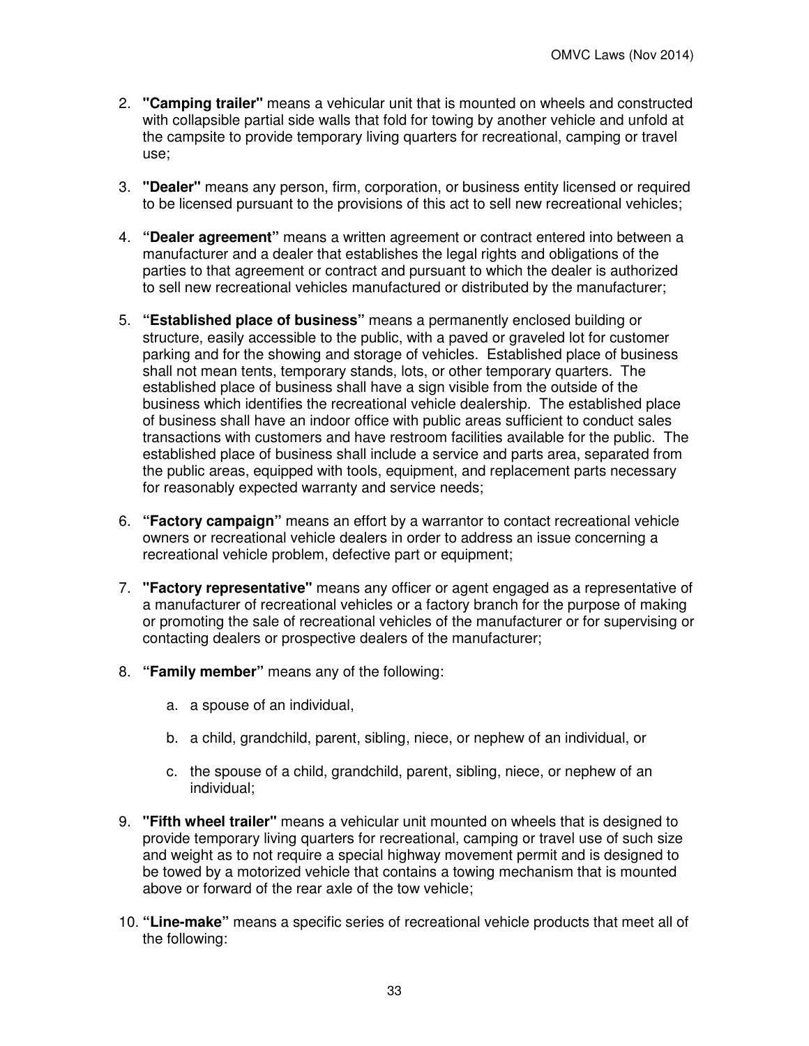2. **"Camping trailer"** means a vehicular unit that is mounted on wheels and constructed with collapsible partial side walls that fold for towing by another vehicle and unfold at the campsite to provide temporary living quarters for recreational, camping or travel use;

3. **"Dealer"** means any person, firm, corporation, or business entity licensed or required to be licensed pursuant to the provisions of this act to sell new recreational vehicles;

4. **"Dealer agreement"** means a written agreement or contract entered into between a manufacturer and a dealer that establishes the legal rights and obligations of the parties to that agreement or contract and pursuant to which the dealer is authorized to sell new recreational vehicles manufactured or distributed by the manufacturer;

5. **"Established place of business"** means a permanently enclosed building or structure, easily accessible to the public, with a paved or graveled lot for customer parking and for the showing and storage of vehicles. Established place of business shall not mean tents, temporary stands, lots, or other temporary quarters. The established place of business shall have a sign visible from the outside of the business which identifies the recreational vehicle dealership. The established place of business shall have an indoor office with public areas sufficient to conduct sales transactions with customers and have restroom facilities available for the public. The established place of business shall include a service and parts area, separated from the public areas, equipped with tools, equipment, and replacement parts necessary for reasonably expected warranty and service needs;

6. **"Factory campaign"** means an effort by a warrantor to contact recreational vehicle owners or recreational vehicle dealers in order to address an issue concerning a recreational vehicle problem, defective part or equipment;

7. **"Factory representative"** means any officer or agent engaged as a representative of a manufacturer of recreational vehicles or a factory branch for the purpose of making or promoting the sale of recreational vehicles of the manufacturer or for supervising or contacting dealers or prospective dealers of the manufacturer;

8. **"Family member"** means any of the following:

   a. a spouse of an individual,

   b. a child, grandchild, parent, sibling, niece, or nephew of an individual, or

   c. the spouse of a child, grandchild, parent, sibling, niece, or nephew of an individual;

9. **"Fifth wheel trailer"** means a vehicular unit mounted on wheels that is designed to provide temporary living quarters for recreational, camping or travel use of such size and weight as to not require a special highway movement permit and is designed to be towed by a motorized vehicle that contains a towing mechanism that is mounted above or forward of the rear axle of the tow vehicle;

10. **"Line-make"** means a specific series of recreational vehicle products that meet all of the following: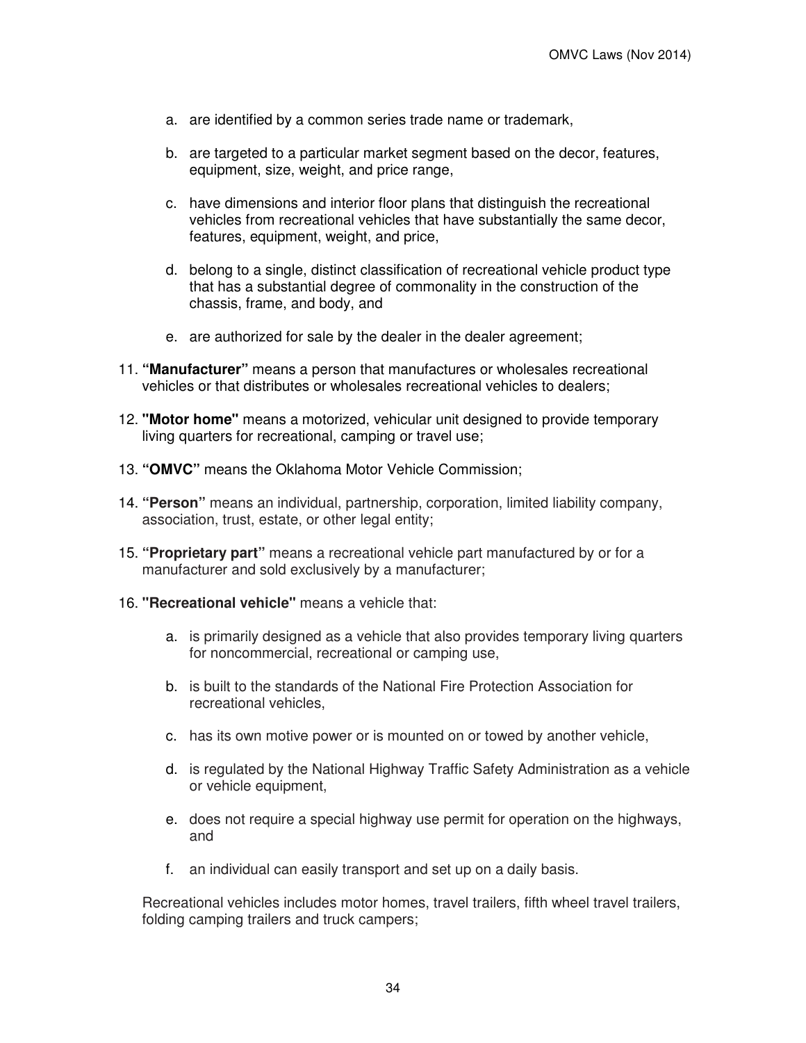a. are identified by a common series trade name or trademark,

   b. are targeted to a particular market segment based on the decor, features, equipment, size, weight, and price range,

   c. have dimensions and interior floor plans that distinguish the recreational vehicles from recreational vehicles that have substantially the same decor, features, equipment, weight, and price,

   d. belong to a single, distinct classification of recreational vehicle product type that has a substantial degree of commonality in the construction of the chassis, frame, and body, and

   e. are authorized for sale by the dealer in the dealer agreement;

11. **"Manufacturer"** means a person that manufactures or wholesales recreational vehicles or that distributes or wholesales recreational vehicles to dealers;

12. **"Motor home"** means a motorized, vehicular unit designed to provide temporary living quarters for recreational, camping or travel use;

13. **"OMVC"** means the Oklahoma Motor Vehicle Commission;

14. **"Person"** means an individual, partnership, corporation, limited liability company, association, trust, estate, or other legal entity;

15. **"Proprietary part"** means a recreational vehicle part manufactured by or for a manufacturer and sold exclusively by a manufacturer;

16. **"Recreational vehicle"** means a vehicle that:

    a. is primarily designed as a vehicle that also provides temporary living quarters for noncommercial, recreational or camping use,

    b. is built to the standards of the National Fire Protection Association for recreational vehicles,

    c. has its own motive power or is mounted on or towed by another vehicle,

    d. is regulated by the National Highway Traffic Safety Administration as a vehicle or vehicle equipment,

    e. does not require a special highway use permit for operation on the highways, and

    f. an individual can easily transport and set up on a daily basis.

    Recreational vehicles includes motor homes, travel trailers, fifth wheel travel trailers, folding camping trailers and truck campers;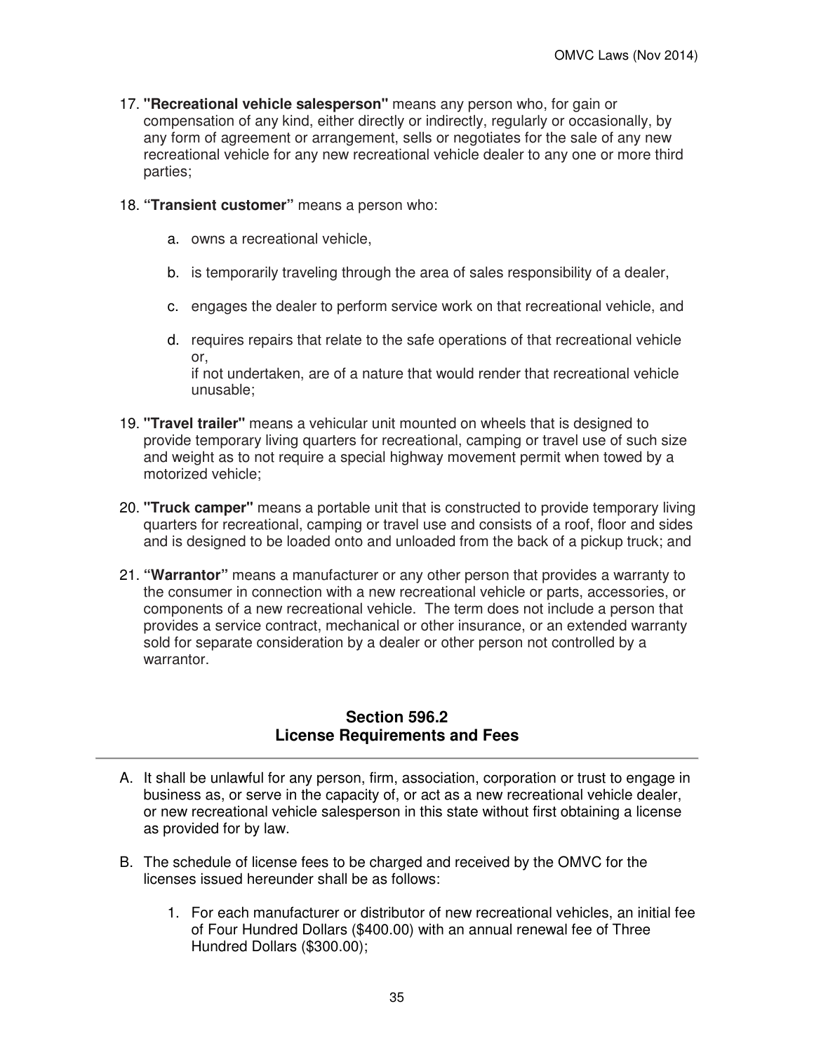17. **"Recreational vehicle salesperson"** means any person who, for gain or compensation of any kind, either directly or indirectly, regularly or occasionally, by any form of agreement or arrangement, sells or negotiates for the sale of any new recreational vehicle for any new recreational vehicle dealer to any one or more third parties;

18. **"Transient customer"** means a person who:

    a. owns a recreational vehicle,

    b. is temporarily traveling through the area of sales responsibility of a dealer,

    c. engages the dealer to perform service work on that recreational vehicle, and

    d. requires repairs that relate to the safe operations of that recreational vehicle or,
    if not undertaken, are of a nature that would render that recreational vehicle unusable;

19. **"Travel trailer"** means a vehicular unit mounted on wheels that is designed to provide temporary living quarters for recreational, camping or travel use of such size and weight as to not require a special highway movement permit when towed by a motorized vehicle;

20. **"Truck camper"** means a portable unit that is constructed to provide temporary living quarters for recreational, camping or travel use and consists of a roof, floor and sides and is designed to be loaded onto and unloaded from the back of a pickup truck; and

21. **"Warrantor"** means a manufacturer or any other person that provides a warranty to the consumer in connection with a new recreational vehicle or parts, accessories, or components of a new recreational vehicle. The term does not include a person that provides a service contract, mechanical or other insurance, or an extended warranty sold for separate consideration by a dealer or other person not controlled by a warrantor.

## Section 596.2
## License Requirements and Fees

A. It shall be unlawful for any person, firm, association, corporation or trust to engage in business as, or serve in the capacity of, or act as a new recreational vehicle dealer, or new recreational vehicle salesperson in this state without first obtaining a license as provided for by law.

B. The schedule of license fees to be charged and received by the OMVC for the licenses issued hereunder shall be as follows:

    1. For each manufacturer or distributor of new recreational vehicles, an initial fee of Four Hundred Dollars ($400.00) with an annual renewal fee of Three Hundred Dollars ($300.00);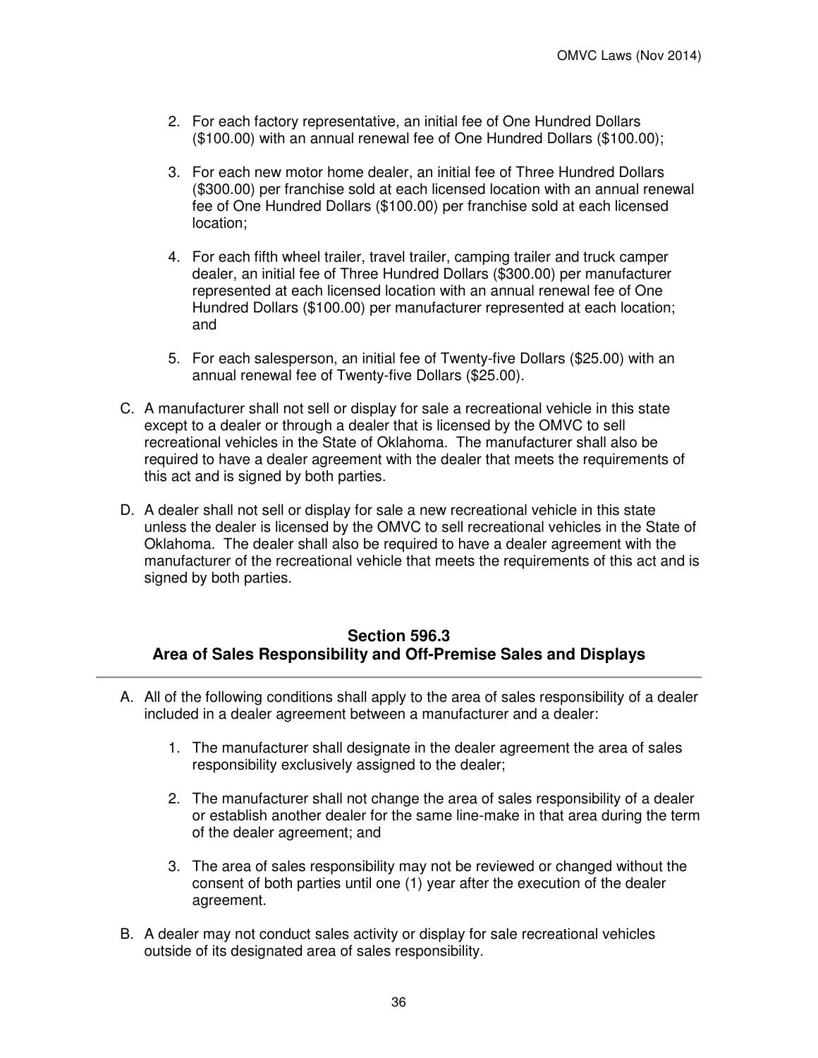2. For each factory representative, an initial fee of One Hundred Dollars ($100.00) with an annual renewal fee of One Hundred Dollars ($100.00);

3. For each new motor home dealer, an initial fee of Three Hundred Dollars ($300.00) per franchise sold at each licensed location with an annual renewal fee of One Hundred Dollars ($100.00) per franchise sold at each licensed location;

4. For each fifth wheel trailer, travel trailer, camping trailer and truck camper dealer, an initial fee of Three Hundred Dollars ($300.00) per manufacturer represented at each licensed location with an annual renewal fee of One Hundred Dollars ($100.00) per manufacturer represented at each location; and

5. For each salesperson, an initial fee of Twenty-five Dollars ($25.00) with an annual renewal fee of Twenty-five Dollars ($25.00).

C. A manufacturer shall not sell or display for sale a recreational vehicle in this state except to a dealer or through a dealer that is licensed by the OMVC to sell recreational vehicles in the State of Oklahoma. The manufacturer shall also be required to have a dealer agreement with the dealer that meets the requirements of this act and is signed by both parties.

D. A dealer shall not sell or display for sale a new recreational vehicle in this state unless the dealer is licensed by the OMVC to sell recreational vehicles in the State of Oklahoma. The dealer shall also be required to have a dealer agreement with the manufacturer of the recreational vehicle that meets the requirements of this act and is signed by both parties.

## Section 596.3
## Area of Sales Responsibility and Off-Premise Sales and Displays

A. All of the following conditions shall apply to the area of sales responsibility of a dealer included in a dealer agreement between a manufacturer and a dealer:

1. The manufacturer shall designate in the dealer agreement the area of sales responsibility exclusively assigned to the dealer;

2. The manufacturer shall not change the area of sales responsibility of a dealer or establish another dealer for the same line-make in that area during the term of the dealer agreement; and

3. The area of sales responsibility may not be reviewed or changed without the consent of both parties until one (1) year after the execution of the dealer agreement.

B. A dealer may not conduct sales activity or display for sale recreational vehicles outside of its designated area of sales responsibility.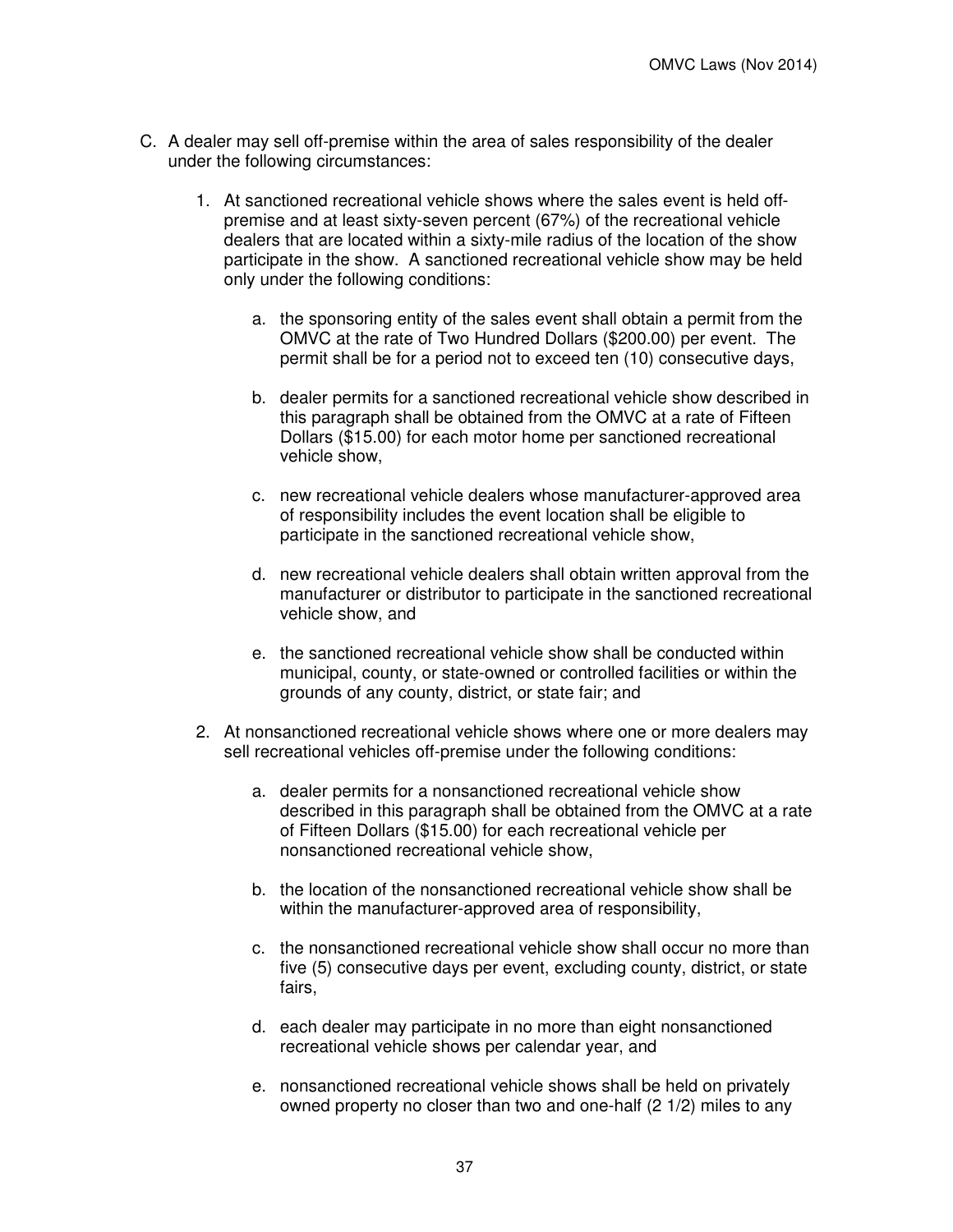C. A dealer may sell off-premise within the area of sales responsibility of the dealer under the following circumstances:

   1. At sanctioned recreational vehicle shows where the sales event is held off-premise and at least sixty-seven percent (67%) of the recreational vehicle dealers that are located within a sixty-mile radius of the location of the show participate in the show. A sanctioned recreational vehicle show may be held only under the following conditions:

      a. the sponsoring entity of the sales event shall obtain a permit from the OMVC at the rate of Two Hundred Dollars ($200.00) per event. The permit shall be for a period not to exceed ten (10) consecutive days,

      b. dealer permits for a sanctioned recreational vehicle show described in this paragraph shall be obtained from the OMVC at a rate of Fifteen Dollars ($15.00) for each motor home per sanctioned recreational vehicle show,

      c. new recreational vehicle dealers whose manufacturer-approved area of responsibility includes the event location shall be eligible to participate in the sanctioned recreational vehicle show,

      d. new recreational vehicle dealers shall obtain written approval from the manufacturer or distributor to participate in the sanctioned recreational vehicle show, and

      e. the sanctioned recreational vehicle show shall be conducted within municipal, county, or state-owned or controlled facilities or within the grounds of any county, district, or state fair; and

   2. At nonsanctioned recreational vehicle shows where one or more dealers may sell recreational vehicles off-premise under the following conditions:

      a. dealer permits for a nonsanctioned recreational vehicle show described in this paragraph shall be obtained from the OMVC at a rate of Fifteen Dollars ($15.00) for each recreational vehicle per nonsanctioned recreational vehicle show,

      b. the location of the nonsanctioned recreational vehicle show shall be within the manufacturer-approved area of responsibility,

      c. the nonsanctioned recreational vehicle show shall occur no more than five (5) consecutive days per event, excluding county, district, or state fairs,

      d. each dealer may participate in no more than eight nonsanctioned recreational vehicle shows per calendar year, and

      e. nonsanctioned recreational vehicle shows shall be held on privately owned property no closer than two and one-half (2 1/2) miles to any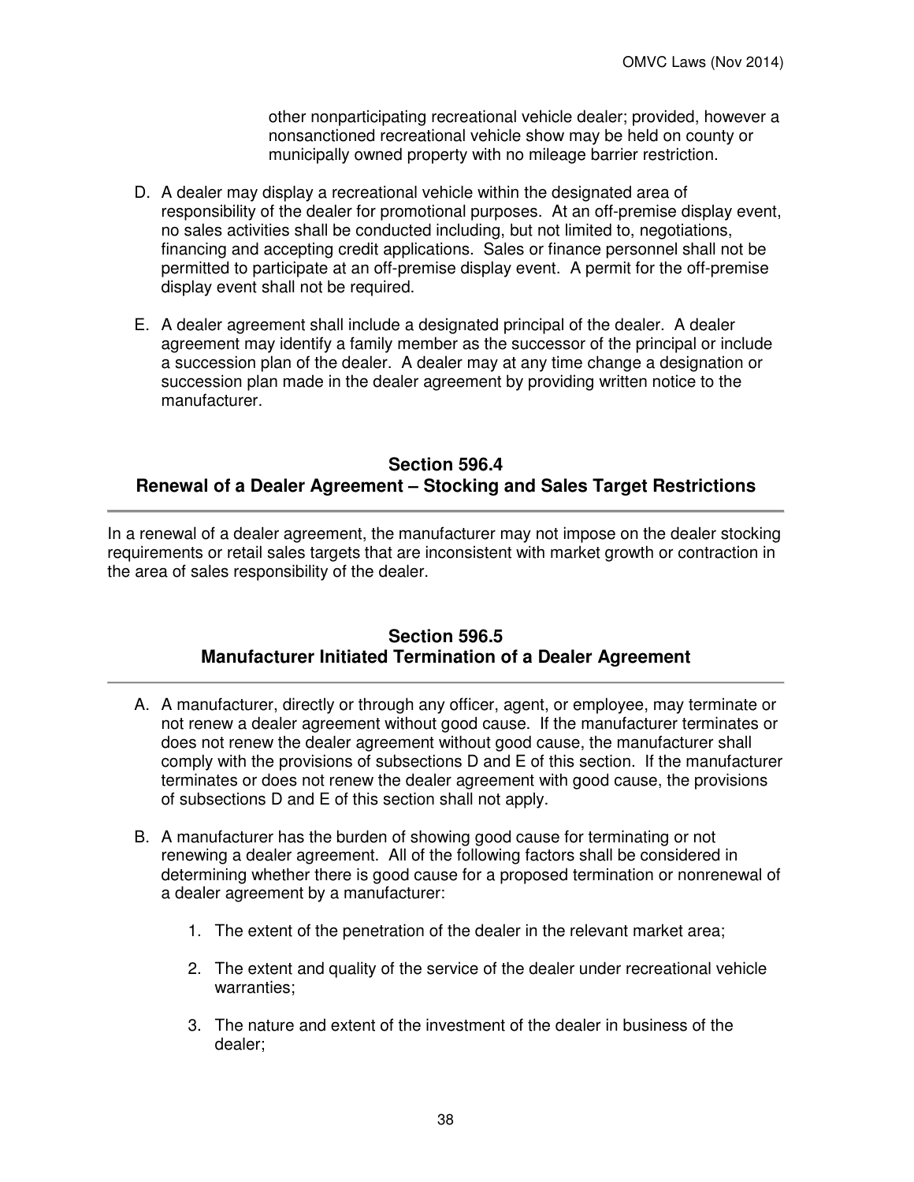other nonparticipating recreational vehicle dealer; provided, however a nonsanctioned recreational vehicle show may be held on county or municipally owned property with no mileage barrier restriction.

D. A dealer may display a recreational vehicle within the designated area of responsibility of the dealer for promotional purposes. At an off-premise display event, no sales activities shall be conducted including, but not limited to, negotiations, financing and accepting credit applications. Sales or finance personnel shall not be permitted to participate at an off-premise display event. A permit for the off-premise display event shall not be required.

E. A dealer agreement shall include a designated principal of the dealer. A dealer agreement may identify a family member as the successor of the principal or include a succession plan of the dealer. A dealer may at any time change a designation or succession plan made in the dealer agreement by providing written notice to the manufacturer.

## Section 596.4
## Renewal of a Dealer Agreement – Stocking and Sales Target Restrictions

In a renewal of a dealer agreement, the manufacturer may not impose on the dealer stocking requirements or retail sales targets that are inconsistent with market growth or contraction in the area of sales responsibility of the dealer.

## Section 596.5
## Manufacturer Initiated Termination of a Dealer Agreement

A. A manufacturer, directly or through any officer, agent, or employee, may terminate or not renew a dealer agreement without good cause. If the manufacturer terminates or does not renew the dealer agreement without good cause, the manufacturer shall comply with the provisions of subsections D and E of this section. If the manufacturer terminates or does not renew the dealer agreement with good cause, the provisions of subsections D and E of this section shall not apply.

B. A manufacturer has the burden of showing good cause for terminating or not renewing a dealer agreement. All of the following factors shall be considered in determining whether there is good cause for a proposed termination or nonrenewal of a dealer agreement by a manufacturer:

   1. The extent of the penetration of the dealer in the relevant market area;

   2. The extent and quality of the service of the dealer under recreational vehicle warranties;

   3. The nature and extent of the investment of the dealer in business of the dealer;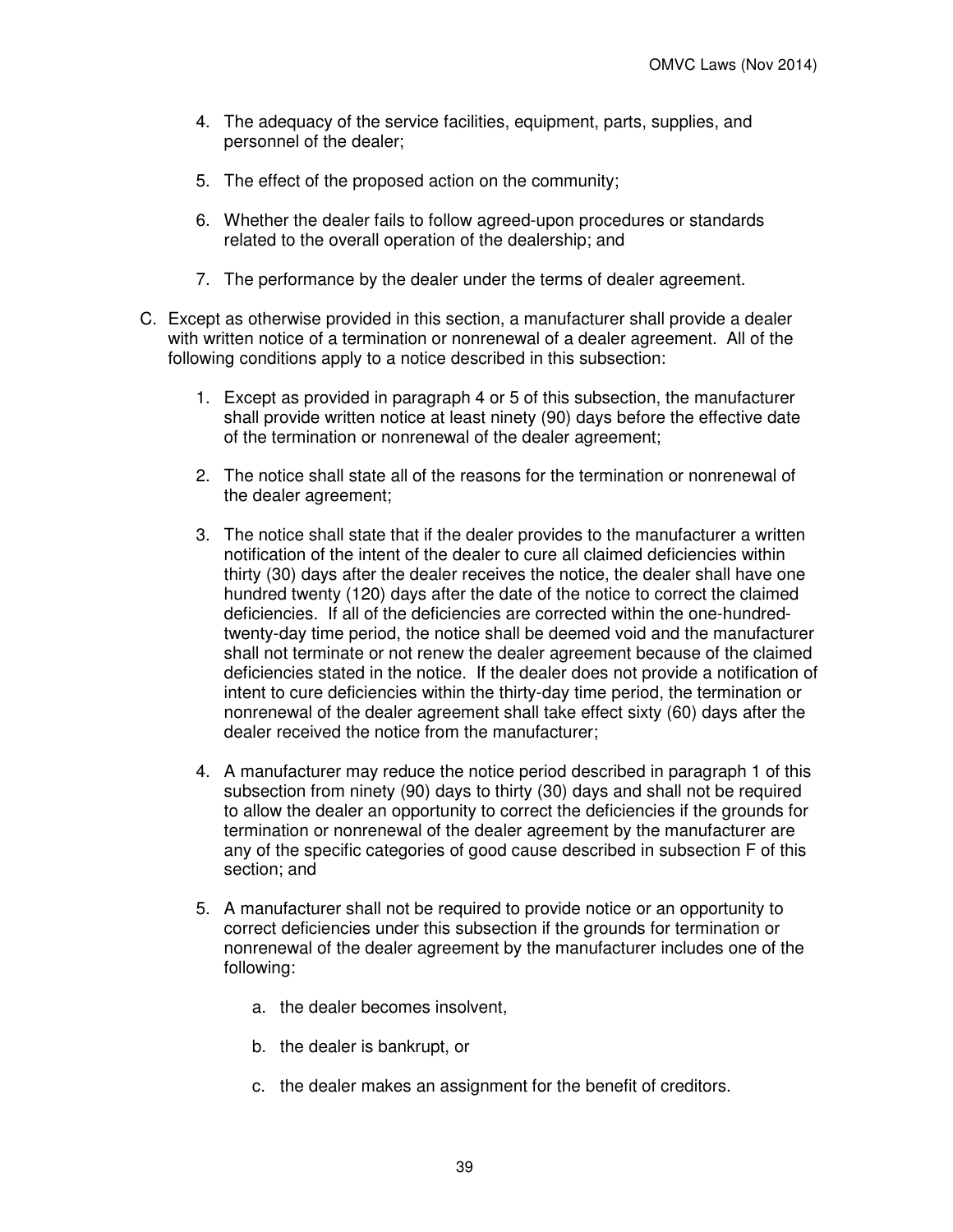4. The adequacy of the service facilities, equipment, parts, supplies, and personnel of the dealer;

5. The effect of the proposed action on the community;

6. Whether the dealer fails to follow agreed-upon procedures or standards related to the overall operation of the dealership; and

7. The performance by the dealer under the terms of dealer agreement.

C. Except as otherwise provided in this section, a manufacturer shall provide a dealer with written notice of a termination or nonrenewal of a dealer agreement. All of the following conditions apply to a notice described in this subsection:

   1. Except as provided in paragraph 4 or 5 of this subsection, the manufacturer shall provide written notice at least ninety (90) days before the effective date of the termination or nonrenewal of the dealer agreement;

   2. The notice shall state all of the reasons for the termination or nonrenewal of the dealer agreement;

   3. The notice shall state that if the dealer provides to the manufacturer a written notification of the intent of the dealer to cure all claimed deficiencies within thirty (30) days after the dealer receives the notice, the dealer shall have one hundred twenty (120) days after the date of the notice to correct the claimed deficiencies. If all of the deficiencies are corrected within the one-hundred-twenty-day time period, the notice shall be deemed void and the manufacturer shall not terminate or not renew the dealer agreement because of the claimed deficiencies stated in the notice. If the dealer does not provide a notification of intent to cure deficiencies within the thirty-day time period, the termination or nonrenewal of the dealer agreement shall take effect sixty (60) days after the dealer received the notice from the manufacturer;

   4. A manufacturer may reduce the notice period described in paragraph 1 of this subsection from ninety (90) days to thirty (30) days and shall not be required to allow the dealer an opportunity to correct the deficiencies if the grounds for termination or nonrenewal of the dealer agreement by the manufacturer are any of the specific categories of good cause described in subsection F of this section; and

   5. A manufacturer shall not be required to provide notice or an opportunity to correct deficiencies under this subsection if the grounds for termination or nonrenewal of the dealer agreement by the manufacturer includes one of the following:

      a. the dealer becomes insolvent,

      b. the dealer is bankrupt, or

      c. the dealer makes an assignment for the benefit of creditors.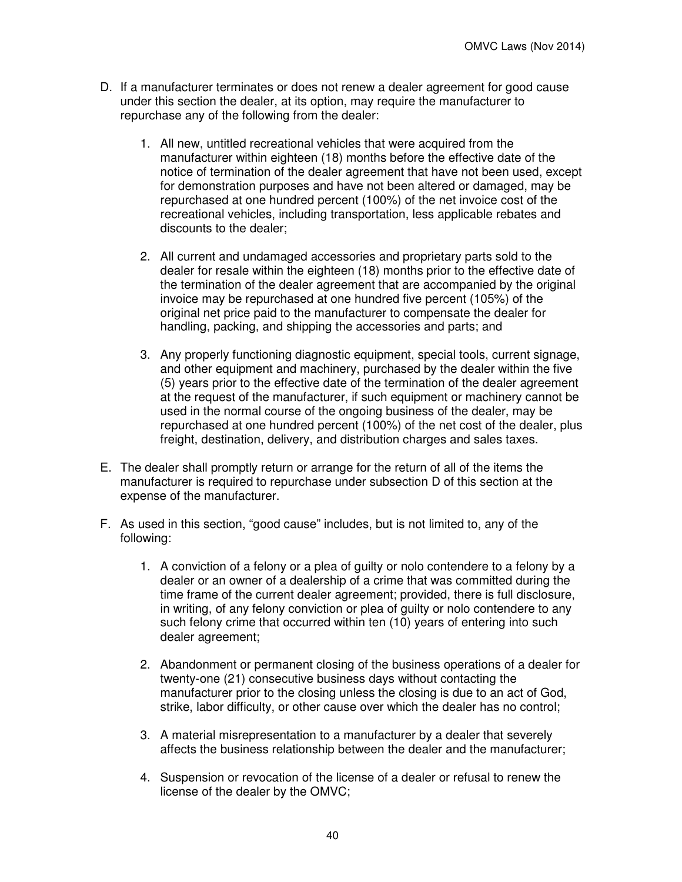D. If a manufacturer terminates or does not renew a dealer agreement for good cause under this section the dealer, at its option, may require the manufacturer to repurchase any of the following from the dealer:

    1. All new, untitled recreational vehicles that were acquired from the manufacturer within eighteen (18) months before the effective date of the notice of termination of the dealer agreement that have not been used, except for demonstration purposes and have not been altered or damaged, may be repurchased at one hundred percent (100%) of the net invoice cost of the recreational vehicles, including transportation, less applicable rebates and discounts to the dealer;

    2. All current and undamaged accessories and proprietary parts sold to the dealer for resale within the eighteen (18) months prior to the effective date of the termination of the dealer agreement that are accompanied by the original invoice may be repurchased at one hundred five percent (105%) of the original net price paid to the manufacturer to compensate the dealer for handling, packing, and shipping the accessories and parts; and

    3. Any properly functioning diagnostic equipment, special tools, current signage, and other equipment and machinery, purchased by the dealer within the five (5) years prior to the effective date of the termination of the dealer agreement at the request of the manufacturer, if such equipment or machinery cannot be used in the normal course of the ongoing business of the dealer, may be repurchased at one hundred percent (100%) of the net cost of the dealer, plus freight, destination, delivery, and distribution charges and sales taxes.

E. The dealer shall promptly return or arrange for the return of all of the items the manufacturer is required to repurchase under subsection D of this section at the expense of the manufacturer.

F. As used in this section, “good cause” includes, but is not limited to, any of the following:

    1. A conviction of a felony or a plea of guilty or nolo contendere to a felony by a dealer or an owner of a dealership of a crime that was committed during the time frame of the current dealer agreement; provided, there is full disclosure, in writing, of any felony conviction or plea of guilty or nolo contendere to any such felony crime that occurred within ten (10) years of entering into such dealer agreement;

    2. Abandonment or permanent closing of the business operations of a dealer for twenty-one (21) consecutive business days without contacting the manufacturer prior to the closing unless the closing is due to an act of God, strike, labor difficulty, or other cause over which the dealer has no control;

    3. A material misrepresentation to a manufacturer by a dealer that severely affects the business relationship between the dealer and the manufacturer;

    4. Suspension or revocation of the license of a dealer or refusal to renew the license of the dealer by the OMVC;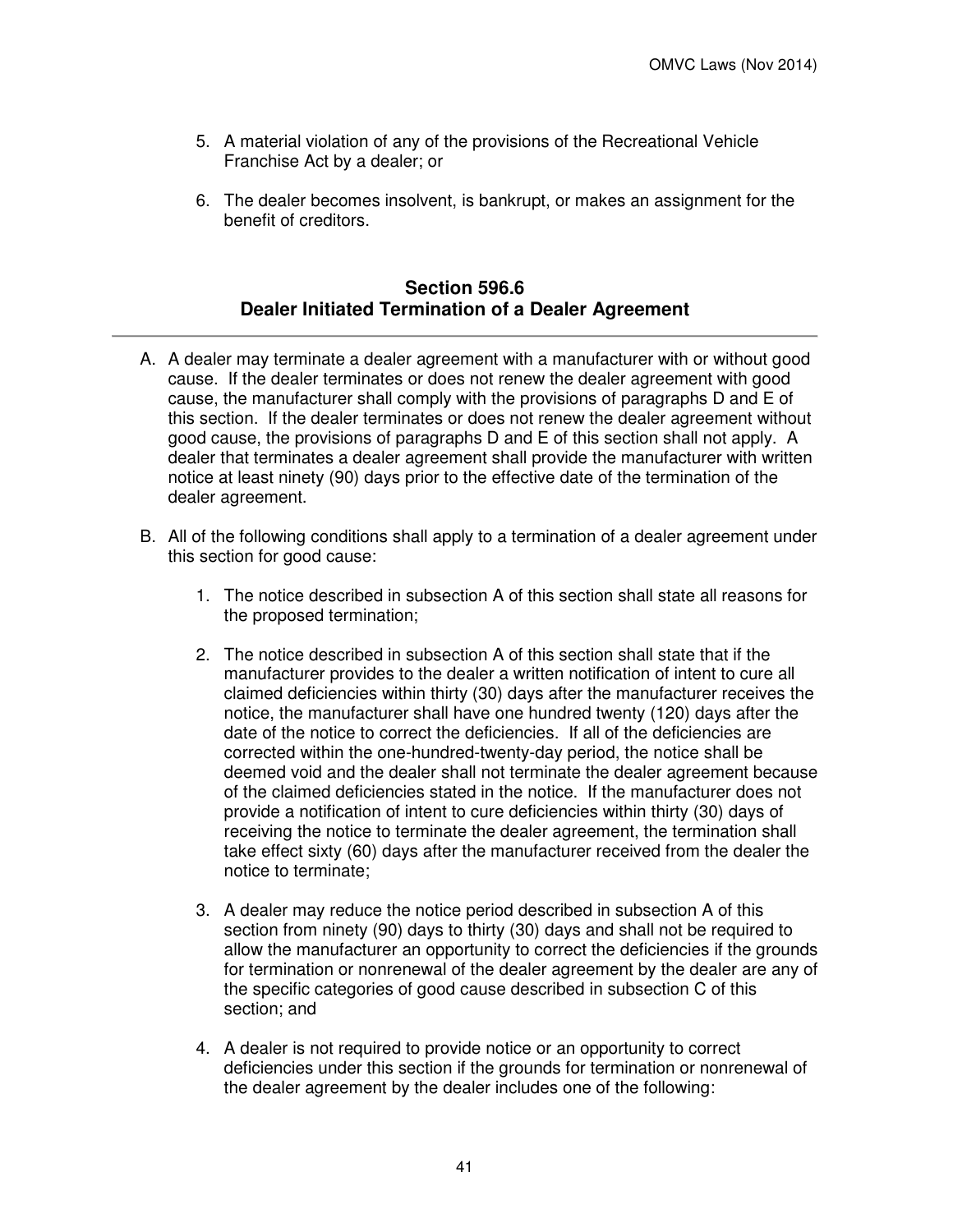5. A material violation of any of the provisions of the Recreational Vehicle Franchise Act by a dealer; or

6. The dealer becomes insolvent, is bankrupt, or makes an assignment for the benefit of creditors.

## Section 596.6
## Dealer Initiated Termination of a Dealer Agreement

A. A dealer may terminate a dealer agreement with a manufacturer with or without good cause. If the dealer terminates or does not renew the dealer agreement with good cause, the manufacturer shall comply with the provisions of paragraphs D and E of this section. If the dealer terminates or does not renew the dealer agreement without good cause, the provisions of paragraphs D and E of this section shall not apply. A dealer that terminates a dealer agreement shall provide the manufacturer with written notice at least ninety (90) days prior to the effective date of the termination of the dealer agreement.

B. All of the following conditions shall apply to a termination of a dealer agreement under this section for good cause:

   1. The notice described in subsection A of this section shall state all reasons for the proposed termination;

   2. The notice described in subsection A of this section shall state that if the manufacturer provides to the dealer a written notification of intent to cure all claimed deficiencies within thirty (30) days after the manufacturer receives the notice, the manufacturer shall have one hundred twenty (120) days after the date of the notice to correct the deficiencies. If all of the deficiencies are corrected within the one-hundred-twenty-day period, the notice shall be deemed void and the dealer shall not terminate the dealer agreement because of the claimed deficiencies stated in the notice. If the manufacturer does not provide a notification of intent to cure deficiencies within thirty (30) days of receiving the notice to terminate the dealer agreement, the termination shall take effect sixty (60) days after the manufacturer received from the dealer the notice to terminate;

   3. A dealer may reduce the notice period described in subsection A of this section from ninety (90) days to thirty (30) days and shall not be required to allow the manufacturer an opportunity to correct the deficiencies if the grounds for termination or nonrenewal of the dealer agreement by the dealer are any of the specific categories of good cause described in subsection C of this section; and

   4. A dealer is not required to provide notice or an opportunity to correct deficiencies under this section if the grounds for termination or nonrenewal of the dealer agreement by the dealer includes one of the following: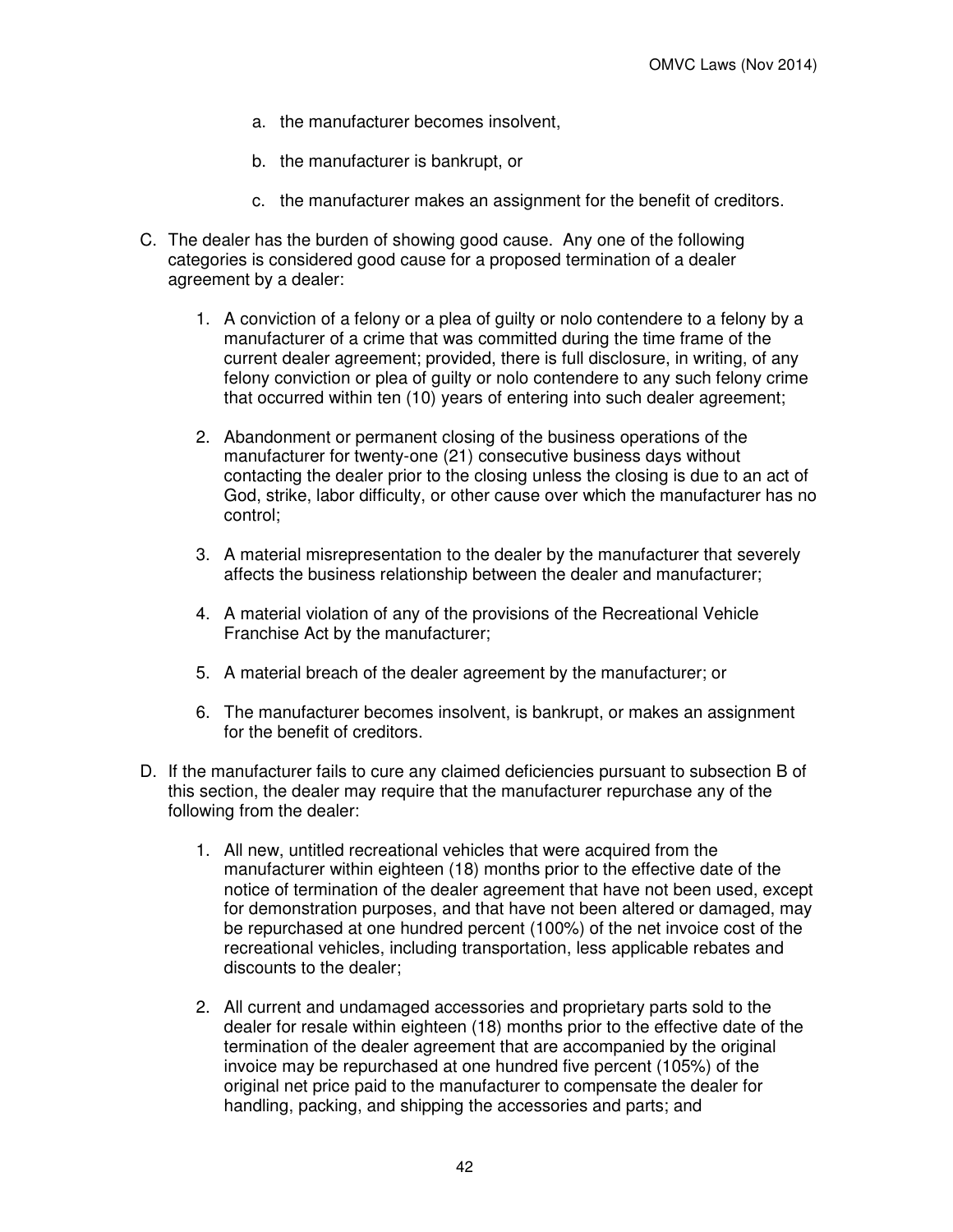a. the manufacturer becomes insolvent,

b. the manufacturer is bankrupt, or

c. the manufacturer makes an assignment for the benefit of creditors.

C. The dealer has the burden of showing good cause. Any one of the following categories is considered good cause for a proposed termination of a dealer agreement by a dealer:

1. A conviction of a felony or a plea of guilty or nolo contendere to a felony by a manufacturer of a crime that was committed during the time frame of the current dealer agreement; provided, there is full disclosure, in writing, of any felony conviction or plea of guilty or nolo contendere to any such felony crime that occurred within ten (10) years of entering into such dealer agreement;

2. Abandonment or permanent closing of the business operations of the manufacturer for twenty-one (21) consecutive business days without contacting the dealer prior to the closing unless the closing is due to an act of God, strike, labor difficulty, or other cause over which the manufacturer has no control;

3. A material misrepresentation to the dealer by the manufacturer that severely affects the business relationship between the dealer and manufacturer;

4. A material violation of any of the provisions of the Recreational Vehicle Franchise Act by the manufacturer;

5. A material breach of the dealer agreement by the manufacturer; or

6. The manufacturer becomes insolvent, is bankrupt, or makes an assignment for the benefit of creditors.

D. If the manufacturer fails to cure any claimed deficiencies pursuant to subsection B of this section, the dealer may require that the manufacturer repurchase any of the following from the dealer:

1. All new, untitled recreational vehicles that were acquired from the manufacturer within eighteen (18) months prior to the effective date of the notice of termination of the dealer agreement that have not been used, except for demonstration purposes, and that have not been altered or damaged, may be repurchased at one hundred percent (100%) of the net invoice cost of the recreational vehicles, including transportation, less applicable rebates and discounts to the dealer;

2. All current and undamaged accessories and proprietary parts sold to the dealer for resale within eighteen (18) months prior to the effective date of the termination of the dealer agreement that are accompanied by the original invoice may be repurchased at one hundred five percent (105%) of the original net price paid to the manufacturer to compensate the dealer for handling, packing, and shipping the accessories and parts; and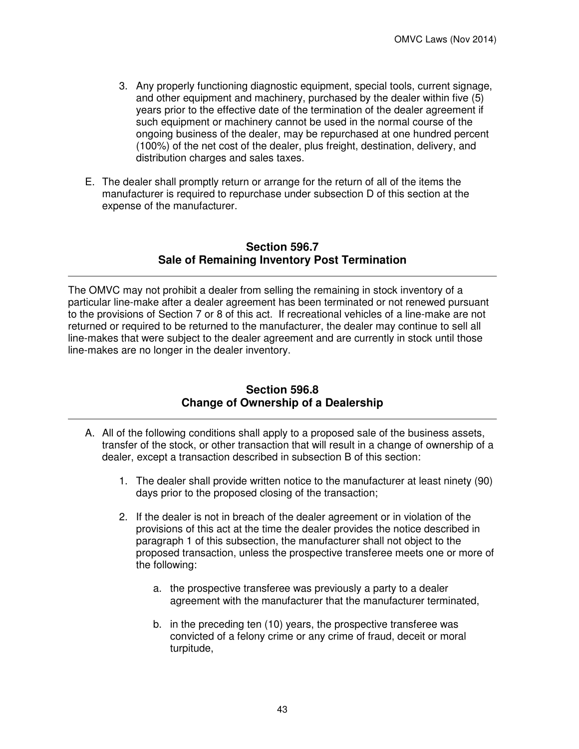3. Any properly functioning diagnostic equipment, special tools, current signage, and other equipment and machinery, purchased by the dealer within five (5) years prior to the effective date of the termination of the dealer agreement if such equipment or machinery cannot be used in the normal course of the ongoing business of the dealer, may be repurchased at one hundred percent (100%) of the net cost of the dealer, plus freight, destination, delivery, and distribution charges and sales taxes.

E. The dealer shall promptly return or arrange for the return of all of the items the manufacturer is required to repurchase under subsection D of this section at the expense of the manufacturer.

## Section 596.7
## Sale of Remaining Inventory Post Termination

The OMVC may not prohibit a dealer from selling the remaining in stock inventory of a particular line-make after a dealer agreement has been terminated or not renewed pursuant to the provisions of Section 7 or 8 of this act. If recreational vehicles of a line-make are not returned or required to be returned to the manufacturer, the dealer may continue to sell all line-makes that were subject to the dealer agreement and are currently in stock until those line-makes are no longer in the dealer inventory.

## Section 596.8
## Change of Ownership of a Dealership

A. All of the following conditions shall apply to a proposed sale of the business assets, transfer of the stock, or other transaction that will result in a change of ownership of a dealer, except a transaction described in subsection B of this section:

   1. The dealer shall provide written notice to the manufacturer at least ninety (90) days prior to the proposed closing of the transaction;

   2. If the dealer is not in breach of the dealer agreement or in violation of the provisions of this act at the time the dealer provides the notice described in paragraph 1 of this subsection, the manufacturer shall not object to the proposed transaction, unless the prospective transferee meets one or more of the following:

      a. the prospective transferee was previously a party to a dealer agreement with the manufacturer that the manufacturer terminated,

      b. in the preceding ten (10) years, the prospective transferee was convicted of a felony crime or any crime of fraud, deceit or moral turpitude,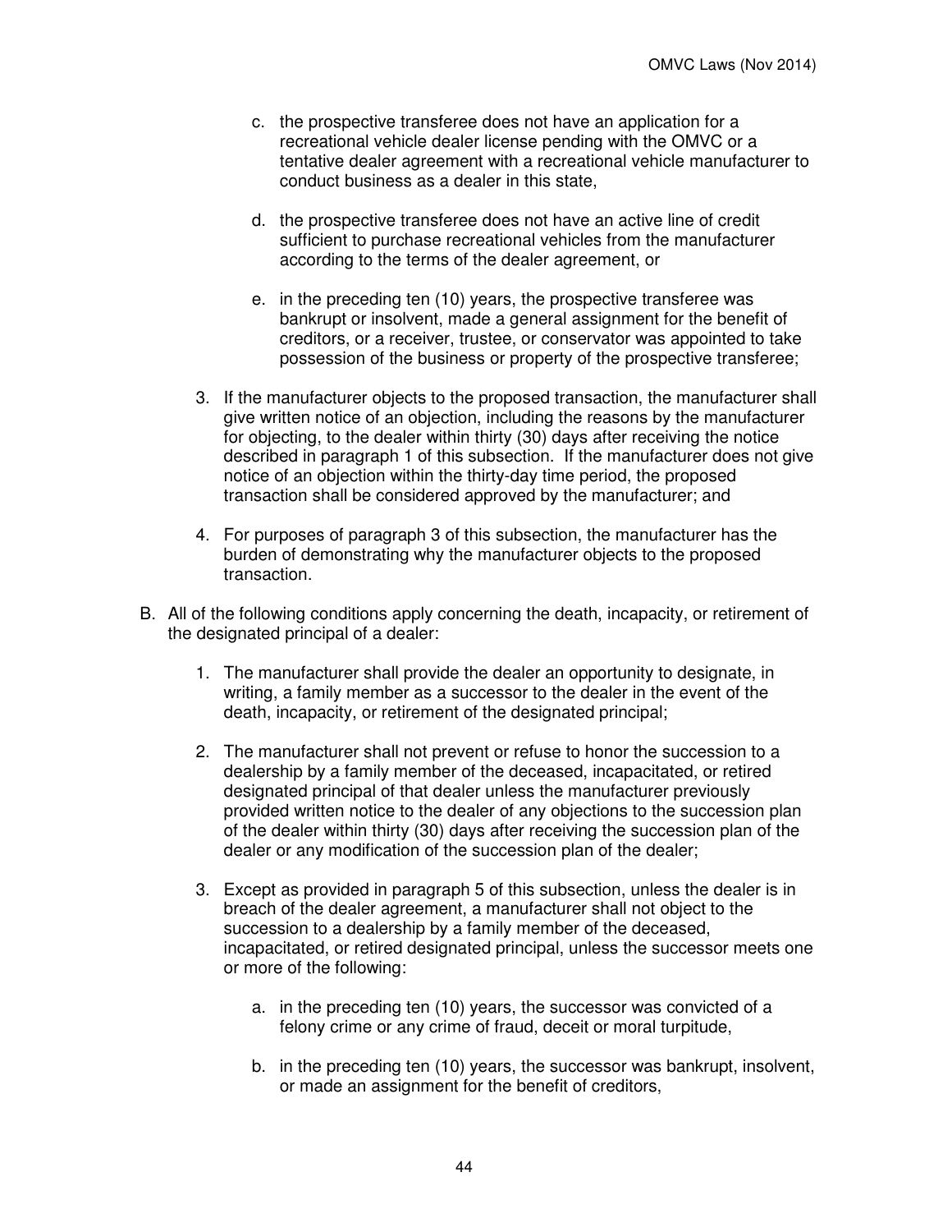c. the prospective transferee does not have an application for a recreational vehicle dealer license pending with the OMVC or a tentative dealer agreement with a recreational vehicle manufacturer to conduct business as a dealer in this state,

d. the prospective transferee does not have an active line of credit sufficient to purchase recreational vehicles from the manufacturer according to the terms of the dealer agreement, or

e. in the preceding ten (10) years, the prospective transferee was bankrupt or insolvent, made a general assignment for the benefit of creditors, or a receiver, trustee, or conservator was appointed to take possession of the business or property of the prospective transferee;

3. If the manufacturer objects to the proposed transaction, the manufacturer shall give written notice of an objection, including the reasons by the manufacturer for objecting, to the dealer within thirty (30) days after receiving the notice described in paragraph 1 of this subsection. If the manufacturer does not give notice of an objection within the thirty-day time period, the proposed transaction shall be considered approved by the manufacturer; and

4. For purposes of paragraph 3 of this subsection, the manufacturer has the burden of demonstrating why the manufacturer objects to the proposed transaction.

B. All of the following conditions apply concerning the death, incapacity, or retirement of the designated principal of a dealer:

1. The manufacturer shall provide the dealer an opportunity to designate, in writing, a family member as a successor to the dealer in the event of the death, incapacity, or retirement of the designated principal;

2. The manufacturer shall not prevent or refuse to honor the succession to a dealership by a family member of the deceased, incapacitated, or retired designated principal of that dealer unless the manufacturer previously provided written notice to the dealer of any objections to the succession plan of the dealer within thirty (30) days after receiving the succession plan of the dealer or any modification of the succession plan of the dealer;

3. Except as provided in paragraph 5 of this subsection, unless the dealer is in breach of the dealer agreement, a manufacturer shall not object to the succession to a dealership by a family member of the deceased, incapacitated, or retired designated principal, unless the successor meets one or more of the following:

a. in the preceding ten (10) years, the successor was convicted of a felony crime or any crime of fraud, deceit or moral turpitude,

b. in the preceding ten (10) years, the successor was bankrupt, insolvent, or made an assignment for the benefit of creditors,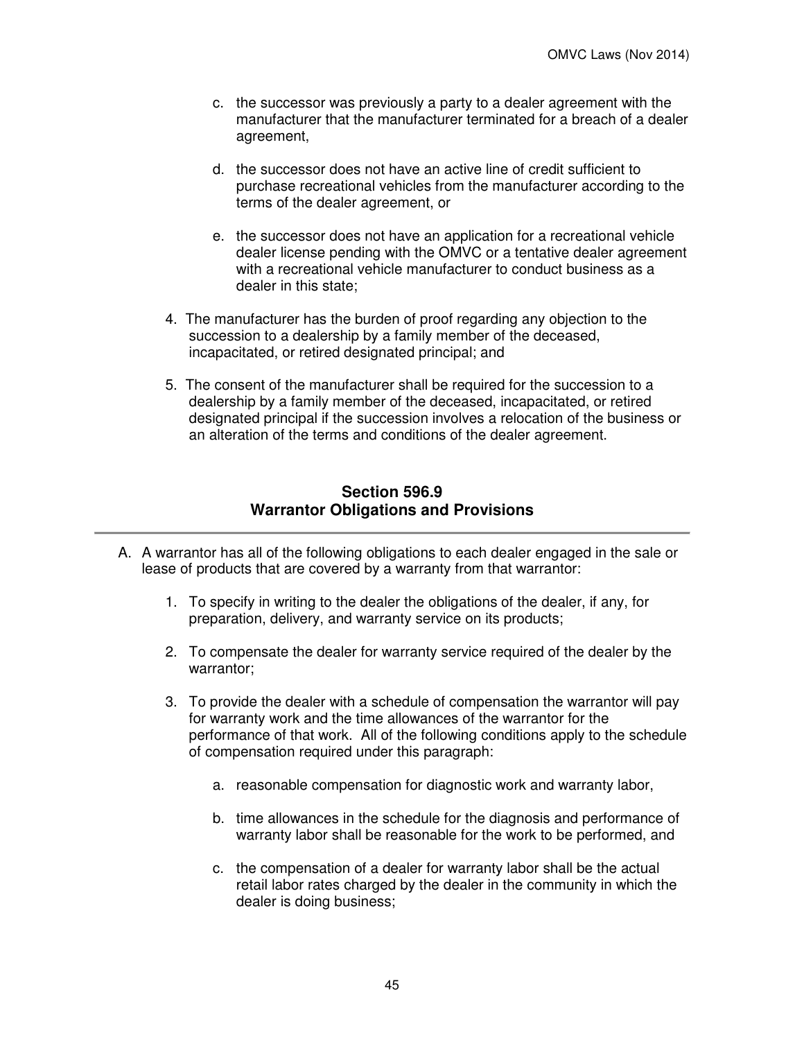c. the successor was previously a party to a dealer agreement with the manufacturer that the manufacturer terminated for a breach of a dealer agreement,

d. the successor does not have an active line of credit sufficient to purchase recreational vehicles from the manufacturer according to the terms of the dealer agreement, or

e. the successor does not have an application for a recreational vehicle dealer license pending with the OMVC or a tentative dealer agreement with a recreational vehicle manufacturer to conduct business as a dealer in this state;

4. The manufacturer has the burden of proof regarding any objection to the succession to a dealership by a family member of the deceased, incapacitated, or retired designated principal; and

5. The consent of the manufacturer shall be required for the succession to a dealership by a family member of the deceased, incapacitated, or retired designated principal if the succession involves a relocation of the business or an alteration of the terms and conditions of the dealer agreement.

## Section 596.9
## Warrantor Obligations and Provisions

A. A warrantor has all of the following obligations to each dealer engaged in the sale or lease of products that are covered by a warranty from that warrantor:

1. To specify in writing to the dealer the obligations of the dealer, if any, for preparation, delivery, and warranty service on its products;

2. To compensate the dealer for warranty service required of the dealer by the warrantor;

3. To provide the dealer with a schedule of compensation the warrantor will pay for warranty work and the time allowances of the warrantor for the performance of that work. All of the following conditions apply to the schedule of compensation required under this paragraph:

    a. reasonable compensation for diagnostic work and warranty labor,

    b. time allowances in the schedule for the diagnosis and performance of warranty labor shall be reasonable for the work to be performed, and

    c. the compensation of a dealer for warranty labor shall be the actual retail labor rates charged by the dealer in the community in which the dealer is doing business;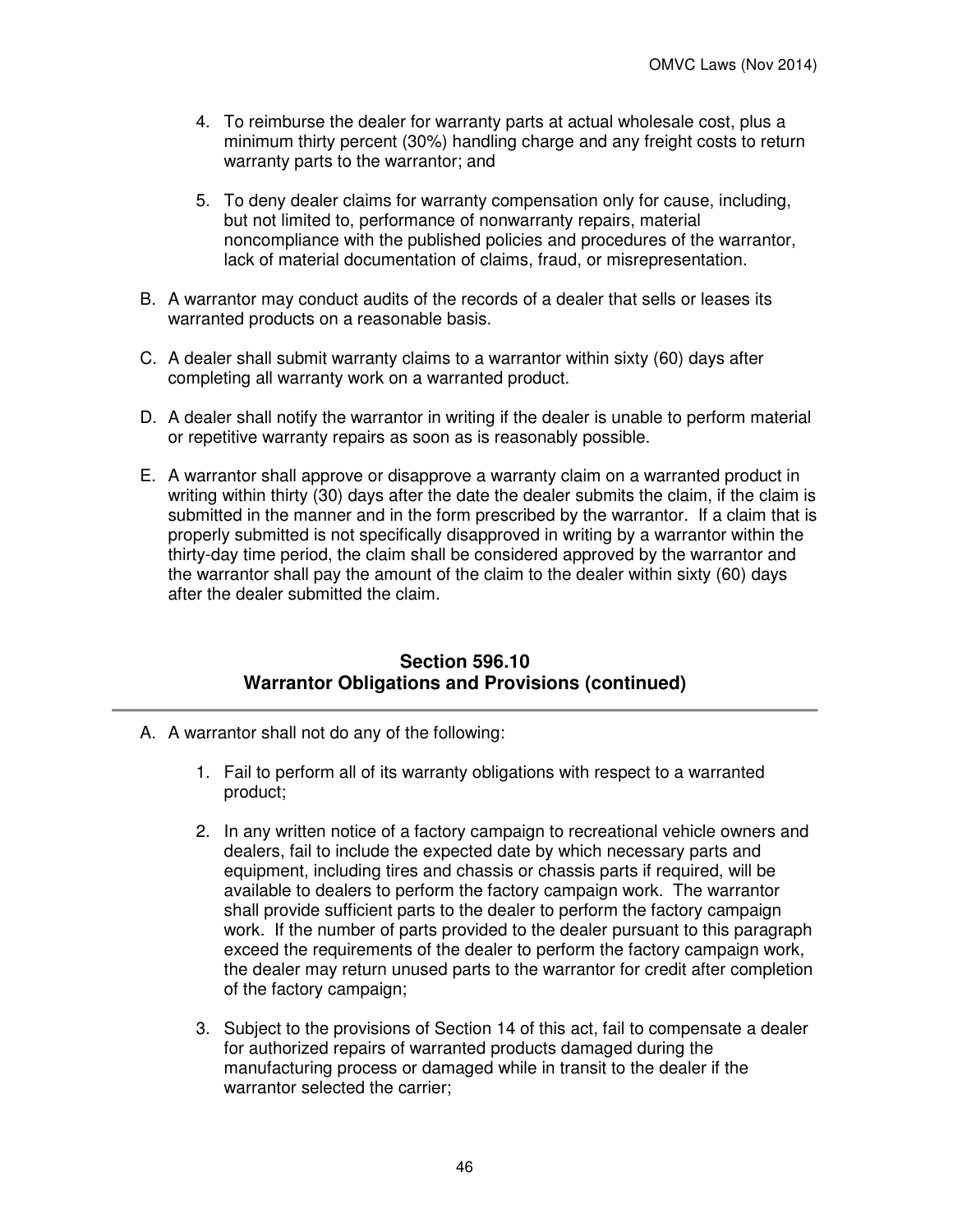4. To reimburse the dealer for warranty parts at actual wholesale cost, plus a minimum thirty percent (30%) handling charge and any freight costs to return warranty parts to the warrantor; and

5. To deny dealer claims for warranty compensation only for cause, including, but not limited to, performance of nonwarranty repairs, material noncompliance with the published policies and procedures of the warrantor, lack of material documentation of claims, fraud, or misrepresentation.

B. A warrantor may conduct audits of the records of a dealer that sells or leases its warranted products on a reasonable basis.

C. A dealer shall submit warranty claims to a warrantor within sixty (60) days after completing all warranty work on a warranted product.

D. A dealer shall notify the warrantor in writing if the dealer is unable to perform material or repetitive warranty repairs as soon as is reasonably possible.

E. A warrantor shall approve or disapprove a warranty claim on a warranted product in writing within thirty (30) days after the date the dealer submits the claim, if the claim is submitted in the manner and in the form prescribed by the warrantor. If a claim that is properly submitted is not specifically disapproved in writing by a warrantor within the thirty-day time period, the claim shall be considered approved by the warrantor and the warrantor shall pay the amount of the claim to the dealer within sixty (60) days after the dealer submitted the claim.

## Section 596.10
## Warrantor Obligations and Provisions (continued)

A. A warrantor shall not do any of the following:

1. Fail to perform all of its warranty obligations with respect to a warranted product;

2. In any written notice of a factory campaign to recreational vehicle owners and dealers, fail to include the expected date by which necessary parts and equipment, including tires and chassis or chassis parts if required, will be available to dealers to perform the factory campaign work. The warrantor shall provide sufficient parts to the dealer to perform the factory campaign work. If the number of parts provided to the dealer pursuant to this paragraph exceed the requirements of the dealer to perform the factory campaign work, the dealer may return unused parts to the warrantor for credit after completion of the factory campaign;

3. Subject to the provisions of Section 14 of this act, fail to compensate a dealer for authorized repairs of warranted products damaged during the manufacturing process or damaged while in transit to the dealer if the warrantor selected the carrier;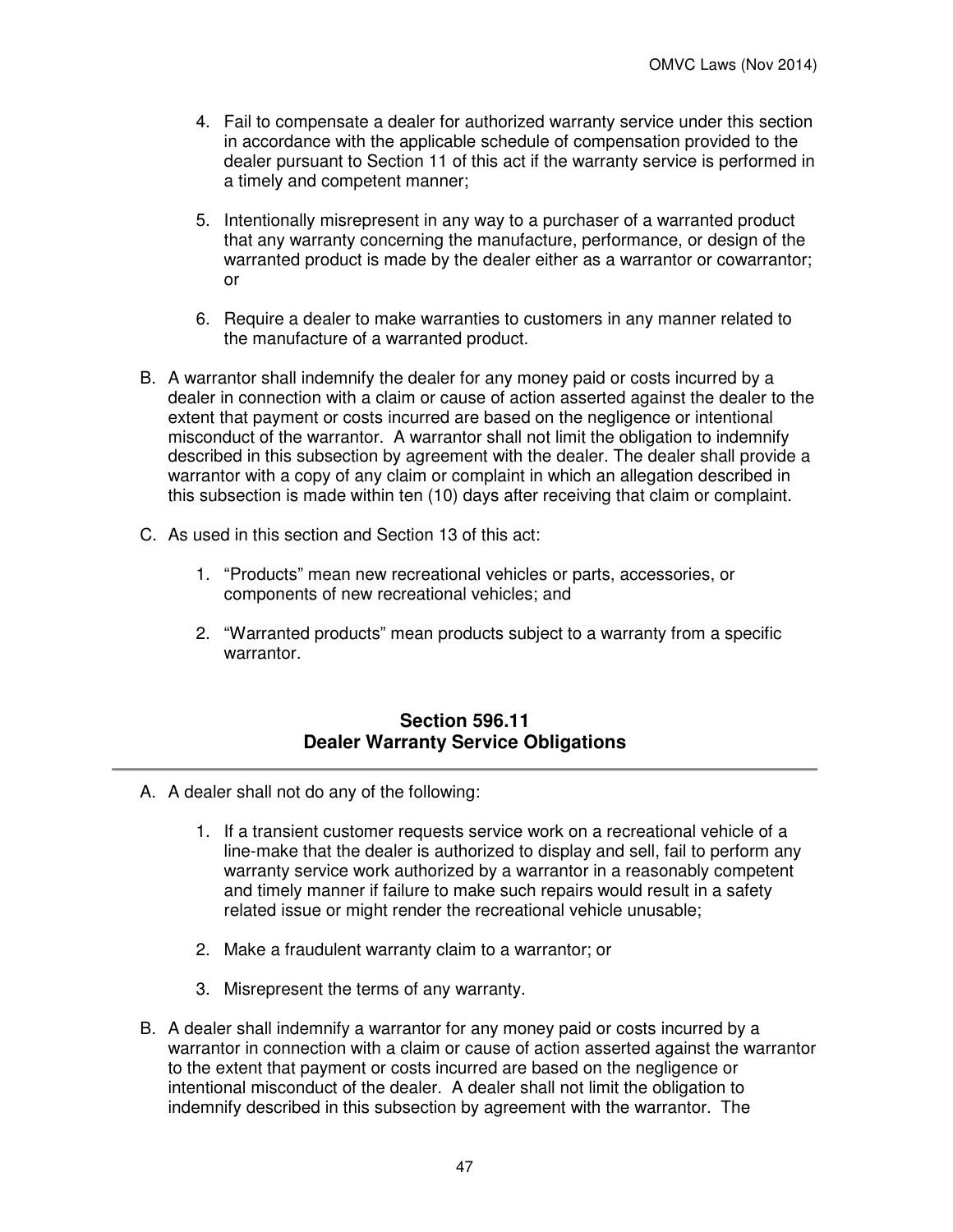4. Fail to compensate a dealer for authorized warranty service under this section in accordance with the applicable schedule of compensation provided to the dealer pursuant to Section 11 of this act if the warranty service is performed in a timely and competent manner;

5. Intentionally misrepresent in any way to a purchaser of a warranted product that any warranty concerning the manufacture, performance, or design of the warranted product is made by the dealer either as a warrantor or cowarrantor; or

6. Require a dealer to make warranties to customers in any manner related to the manufacture of a warranted product.

B. A warrantor shall indemnify the dealer for any money paid or costs incurred by a dealer in connection with a claim or cause of action asserted against the dealer to the extent that payment or costs incurred are based on the negligence or intentional misconduct of the warrantor. A warrantor shall not limit the obligation to indemnify described in this subsection by agreement with the dealer. The dealer shall provide a warrantor with a copy of any claim or complaint in which an allegation described in this subsection is made within ten (10) days after receiving that claim or complaint.

C. As used in this section and Section 13 of this act:

   1. "Products" mean new recreational vehicles or parts, accessories, or components of new recreational vehicles; and

   2. "Warranted products" mean products subject to a warranty from a specific warrantor.

## Section 596.11
## Dealer Warranty Service Obligations

A. A dealer shall not do any of the following:

   1. If a transient customer requests service work on a recreational vehicle of a line-make that the dealer is authorized to display and sell, fail to perform any warranty service work authorized by a warrantor in a reasonably competent and timely manner if failure to make such repairs would result in a safety related issue or might render the recreational vehicle unusable;

   2. Make a fraudulent warranty claim to a warrantor; or

   3. Misrepresent the terms of any warranty.

B. A dealer shall indemnify a warrantor for any money paid or costs incurred by a warrantor in connection with a claim or cause of action asserted against the warrantor to the extent that payment or costs incurred are based on the negligence or intentional misconduct of the dealer. A dealer shall not limit the obligation to indemnify described in this subsection by agreement with the warrantor. The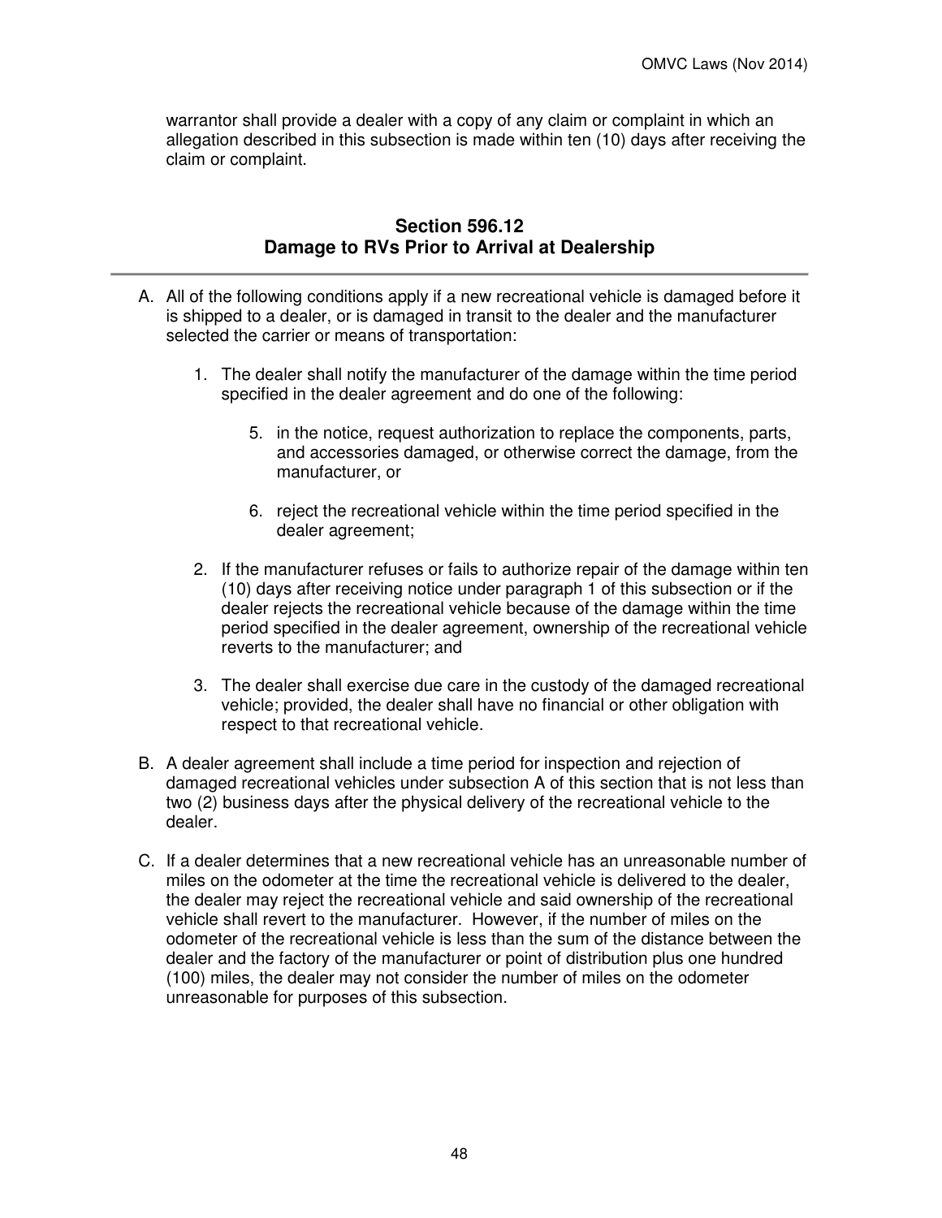warrantor shall provide a dealer with a copy of any claim or complaint in which an allegation described in this subsection is made within ten (10) days after receiving the claim or complaint.

## Section 596.12
## Damage to RVs Prior to Arrival at Dealership

A. All of the following conditions apply if a new recreational vehicle is damaged before it is shipped to a dealer, or is damaged in transit to the dealer and the manufacturer selected the carrier or means of transportation:

   1. The dealer shall notify the manufacturer of the damage within the time period specified in the dealer agreement and do one of the following:

      5. in the notice, request authorization to replace the components, parts, and accessories damaged, or otherwise correct the damage, from the manufacturer, or

      6. reject the recreational vehicle within the time period specified in the dealer agreement;

   2. If the manufacturer refuses or fails to authorize repair of the damage within ten (10) days after receiving notice under paragraph 1 of this subsection or if the dealer rejects the recreational vehicle because of the damage within the time period specified in the dealer agreement, ownership of the recreational vehicle reverts to the manufacturer; and

   3. The dealer shall exercise due care in the custody of the damaged recreational vehicle; provided, the dealer shall have no financial or other obligation with respect to that recreational vehicle.

B. A dealer agreement shall include a time period for inspection and rejection of damaged recreational vehicles under subsection A of this section that is not less than two (2) business days after the physical delivery of the recreational vehicle to the dealer.

C. If a dealer determines that a new recreational vehicle has an unreasonable number of miles on the odometer at the time the recreational vehicle is delivered to the dealer, the dealer may reject the recreational vehicle and said ownership of the recreational vehicle shall revert to the manufacturer. However, if the number of miles on the odometer of the recreational vehicle is less than the sum of the distance between the dealer and the factory of the manufacturer or point of distribution plus one hundred (100) miles, the dealer may not consider the number of miles on the odometer unreasonable for purposes of this subsection.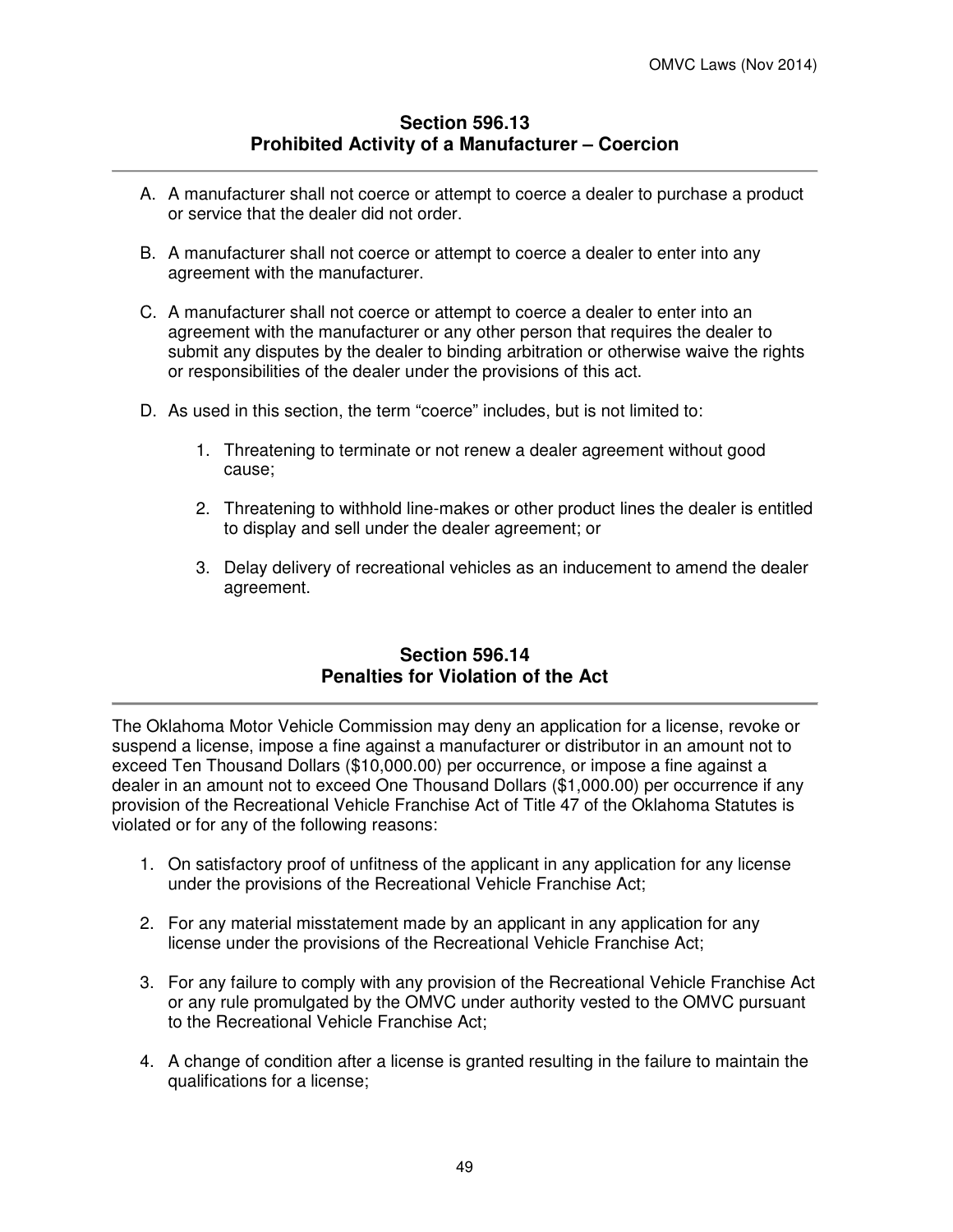## Section 596.13
## Prohibited Activity of a Manufacturer – Coercion

A. A manufacturer shall not coerce or attempt to coerce a dealer to purchase a product or service that the dealer did not order.

B. A manufacturer shall not coerce or attempt to coerce a dealer to enter into any agreement with the manufacturer.

C. A manufacturer shall not coerce or attempt to coerce a dealer to enter into an agreement with the manufacturer or any other person that requires the dealer to submit any disputes by the dealer to binding arbitration or otherwise waive the rights or responsibilities of the dealer under the provisions of this act.

D. As used in this section, the term "coerce" includes, but is not limited to:

   1. Threatening to terminate or not renew a dealer agreement without good cause;

   2. Threatening to withhold line-makes or other product lines the dealer is entitled to display and sell under the dealer agreement; or

   3. Delay delivery of recreational vehicles as an inducement to amend the dealer agreement.

## Section 596.14
## Penalties for Violation of the Act

The Oklahoma Motor Vehicle Commission may deny an application for a license, revoke or suspend a license, impose a fine against a manufacturer or distributor in an amount not to exceed Ten Thousand Dollars ($10,000.00) per occurrence, or impose a fine against a dealer in an amount not to exceed One Thousand Dollars ($1,000.00) per occurrence if any provision of the Recreational Vehicle Franchise Act of Title 47 of the Oklahoma Statutes is violated or for any of the following reasons:

1. On satisfactory proof of unfitness of the applicant in any application for any license under the provisions of the Recreational Vehicle Franchise Act;

2. For any material misstatement made by an applicant in any application for any license under the provisions of the Recreational Vehicle Franchise Act;

3. For any failure to comply with any provision of the Recreational Vehicle Franchise Act or any rule promulgated by the OMVC under authority vested to the OMVC pursuant to the Recreational Vehicle Franchise Act;

4. A change of condition after a license is granted resulting in the failure to maintain the qualifications for a license;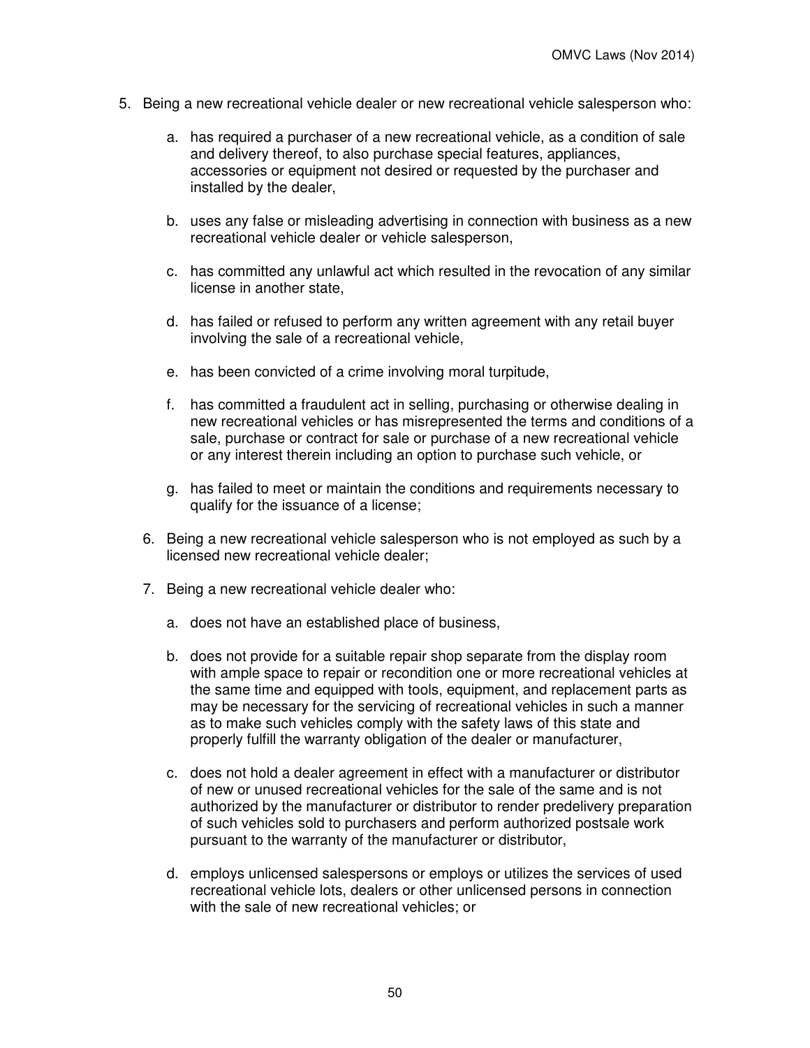5. Being a new recreational vehicle dealer or new recreational vehicle salesperson who:

    a. has required a purchaser of a new recreational vehicle, as a condition of sale and delivery thereof, to also purchase special features, appliances, accessories or equipment not desired or requested by the purchaser and installed by the dealer,

    b. uses any false or misleading advertising in connection with business as a new recreational vehicle dealer or vehicle salesperson,

    c. has committed any unlawful act which resulted in the revocation of any similar license in another state,

    d. has failed or refused to perform any written agreement with any retail buyer involving the sale of a recreational vehicle,

    e. has been convicted of a crime involving moral turpitude,

    f. has committed a fraudulent act in selling, purchasing or otherwise dealing in new recreational vehicles or has misrepresented the terms and conditions of a sale, purchase or contract for sale or purchase of a new recreational vehicle or any interest therein including an option to purchase such vehicle, or

    g. has failed to meet or maintain the conditions and requirements necessary to qualify for the issuance of a license;

6. Being a new recreational vehicle salesperson who is not employed as such by a licensed new recreational vehicle dealer;

7. Being a new recreational vehicle dealer who:

    a. does not have an established place of business,

    b. does not provide for a suitable repair shop separate from the display room with ample space to repair or recondition one or more recreational vehicles at the same time and equipped with tools, equipment, and replacement parts as may be necessary for the servicing of recreational vehicles in such a manner as to make such vehicles comply with the safety laws of this state and properly fulfill the warranty obligation of the dealer or manufacturer,

    c. does not hold a dealer agreement in effect with a manufacturer or distributor of new or unused recreational vehicles for the sale of the same and is not authorized by the manufacturer or distributor to render predelivery preparation of such vehicles sold to purchasers and perform authorized postsale work pursuant to the warranty of the manufacturer or distributor,

    d. employs unlicensed salespersons or employs or utilizes the services of used recreational vehicle lots, dealers or other unlicensed persons in connection with the sale of new recreational vehicles; or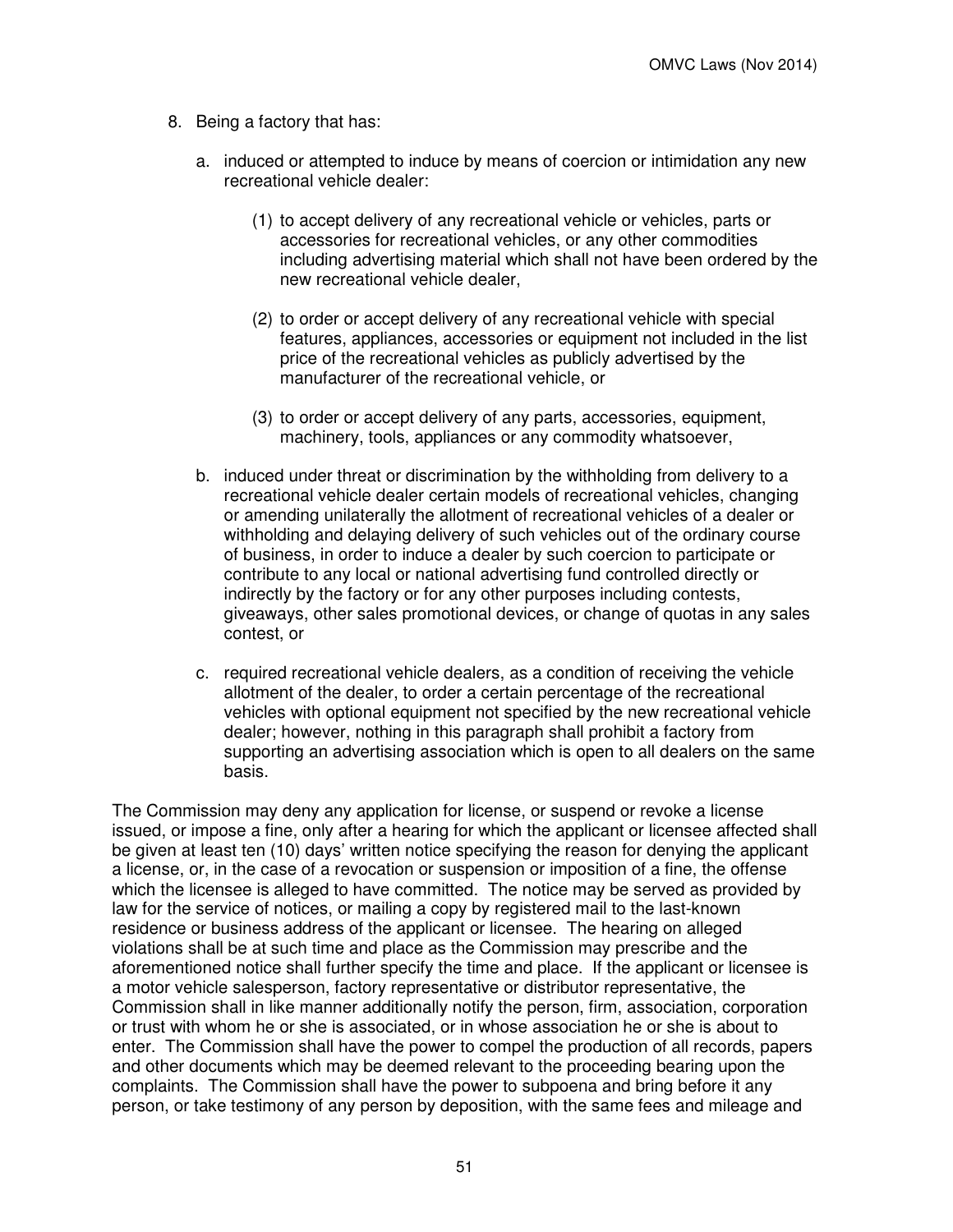8. Being a factory that has:

   a. induced or attempted to induce by means of coercion or intimidation any new recreational vehicle dealer:

      (1) to accept delivery of any recreational vehicle or vehicles, parts or accessories for recreational vehicles, or any other commodities including advertising material which shall not have been ordered by the new recreational vehicle dealer,

      (2) to order or accept delivery of any recreational vehicle with special features, appliances, accessories or equipment not included in the list price of the recreational vehicles as publicly advertised by the manufacturer of the recreational vehicle, or

      (3) to order or accept delivery of any parts, accessories, equipment, machinery, tools, appliances or any commodity whatsoever,

   b. induced under threat or discrimination by the withholding from delivery to a recreational vehicle dealer certain models of recreational vehicles, changing or amending unilaterally the allotment of recreational vehicles of a dealer or withholding and delaying delivery of such vehicles out of the ordinary course of business, in order to induce a dealer by such coercion to participate or contribute to any local or national advertising fund controlled directly or indirectly by the factory or for any other purposes including contests, giveaways, other sales promotional devices, or change of quotas in any sales contest, or

   c. required recreational vehicle dealers, as a condition of receiving the vehicle allotment of the dealer, to order a certain percentage of the recreational vehicles with optional equipment not specified by the new recreational vehicle dealer; however, nothing in this paragraph shall prohibit a factory from supporting an advertising association which is open to all dealers on the same basis.

The Commission may deny any application for license, or suspend or revoke a license issued, or impose a fine, only after a hearing for which the applicant or licensee affected shall be given at least ten (10) days' written notice specifying the reason for denying the applicant a license, or, in the case of a revocation or suspension or imposition of a fine, the offense which the licensee is alleged to have committed. The notice may be served as provided by law for the service of notices, or mailing a copy by registered mail to the last-known residence or business address of the applicant or licensee. The hearing on alleged violations shall be at such time and place as the Commission may prescribe and the aforementioned notice shall further specify the time and place. If the applicant or licensee is a motor vehicle salesperson, factory representative or distributor representative, the Commission shall in like manner additionally notify the person, firm, association, corporation or trust with whom he or she is associated, or in whose association he or she is about to enter. The Commission shall have the power to compel the production of all records, papers and other documents which may be deemed relevant to the proceeding bearing upon the complaints. The Commission shall have the power to subpoena and bring before it any person, or take testimony of any person by deposition, with the same fees and mileage and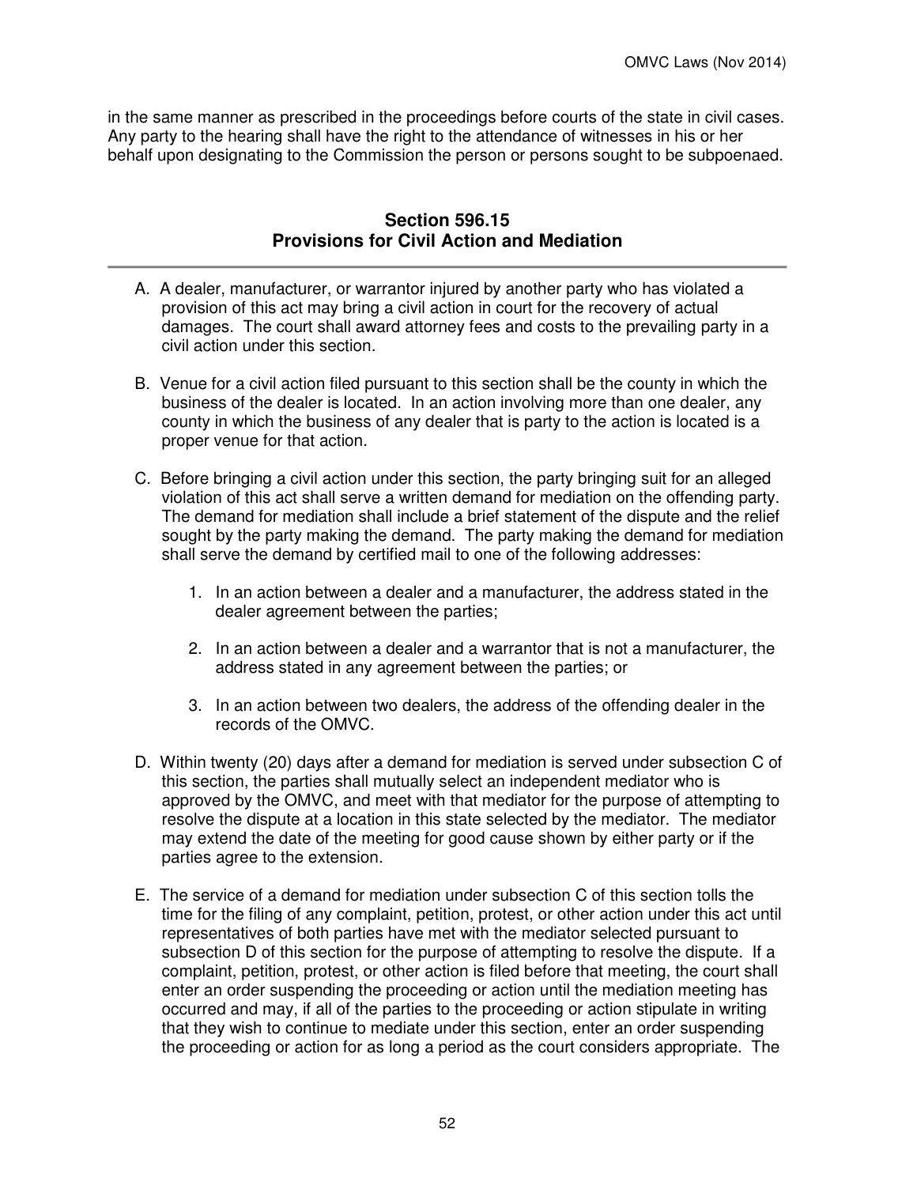in the same manner as prescribed in the proceedings before courts of the state in civil cases. Any party to the hearing shall have the right to the attendance of witnesses in his or her behalf upon designating to the Commission the person or persons sought to be subpoenaed.

## Section 596.15
## Provisions for Civil Action and Mediation

A. A dealer, manufacturer, or warrantor injured by another party who has violated a provision of this act may bring a civil action in court for the recovery of actual damages. The court shall award attorney fees and costs to the prevailing party in a civil action under this section.

B. Venue for a civil action filed pursuant to this section shall be the county in which the business of the dealer is located. In an action involving more than one dealer, any county in which the business of any dealer that is party to the action is located is a proper venue for that action.

C. Before bringing a civil action under this section, the party bringing suit for an alleged violation of this act shall serve a written demand for mediation on the offending party. The demand for mediation shall include a brief statement of the dispute and the relief sought by the party making the demand. The party making the demand for mediation shall serve the demand by certified mail to one of the following addresses:

1. In an action between a dealer and a manufacturer, the address stated in the dealer agreement between the parties;

2. In an action between a dealer and a warrantor that is not a manufacturer, the address stated in any agreement between the parties; or

3. In an action between two dealers, the address of the offending dealer in the records of the OMVC.

D. Within twenty (20) days after a demand for mediation is served under subsection C of this section, the parties shall mutually select an independent mediator who is approved by the OMVC, and meet with that mediator for the purpose of attempting to resolve the dispute at a location in this state selected by the mediator. The mediator may extend the date of the meeting for good cause shown by either party or if the parties agree to the extension.

E. The service of a demand for mediation under subsection C of this section tolls the time for the filing of any complaint, petition, protest, or other action under this act until representatives of both parties have met with the mediator selected pursuant to subsection D of this section for the purpose of attempting to resolve the dispute. If a complaint, petition, protest, or other action is filed before that meeting, the court shall enter an order suspending the proceeding or action until the mediation meeting has occurred and may, if all of the parties to the proceeding or action stipulate in writing that they wish to continue to mediate under this section, enter an order suspending the proceeding or action for as long a period as the court considers appropriate. The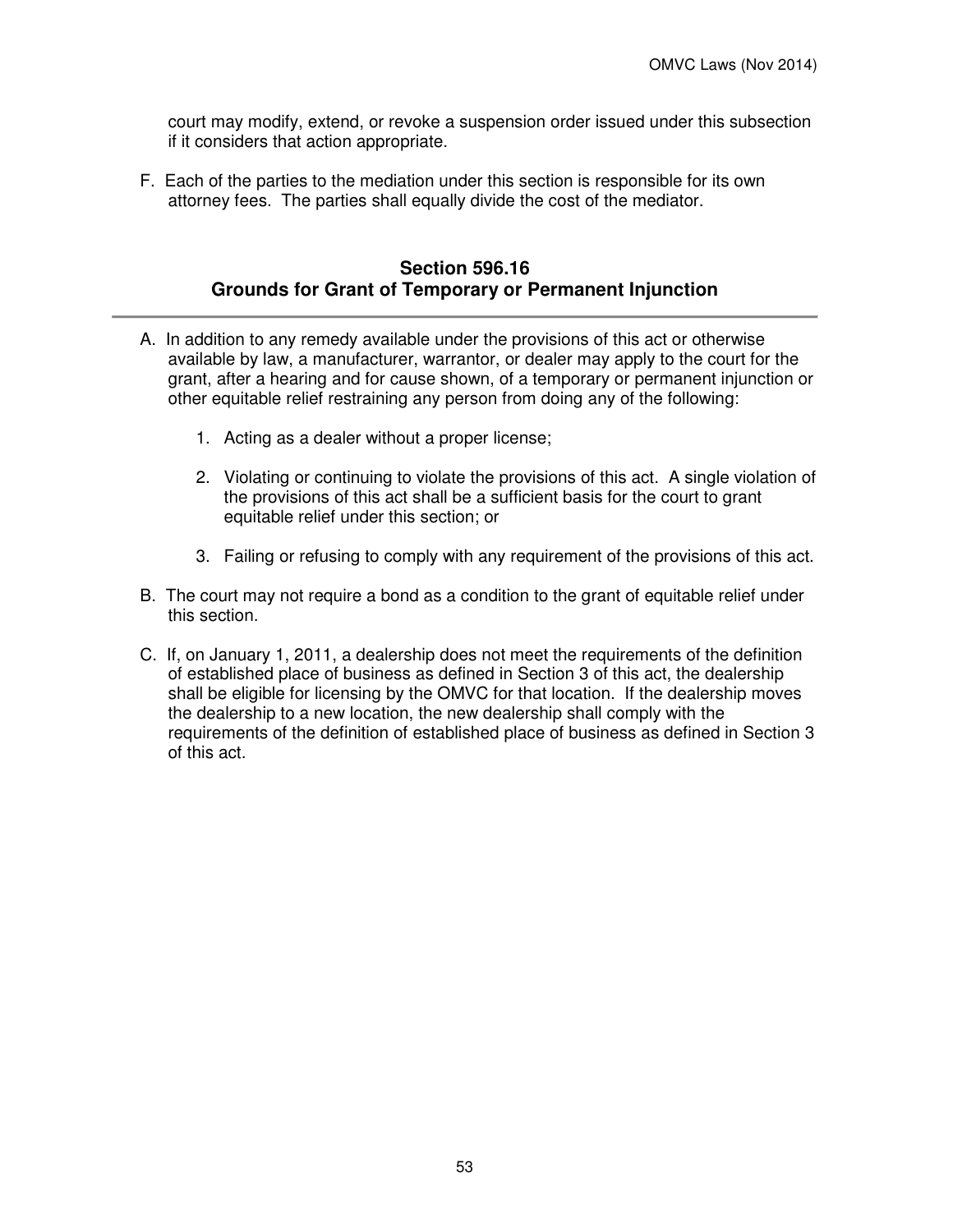court may modify, extend, or revoke a suspension order issued under this subsection if it considers that action appropriate.

F. Each of the parties to the mediation under this section is responsible for its own attorney fees. The parties shall equally divide the cost of the mediator.

## Section 596.16
## Grounds for Grant of Temporary or Permanent Injunction

A. In addition to any remedy available under the provisions of this act or otherwise available by law, a manufacturer, warrantor, or dealer may apply to the court for the grant, after a hearing and for cause shown, of a temporary or permanent injunction or other equitable relief restraining any person from doing any of the following:

   1. Acting as a dealer without a proper license;

   2. Violating or continuing to violate the provisions of this act. A single violation of the provisions of this act shall be a sufficient basis for the court to grant equitable relief under this section; or

   3. Failing or refusing to comply with any requirement of the provisions of this act.

B. The court may not require a bond as a condition to the grant of equitable relief under this section.

C. If, on January 1, 2011, a dealership does not meet the requirements of the definition of established place of business as defined in Section 3 of this act, the dealership shall be eligible for licensing by the OMVC for that location. If the dealership moves the dealership to a new location, the new dealership shall comply with the requirements of the definition of established place of business as defined in Section 3 of this act.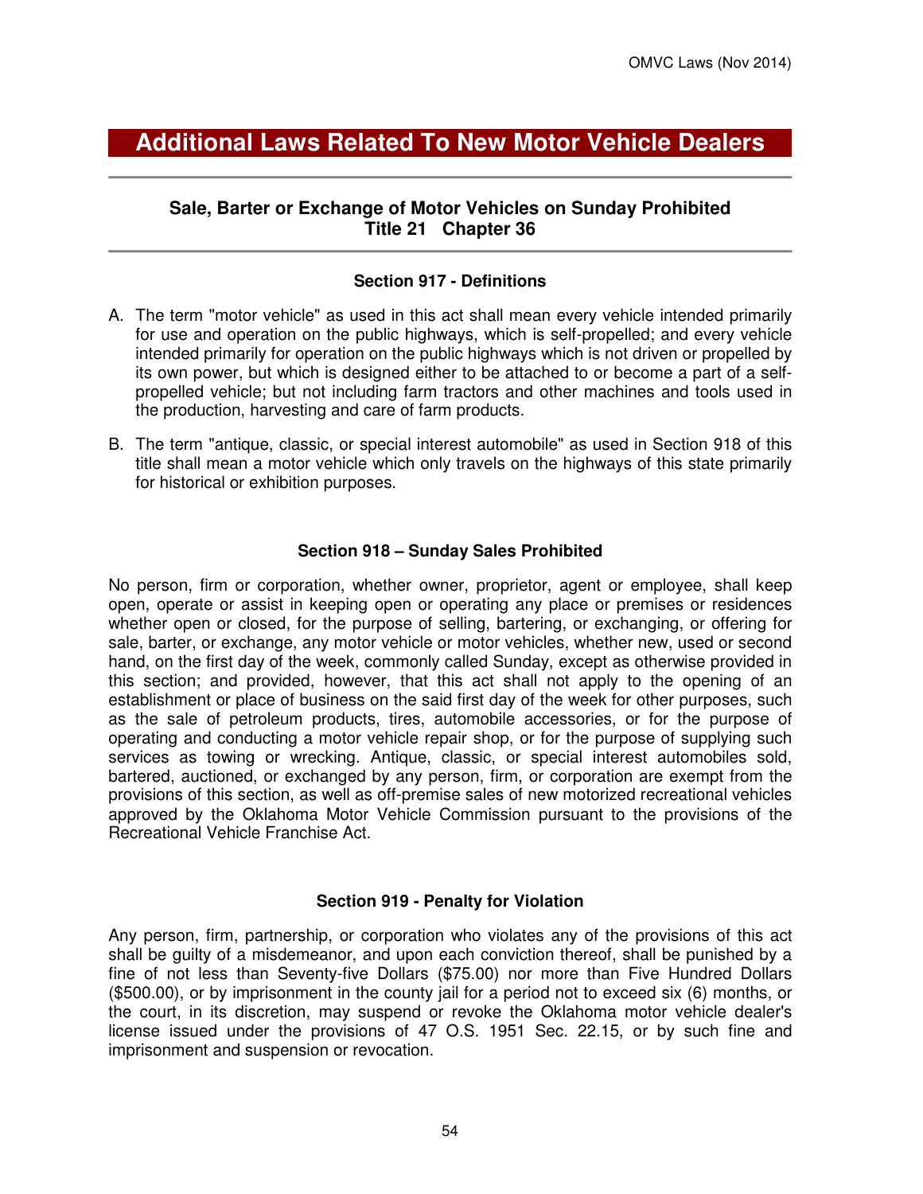# Additional Laws Related To New Motor Vehicle Dealers

## Sale, Barter or Exchange of Motor Vehicles on Sunday Prohibited
## Title 21 Chapter 36

### Section 917 - Definitions

A. The term "motor vehicle" as used in this act shall mean every vehicle intended primarily for use and operation on the public highways, which is self-propelled; and every vehicle intended primarily for operation on the public highways which is not driven or propelled by its own power, but which is designed either to be attached to or become a part of a self-propelled vehicle; but not including farm tractors and other machines and tools used in the production, harvesting and care of farm products.

B. The term "antique, classic, or special interest automobile" as used in Section 918 of this title shall mean a motor vehicle which only travels on the highways of this state primarily for historical or exhibition purposes.

### Section 918 – Sunday Sales Prohibited

No person, firm or corporation, whether owner, proprietor, agent or employee, shall keep open, operate or assist in keeping open or operating any place or premises or residences whether open or closed, for the purpose of selling, bartering, or exchanging, or offering for sale, barter, or exchange, any motor vehicle or motor vehicles, whether new, used or second hand, on the first day of the week, commonly called Sunday, except as otherwise provided in this section; and provided, however, that this act shall not apply to the opening of an establishment or place of business on the said first day of the week for other purposes, such as the sale of petroleum products, tires, automobile accessories, or for the purpose of operating and conducting a motor vehicle repair shop, or for the purpose of supplying such services as towing or wrecking. Antique, classic, or special interest automobiles sold, bartered, auctioned, or exchanged by any person, firm, or corporation are exempt from the provisions of this section, as well as off-premise sales of new motorized recreational vehicles approved by the Oklahoma Motor Vehicle Commission pursuant to the provisions of the Recreational Vehicle Franchise Act.

### Section 919 - Penalty for Violation

Any person, firm, partnership, or corporation who violates any of the provisions of this act shall be guilty of a misdemeanor, and upon each conviction thereof, shall be punished by a fine of not less than Seventy-five Dollars ($75.00) nor more than Five Hundred Dollars ($500.00), or by imprisonment in the county jail for a period not to exceed six (6) months, or the court, in its discretion, may suspend or revoke the Oklahoma motor vehicle dealer's license issued under the provisions of 47 O.S. 1951 Sec. 22.15, or by such fine and imprisonment and suspension or revocation.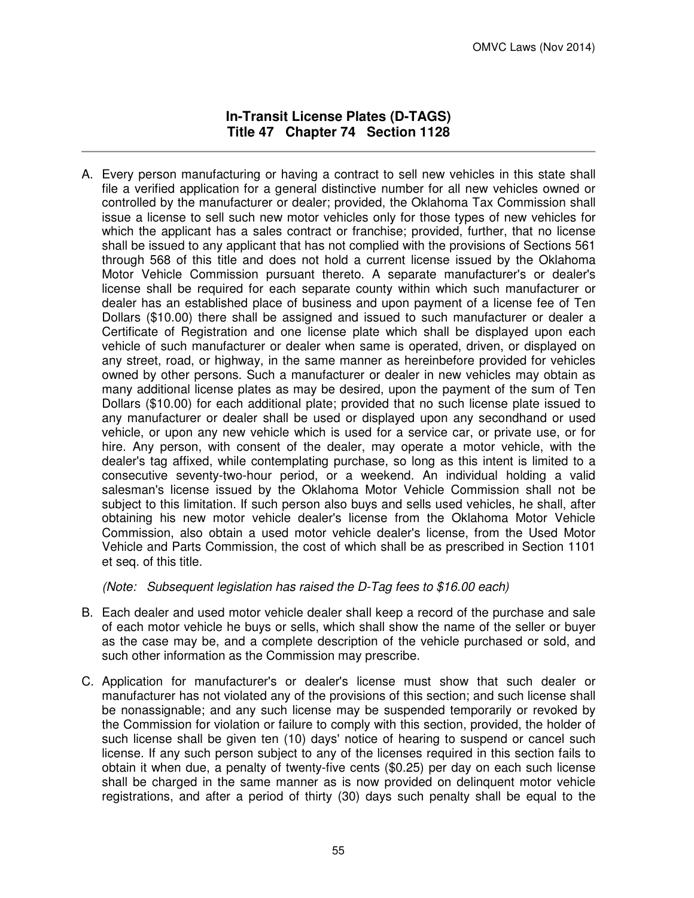## In-Transit License Plates (D-TAGS)
## Title 47 Chapter 74 Section 1128

A. Every person manufacturing or having a contract to sell new vehicles in this state shall file a verified application for a general distinctive number for all new vehicles owned or controlled by the manufacturer or dealer; provided, the Oklahoma Tax Commission shall issue a license to sell such new motor vehicles only for those types of new vehicles for which the applicant has a sales contract or franchise; provided, further, that no license shall be issued to any applicant that has not complied with the provisions of Sections 561 through 568 of this title and does not hold a current license issued by the Oklahoma Motor Vehicle Commission pursuant thereto. A separate manufacturer's or dealer's license shall be required for each separate county within which such manufacturer or dealer has an established place of business and upon payment of a license fee of Ten Dollars ($10.00) there shall be assigned and issued to such manufacturer or dealer a Certificate of Registration and one license plate which shall be displayed upon each vehicle of such manufacturer or dealer when same is operated, driven, or displayed on any street, road, or highway, in the same manner as hereinbefore provided for vehicles owned by other persons. Such a manufacturer or dealer in new vehicles may obtain as many additional license plates as may be desired, upon the payment of the sum of Ten Dollars ($10.00) for each additional plate; provided that no such license plate issued to any manufacturer or dealer shall be used or displayed upon any secondhand or used vehicle, or upon any new vehicle which is used for a service car, or private use, or for hire. Any person, with consent of the dealer, may operate a motor vehicle, with the dealer's tag affixed, while contemplating purchase, so long as this intent is limited to a consecutive seventy-two-hour period, or a weekend. An individual holding a valid salesman's license issued by the Oklahoma Motor Vehicle Commission shall not be subject to this limitation. If such person also buys and sells used vehicles, he shall, after obtaining his new motor vehicle dealer's license from the Oklahoma Motor Vehicle Commission, also obtain a used motor vehicle dealer's license, from the Used Motor Vehicle and Parts Commission, the cost of which shall be as prescribed in Section 1101 et seq. of this title.

   *(Note: Subsequent legislation has raised the D-Tag fees to $16.00 each)*

B. Each dealer and used motor vehicle dealer shall keep a record of the purchase and sale of each motor vehicle he buys or sells, which shall show the name of the seller or buyer as the case may be, and a complete description of the vehicle purchased or sold, and such other information as the Commission may prescribe.

C. Application for manufacturer's or dealer's license must show that such dealer or manufacturer has not violated any of the provisions of this section; and such license shall be nonassignable; and any such license may be suspended temporarily or revoked by the Commission for violation or failure to comply with this section, provided, the holder of such license shall be given ten (10) days' notice of hearing to suspend or cancel such license. If any such person subject to any of the licenses required in this section fails to obtain it when due, a penalty of twenty-five cents ($0.25) per day on each such license shall be charged in the same manner as is now provided on delinquent motor vehicle registrations, and after a period of thirty (30) days such penalty shall be equal to the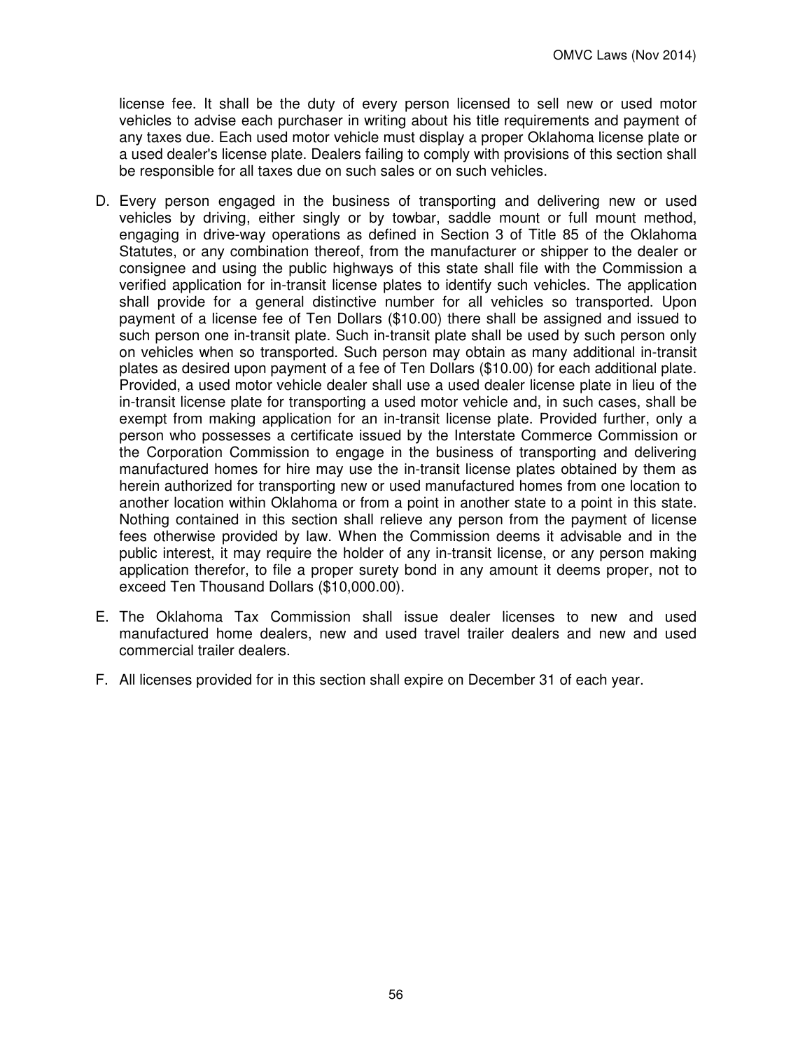license fee. It shall be the duty of every person licensed to sell new or used motor vehicles to advise each purchaser in writing about his title requirements and payment of any taxes due. Each used motor vehicle must display a proper Oklahoma license plate or a used dealer's license plate. Dealers failing to comply with provisions of this section shall be responsible for all taxes due on such sales or on such vehicles.

D. Every person engaged in the business of transporting and delivering new or used vehicles by driving, either singly or by towbar, saddle mount or full mount method, engaging in drive-way operations as defined in Section 3 of Title 85 of the Oklahoma Statutes, or any combination thereof, from the manufacturer or shipper to the dealer or consignee and using the public highways of this state shall file with the Commission a verified application for in-transit license plates to identify such vehicles. The application shall provide for a general distinctive number for all vehicles so transported. Upon payment of a license fee of Ten Dollars ($10.00) there shall be assigned and issued to such person one in-transit plate. Such in-transit plate shall be used by such person only on vehicles when so transported. Such person may obtain as many additional in-transit plates as desired upon payment of a fee of Ten Dollars ($10.00) for each additional plate. Provided, a used motor vehicle dealer shall use a used dealer license plate in lieu of the in-transit license plate for transporting a used motor vehicle and, in such cases, shall be exempt from making application for an in-transit license plate. Provided further, only a person who possesses a certificate issued by the Interstate Commerce Commission or the Corporation Commission to engage in the business of transporting and delivering manufactured homes for hire may use the in-transit license plates obtained by them as herein authorized for transporting new or used manufactured homes from one location to another location within Oklahoma or from a point in another state to a point in this state. Nothing contained in this section shall relieve any person from the payment of license fees otherwise provided by law. When the Commission deems it advisable and in the public interest, it may require the holder of any in-transit license, or any person making application therefor, to file a proper surety bond in any amount it deems proper, not to exceed Ten Thousand Dollars ($10,000.00).

E. The Oklahoma Tax Commission shall issue dealer licenses to new and used manufactured home dealers, new and used travel trailer dealers and new and used commercial trailer dealers.

F. All licenses provided for in this section shall expire on December 31 of each year.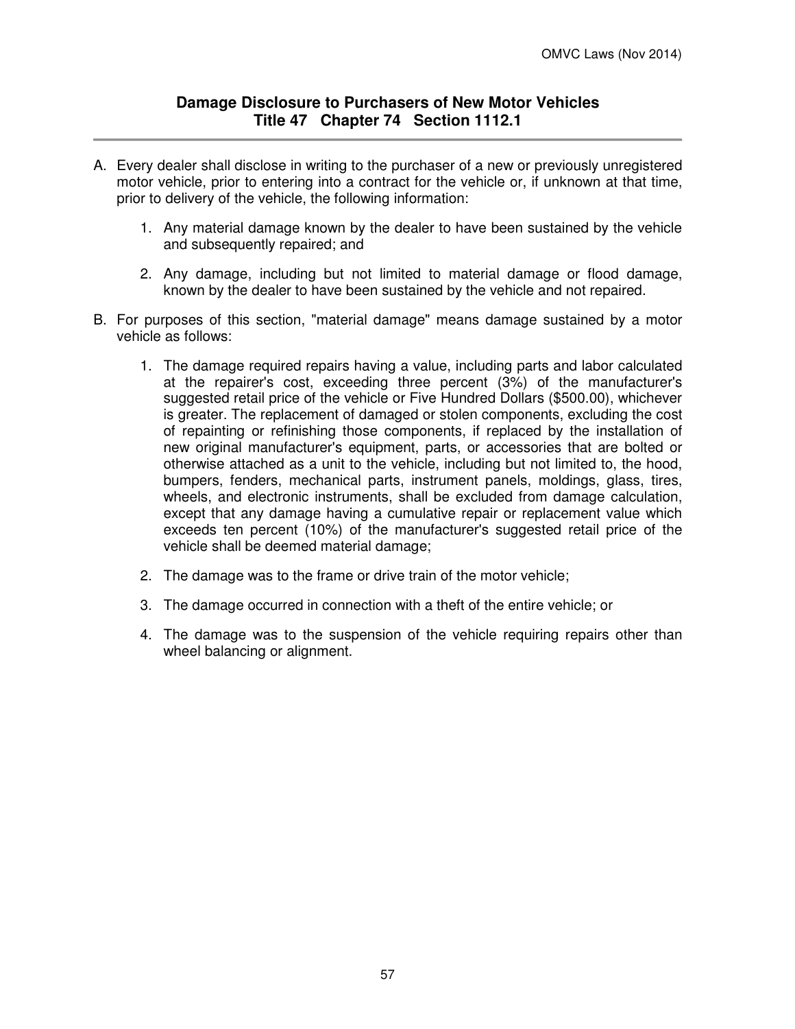## Damage Disclosure to Purchasers of New Motor Vehicles
## Title 47 Chapter 74 Section 1112.1

A. Every dealer shall disclose in writing to the purchaser of a new or previously unregistered motor vehicle, prior to entering into a contract for the vehicle or, if unknown at that time, prior to delivery of the vehicle, the following information:

   1. Any material damage known by the dealer to have been sustained by the vehicle and subsequently repaired; and

   2. Any damage, including but not limited to material damage or flood damage, known by the dealer to have been sustained by the vehicle and not repaired.

B. For purposes of this section, "material damage" means damage sustained by a motor vehicle as follows:

   1. The damage required repairs having a value, including parts and labor calculated at the repairer's cost, exceeding three percent (3%) of the manufacturer's suggested retail price of the vehicle or Five Hundred Dollars ($500.00), whichever is greater. The replacement of damaged or stolen components, excluding the cost of repainting or refinishing those components, if replaced by the installation of new original manufacturer's equipment, parts, or accessories that are bolted or otherwise attached as a unit to the vehicle, including but not limited to, the hood, bumpers, fenders, mechanical parts, instrument panels, moldings, glass, tires, wheels, and electronic instruments, shall be excluded from damage calculation, except that any damage having a cumulative repair or replacement value which exceeds ten percent (10%) of the manufacturer's suggested retail price of the vehicle shall be deemed material damage;

   2. The damage was to the frame or drive train of the motor vehicle;

   3. The damage occurred in connection with a theft of the entire vehicle; or

   4. The damage was to the suspension of the vehicle requiring repairs other than wheel balancing or alignment.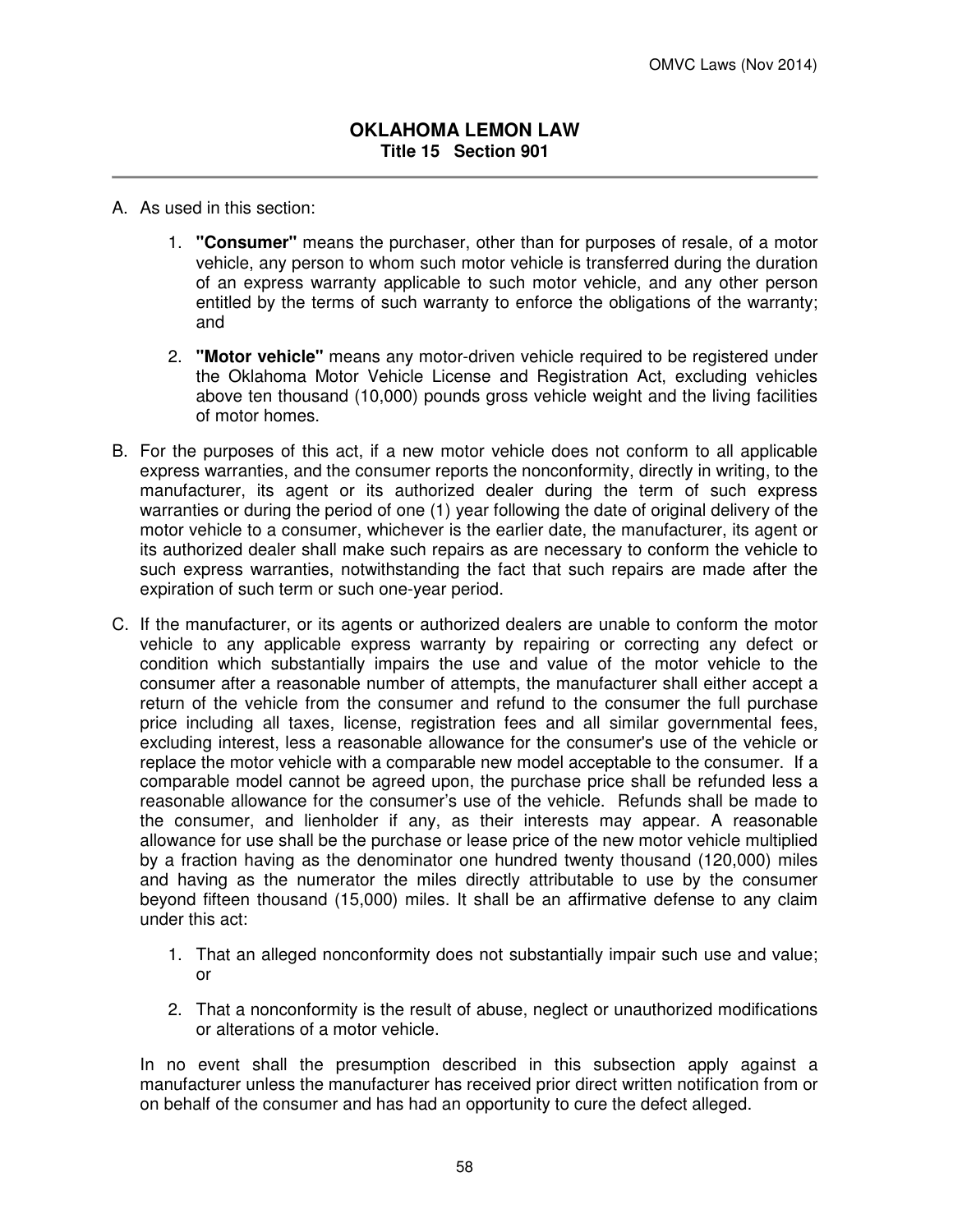# OKLAHOMA LEMON LAW
## Title 15 Section 901

A. As used in this section:

   1. **"Consumer"** means the purchaser, other than for purposes of resale, of a motor vehicle, any person to whom such motor vehicle is transferred during the duration of an express warranty applicable to such motor vehicle, and any other person entitled by the terms of such warranty to enforce the obligations of the warranty; and

   2. **"Motor vehicle"** means any motor-driven vehicle required to be registered under the Oklahoma Motor Vehicle License and Registration Act, excluding vehicles above ten thousand (10,000) pounds gross vehicle weight and the living facilities of motor homes.

B. For the purposes of this act, if a new motor vehicle does not conform to all applicable express warranties, and the consumer reports the nonconformity, directly in writing, to the manufacturer, its agent or its authorized dealer during the term of such express warranties or during the period of one (1) year following the date of original delivery of the motor vehicle to a consumer, whichever is the earlier date, the manufacturer, its agent or its authorized dealer shall make such repairs as are necessary to conform the vehicle to such express warranties, notwithstanding the fact that such repairs are made after the expiration of such term or such one-year period.

C. If the manufacturer, or its agents or authorized dealers are unable to conform the motor vehicle to any applicable express warranty by repairing or correcting any defect or condition which substantially impairs the use and value of the motor vehicle to the consumer after a reasonable number of attempts, the manufacturer shall either accept a return of the vehicle from the consumer and refund to the consumer the full purchase price including all taxes, license, registration fees and all similar governmental fees, excluding interest, less a reasonable allowance for the consumer's use of the vehicle or replace the motor vehicle with a comparable new model acceptable to the consumer. If a comparable model cannot be agreed upon, the purchase price shall be refunded less a reasonable allowance for the consumer's use of the vehicle. Refunds shall be made to the consumer, and lienholder if any, as their interests may appear. A reasonable allowance for use shall be the purchase or lease price of the new motor vehicle multiplied by a fraction having as the denominator one hundred twenty thousand (120,000) miles and having as the numerator the miles directly attributable to use by the consumer beyond fifteen thousand (15,000) miles. It shall be an affirmative defense to any claim under this act:

   1. That an alleged nonconformity does not substantially impair such use and value; or

   2. That a nonconformity is the result of abuse, neglect or unauthorized modifications or alterations of a motor vehicle.

   In no event shall the presumption described in this subsection apply against a manufacturer unless the manufacturer has received prior direct written notification from or on behalf of the consumer and has had an opportunity to cure the defect alleged.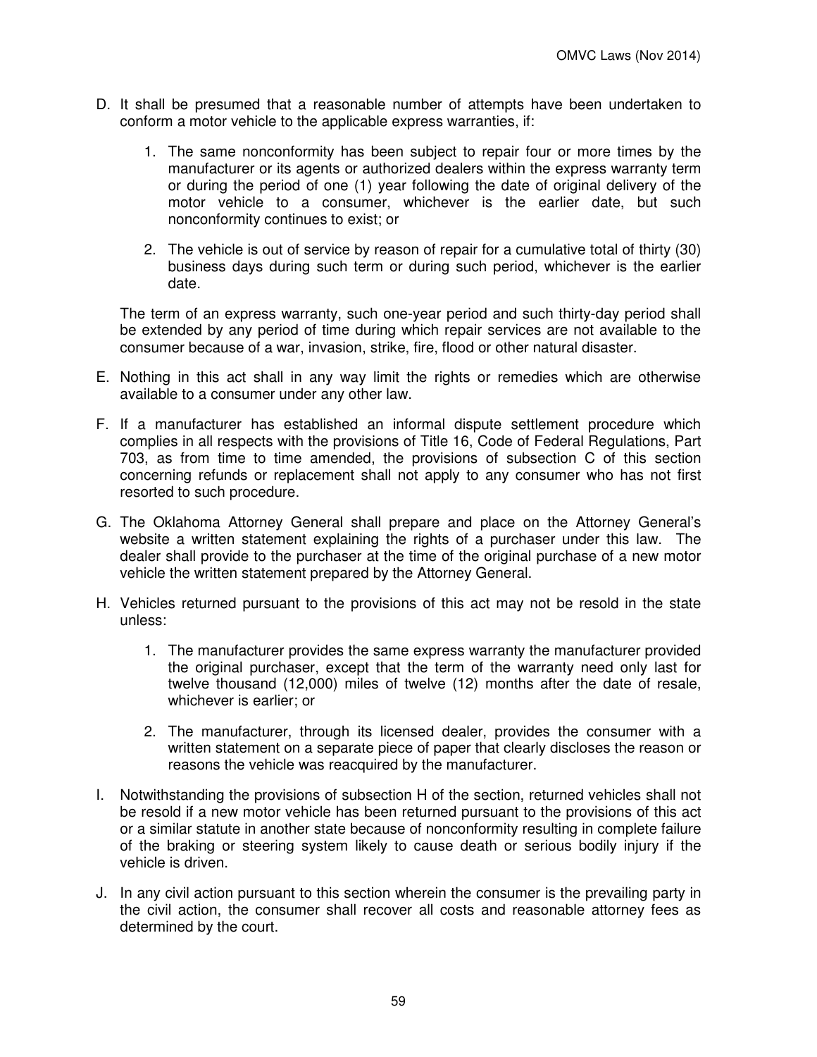D. It shall be presumed that a reasonable number of attempts have been undertaken to conform a motor vehicle to the applicable express warranties, if:

   1. The same nonconformity has been subject to repair four or more times by the manufacturer or its agents or authorized dealers within the express warranty term or during the period of one (1) year following the date of original delivery of the motor vehicle to a consumer, whichever is the earlier date, but such nonconformity continues to exist; or

   2. The vehicle is out of service by reason of repair for a cumulative total of thirty (30) business days during such term or during such period, whichever is the earlier date.

   The term of an express warranty, such one-year period and such thirty-day period shall be extended by any period of time during which repair services are not available to the consumer because of a war, invasion, strike, fire, flood or other natural disaster.

E. Nothing in this act shall in any way limit the rights or remedies which are otherwise available to a consumer under any other law.

F. If a manufacturer has established an informal dispute settlement procedure which complies in all respects with the provisions of Title 16, Code of Federal Regulations, Part 703, as from time to time amended, the provisions of subsection C of this section concerning refunds or replacement shall not apply to any consumer who has not first resorted to such procedure.

G. The Oklahoma Attorney General shall prepare and place on the Attorney General's website a written statement explaining the rights of a purchaser under this law. The dealer shall provide to the purchaser at the time of the original purchase of a new motor vehicle the written statement prepared by the Attorney General.

H. Vehicles returned pursuant to the provisions of this act may not be resold in the state unless:

   1. The manufacturer provides the same express warranty the manufacturer provided the original purchaser, except that the term of the warranty need only last for twelve thousand (12,000) miles of twelve (12) months after the date of resale, whichever is earlier; or

   2. The manufacturer, through its licensed dealer, provides the consumer with a written statement on a separate piece of paper that clearly discloses the reason or reasons the vehicle was reacquired by the manufacturer.

I. Notwithstanding the provisions of subsection H of the section, returned vehicles shall not be resold if a new motor vehicle has been returned pursuant to the provisions of this act or a similar statute in another state because of nonconformity resulting in complete failure of the braking or steering system likely to cause death or serious bodily injury if the vehicle is driven.

J. In any civil action pursuant to this section wherein the consumer is the prevailing party in the civil action, the consumer shall recover all costs and reasonable attorney fees as determined by the court.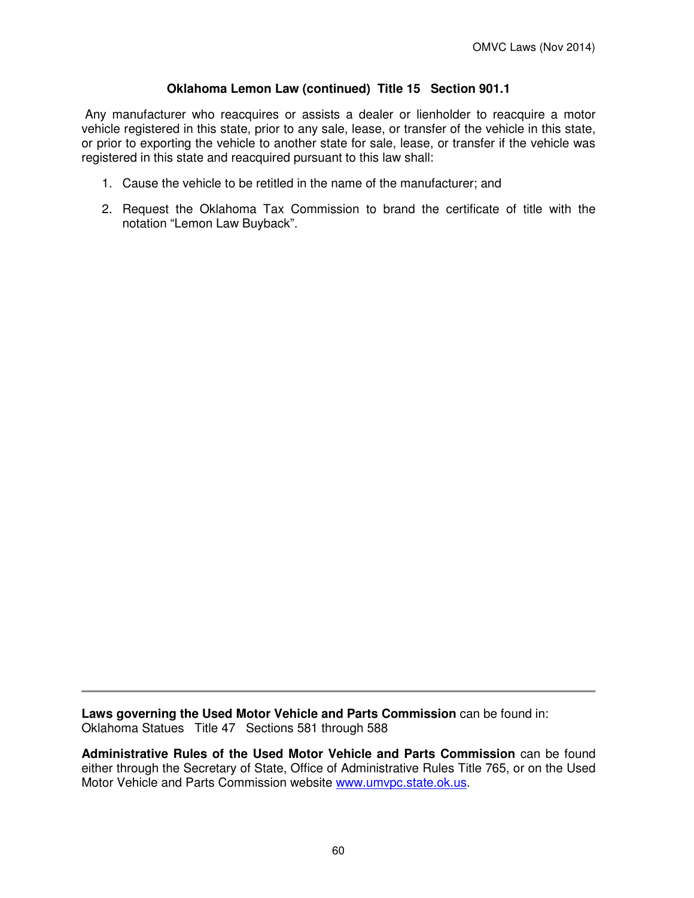### Oklahoma Lemon Law (continued) Title 15 Section 901.1

Any manufacturer who reacquires or assists a dealer or lienholder to reacquire a motor vehicle registered in this state, prior to any sale, lease, or transfer of the vehicle in this state, or prior to exporting the vehicle to another state for sale, lease, or transfer if the vehicle was registered in this state and reacquired pursuant to this law shall:

1. Cause the vehicle to be retitled in the name of the manufacturer; and
2. Request the Oklahoma Tax Commission to brand the certificate of title with the notation "Lemon Law Buyback".

---

**Laws governing the Used Motor Vehicle and Parts Commission** can be found in:
Oklahoma Statues Title 47 Sections 581 through 588

**Administrative Rules of the Used Motor Vehicle and Parts Commission** can be found either through the Secretary of State, Office of Administrative Rules Title 765, or on the Used Motor Vehicle and Parts Commission website www.umvpc.state.ok.us.